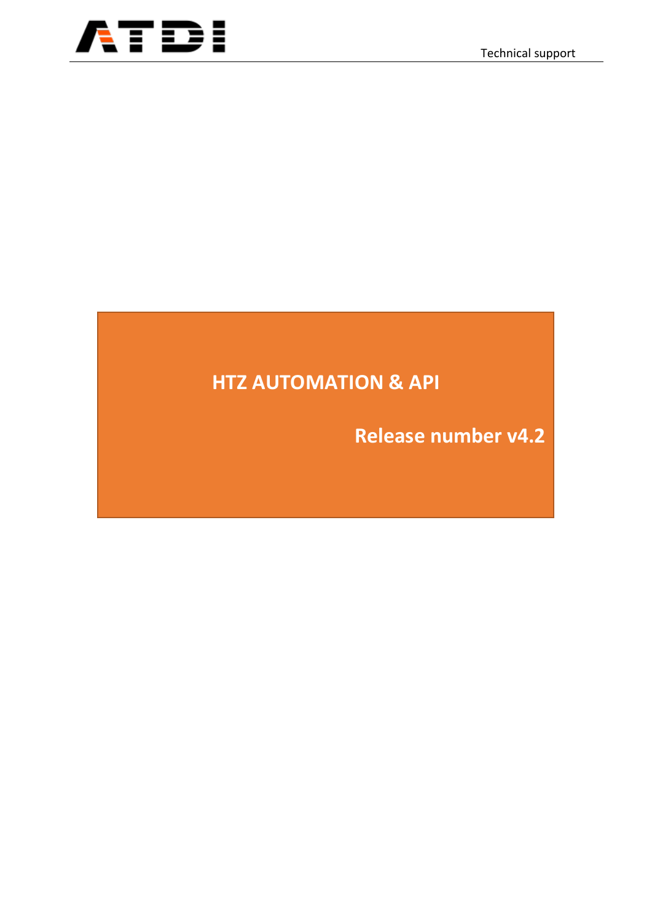# HTZ AUTOMATION & API

**Release number v4.2**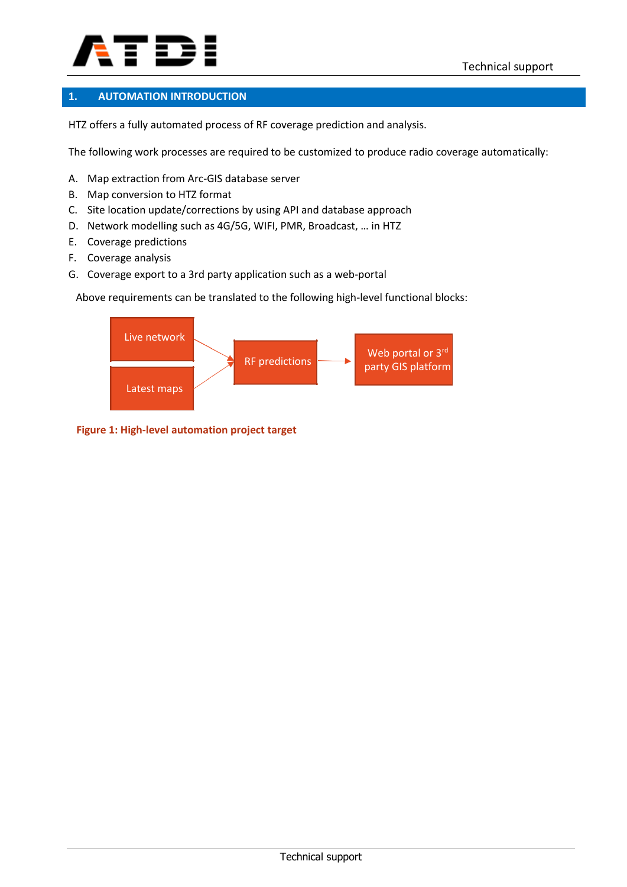# 1. AUTOMATION INTRODUCTION

HTZ offers a fully automated process of RF coverage prediction and analysis.

The following work processes are required to be customized to produce radio coverage automatically:

A. Map extraction from Arc-GIS database server
B. Map conversion to HTZ format
C. Site location update/corrections by using API and database approach
D. Network modelling such as 4G/5G, WIFI, PMR, Broadcast, … in HTZ
E. Coverage predictions
F. Coverage analysis
G. Coverage export to a 3rd party application such as a web-portal

Above requirements can be translated to the following high-level functional blocks:

Live network → RF predictions
Latest maps → RF predictions
RF predictions → Web portal or 3rd party GIS platform

**Figure 1: High-level automation project target**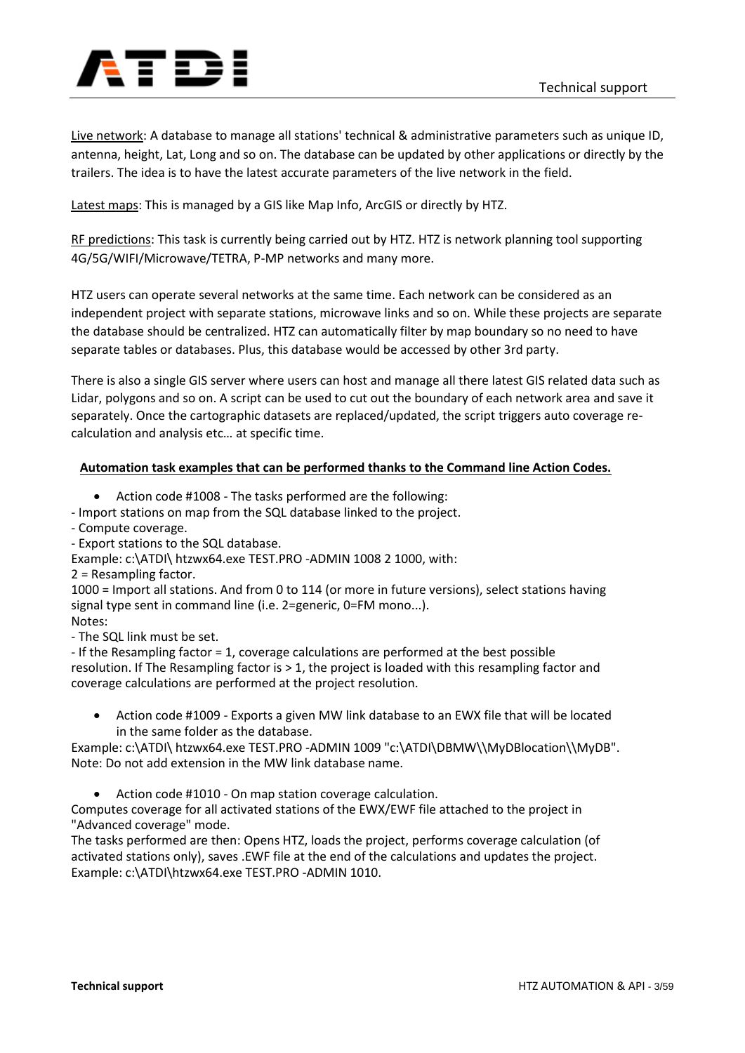Live network: A database to manage all stations' technical & administrative parameters such as unique ID, antenna, height, Lat, Long and so on. The database can be updated by other applications or directly by the trailers. The idea is to have the latest accurate parameters of the live network in the field.

Latest maps: This is managed by a GIS like Map Info, ArcGIS or directly by HTZ.

RF predictions: This task is currently being carried out by HTZ. HTZ is network planning tool supporting 4G/5G/WIFI/Microwave/TETRA, P-MP networks and many more.

HTZ users can operate several networks at the same time. Each network can be considered as an independent project with separate stations, microwave links and so on. While these projects are separate the database should be centralized. HTZ can automatically filter by map boundary so no need to have separate tables or databases. Plus, this database would be accessed by other 3rd party.

There is also a single GIS server where users can host and manage all there latest GIS related data such as Lidar, polygons and so on. A script can be used to cut out the boundary of each network area and save it separately. Once the cartographic datasets are replaced/updated, the script triggers auto coverage re-calculation and analysis etc… at specific time.

**Automation task examples that can be performed thanks to the Command line Action Codes.**

- Action code #1008 - The tasks performed are the following:

- Import stations on map from the SQL database linked to the project.
- Compute coverage.
- Export stations to the SQL database.

Example: c:\ATDI\ htzwx64.exe TEST.PRO -ADMIN 1008 2 1000, with:
2 = Resampling factor.
1000 = Import all stations. And from 0 to 114 (or more in future versions), select stations having signal type sent in command line (i.e. 2=generic, 0=FM mono...).
Notes:
- The SQL link must be set.
- If the Resampling factor = 1, coverage calculations are performed at the best possible resolution. If The Resampling factor is > 1, the project is loaded with this resampling factor and coverage calculations are performed at the project resolution.

- Action code #1009 - Exports a given MW link database to an EWX file that will be located in the same folder as the database.

Example: c:\ATDI\ htzwx64.exe TEST.PRO -ADMIN 1009 "c:\ATDI\DBMW\\MyDBlocation\\MyDB".
Note: Do not add extension in the MW link database name.

- Action code #1010 - On map station coverage calculation.

Computes coverage for all activated stations of the EWX/EWF file attached to the project in "Advanced coverage" mode.
The tasks performed are then: Opens HTZ, loads the project, performs coverage calculation (of activated stations only), saves .EWF file at the end of the calculations and updates the project.
Example: c:\ATDI\htzwx64.exe TEST.PRO -ADMIN 1010.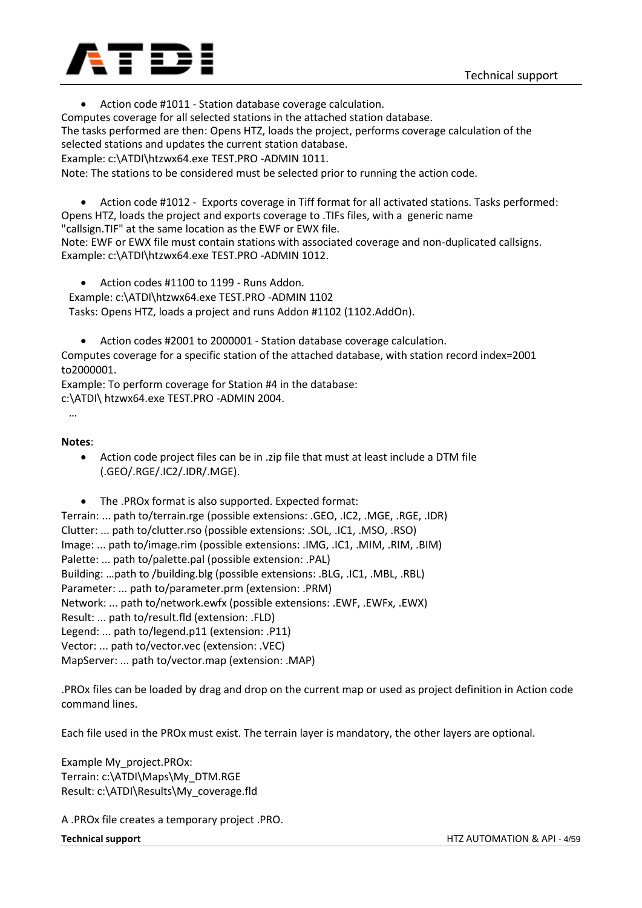- Action code #1011 - Station database coverage calculation.

Computes coverage for all selected stations in the attached station database.
The tasks performed are then: Opens HTZ, loads the project, performs coverage calculation of the selected stations and updates the current station database.
Example: c:\ATDI\htzwx64.exe TEST.PRO -ADMIN 1011.
Note: The stations to be considered must be selected prior to running the action code.

- Action code #1012 - Exports coverage in Tiff format for all activated stations. Tasks performed:

Opens HTZ, loads the project and exports coverage to .TIFs files, with a generic name "callsign.TIF" at the same location as the EWF or EWX file.
Note: EWF or EWX file must contain stations with associated coverage and non-duplicated callsigns.
Example: c:\ATDI\htzwx64.exe TEST.PRO -ADMIN 1012.

- Action codes #1100 to 1199 - Runs Addon.

Example: c:\ATDI\htzwx64.exe TEST.PRO -ADMIN 1102
Tasks: Opens HTZ, loads a project and runs Addon #1102 (1102.AddOn).

- Action codes #2001 to 2000001 - Station database coverage calculation.

Computes coverage for a specific station of the attached database, with station record index=2001 to2000001.
Example: To perform coverage for Station #4 in the database:
c:\ATDI\ htzwx64.exe TEST.PRO -ADMIN 2004.
…

**Notes**:

- Action code project files can be in .zip file that must at least include a DTM file (.GEO/.RGE/.IC2/.IDR/.MGE).

- The .PROx format is also supported. Expected format:

Terrain: ... path to/terrain.rge (possible extensions: .GEO, .IC2, .MGE, .RGE, .IDR)
Clutter: ... path to/clutter.rso (possible extensions: .SOL, .IC1, .MSO, .RSO)
Image: ... path to/image.rim (possible extensions: .IMG, .IC1, .MIM, .RIM, .BIM)
Palette: ... path to/palette.pal (possible extension: .PAL)
Building: …path to /building.blg (possible extensions: .BLG, .IC1, .MBL, .RBL)
Parameter: ... path to/parameter.prm (extension: .PRM)
Network: ... path to/network.ewfx (possible extensions: .EWF, .EWFx, .EWX)
Result: ... path to/result.fld (extension: .FLD)
Legend: ... path to/legend.p11 (extension: .P11)
Vector: ... path to/vector.vec (extension: .VEC)
MapServer: ... path to/vector.map (extension: .MAP)

.PROx files can be loaded by drag and drop on the current map or used as project definition in Action code command lines.

Each file used in the PROx must exist. The terrain layer is mandatory, the other layers are optional.

Example My_project.PROx:
Terrain: c:\ATDI\Maps\My_DTM.RGE
Result: c:\ATDI\Results\My_coverage.fld

A .PROx file creates a temporary project .PRO.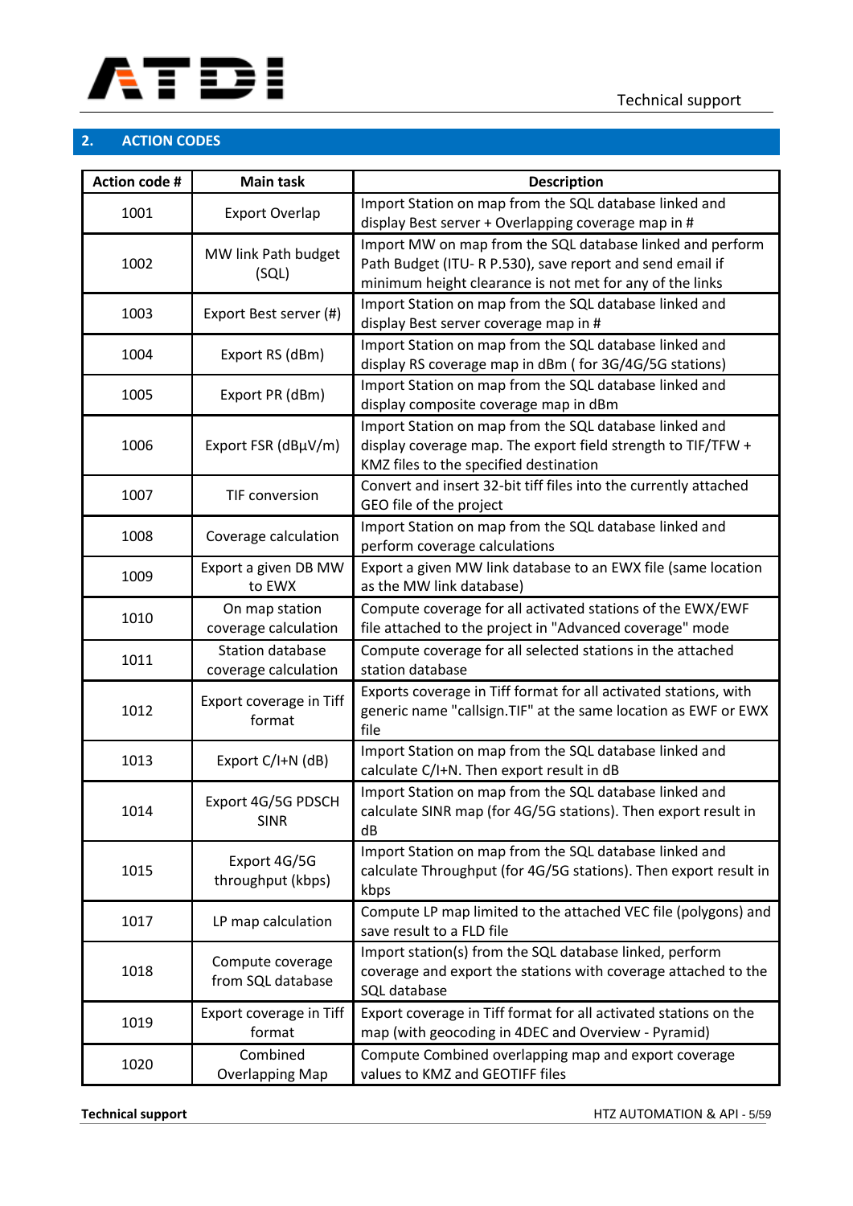## 2. ACTION CODES

| Action code # | Main task | Description |
|---|---|---|
| 1001 | Export Overlap | Import Station on map from the SQL database linked and display Best server + Overlapping coverage map in # |
| 1002 | MW link Path budget (SQL) | Import MW on map from the SQL database linked and perform Path Budget (ITU- R P.530), save report and send email if minimum height clearance is not met for any of the links |
| 1003 | Export Best server (#) | Import Station on map from the SQL database linked and display Best server coverage map in # |
| 1004 | Export RS (dBm) | Import Station on map from the SQL database linked and display RS coverage map in dBm ( for 3G/4G/5G stations) |
| 1005 | Export PR (dBm) | Import Station on map from the SQL database linked and display composite coverage map in dBm |
| 1006 | Export FSR (dBµV/m) | Import Station on map from the SQL database linked and display coverage map. The export field strength to TIF/TFW + KMZ files to the specified destination |
| 1007 | TIF conversion | Convert and insert 32-bit tiff files into the currently attached GEO file of the project |
| 1008 | Coverage calculation | Import Station on map from the SQL database linked and perform coverage calculations |
| 1009 | Export a given DB MW to EWX | Export a given MW link database to an EWX file (same location as the MW link database) |
| 1010 | On map station coverage calculation | Compute coverage for all activated stations of the EWX/EWF file attached to the project in "Advanced coverage" mode |
| 1011 | Station database coverage calculation | Compute coverage for all selected stations in the attached station database |
| 1012 | Export coverage in Tiff format | Exports coverage in Tiff format for all activated stations, with generic name "callsign.TIF" at the same location as EWF or EWX file |
| 1013 | Export C/I+N (dB) | Import Station on map from the SQL database linked and calculate C/I+N. Then export result in dB |
| 1014 | Export 4G/5G PDSCH SINR | Import Station on map from the SQL database linked and calculate SINR map (for 4G/5G stations). Then export result in dB |
| 1015 | Export 4G/5G throughput (kbps) | Import Station on map from the SQL database linked and calculate Throughput (for 4G/5G stations). Then export result in kbps |
| 1017 | LP map calculation | Compute LP map limited to the attached VEC file (polygons) and save result to a FLD file |
| 1018 | Compute coverage from SQL database | Import station(s) from the SQL database linked, perform coverage and export the stations with coverage attached to the SQL database |
| 1019 | Export coverage in Tiff format | Export coverage in Tiff format for all activated stations on the map (with geocoding in 4DEC and Overview - Pyramid) |
| 1020 | Combined Overlapping Map | Compute Combined overlapping map and export coverage values to KMZ and GEOTIFF files |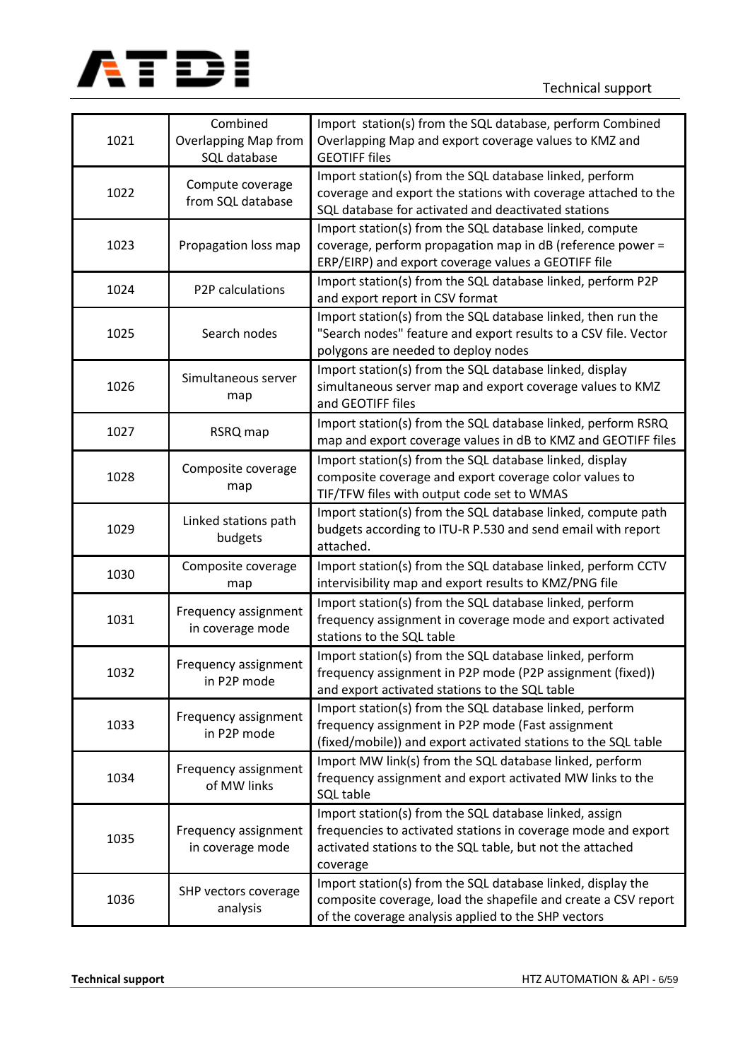| | | |
|---|---|---|
| 1021 | Combined Overlapping Map from SQL database | Import  station(s) from the SQL database, perform Combined Overlapping Map and export coverage values to KMZ and GEOTIFF files |
| 1022 | Compute coverage from SQL database | Import station(s) from the SQL database linked, perform coverage and export the stations with coverage attached to the SQL database for activated and deactivated stations |
| 1023 | Propagation loss map | Import station(s) from the SQL database linked, compute coverage, perform propagation map in dB (reference power = ERP/EIRP) and export coverage values a GEOTIFF file |
| 1024 | P2P calculations | Import station(s) from the SQL database linked, perform P2P and export report in CSV format |
| 1025 | Search nodes | Import station(s) from the SQL database linked, then run the "Search nodes" feature and export results to a CSV file. Vector polygons are needed to deploy nodes |
| 1026 | Simultaneous server map | Import station(s) from the SQL database linked, display simultaneous server map and export coverage values to KMZ and GEOTIFF files |
| 1027 | RSRQ map | Import station(s) from the SQL database linked, perform RSRQ map and export coverage values in dB to KMZ and GEOTIFF files |
| 1028 | Composite coverage map | Import station(s) from the SQL database linked, display composite coverage and export coverage color values to TIF/TFW files with output code set to WMAS |
| 1029 | Linked stations path budgets | Import station(s) from the SQL database linked, compute path budgets according to ITU-R P.530 and send email with report attached. |
| 1030 | Composite coverage map | Import station(s) from the SQL database linked, perform CCTV intervisibility map and export results to KMZ/PNG file |
| 1031 | Frequency assignment in coverage mode | Import station(s) from the SQL database linked, perform frequency assignment in coverage mode and export activated stations to the SQL table |
| 1032 | Frequency assignment in P2P mode | Import station(s) from the SQL database linked, perform frequency assignment in P2P mode (P2P assignment (fixed)) and export activated stations to the SQL table |
| 1033 | Frequency assignment in P2P mode | Import station(s) from the SQL database linked, perform frequency assignment in P2P mode (Fast assignment (fixed/mobile)) and export activated stations to the SQL table |
| 1034 | Frequency assignment of MW links | Import MW link(s) from the SQL database linked, perform frequency assignment and export activated MW links to the SQL table |
| 1035 | Frequency assignment in coverage mode | Import station(s) from the SQL database linked, assign frequencies to activated stations in coverage mode and export activated stations to the SQL table, but not the attached coverage |
| 1036 | SHP vectors coverage analysis | Import station(s) from the SQL database linked, display the composite coverage, load the shapefile and create a CSV report of the coverage analysis applied to the SHP vectors |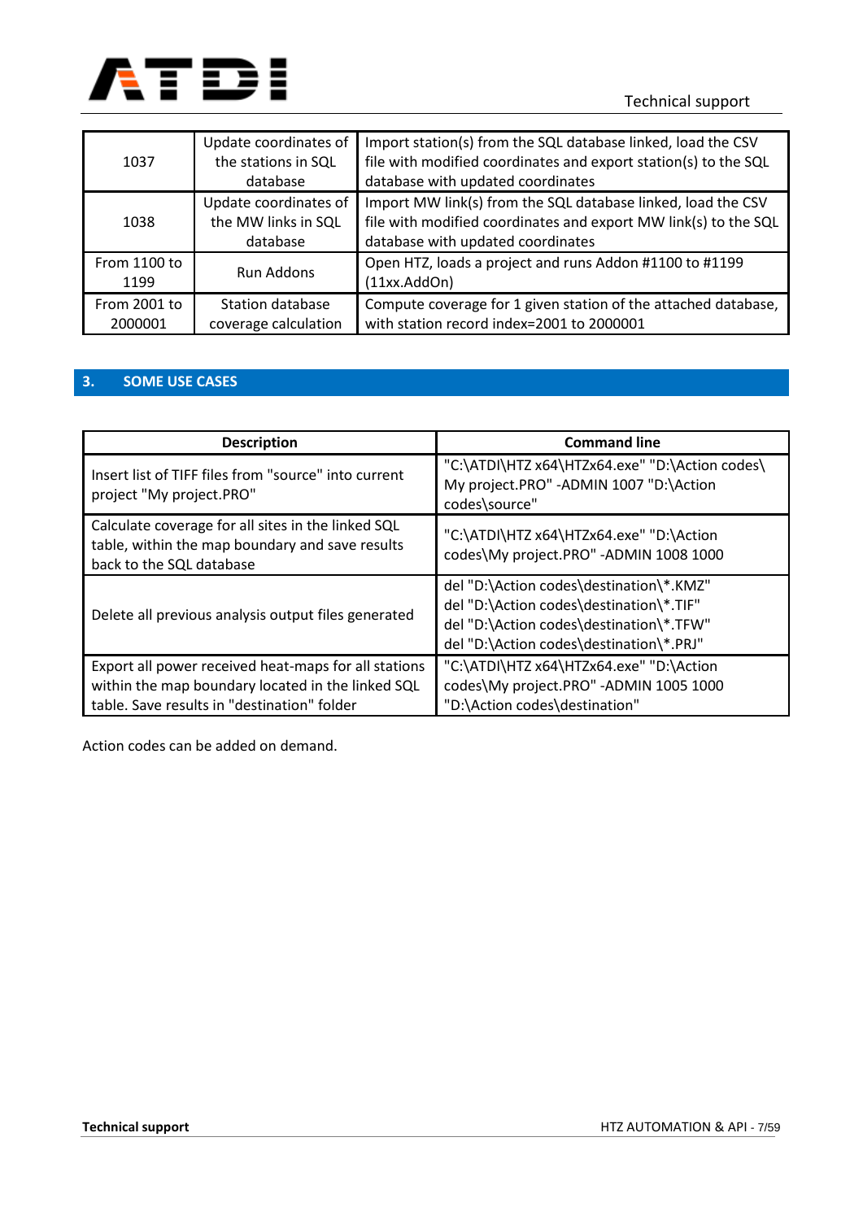| | | |
|---|---|---|
| 1037 | Update coordinates of the stations in SQL database | Import station(s) from the SQL database linked, load the CSV file with modified coordinates and export station(s) to the SQL database with updated coordinates |
| 1038 | Update coordinates of the MW links in SQL database | Import MW link(s) from the SQL database linked, load the CSV file with modified coordinates and export MW link(s) to the SQL database with updated coordinates |
| From 1100 to 1199 | Run Addons | Open HTZ, loads a project and runs Addon #1100 to #1199 (11xx.AddOn) |
| From 2001 to 2000001 | Station database coverage calculation | Compute coverage for 1 given station of the attached database, with station record index=2001 to 2000001 |

## 3. SOME USE CASES

| Description | Command line |
|---|---|
| Insert list of TIFF files from "source" into current project "My project.PRO" | "C:\ATDI\HTZ x64\HTZx64.exe" "D:\Action codes\My project.PRO" -ADMIN 1007 "D:\Action codes\source" |
| Calculate coverage for all sites in the linked SQL table, within the map boundary and save results back to the SQL database | "C:\ATDI\HTZ x64\HTZx64.exe" "D:\Action codes\My project.PRO" -ADMIN 1008 1000 |
| Delete all previous analysis output files generated | del "D:\Action codes\destination\*.KMZ"<br>del "D:\Action codes\destination\*.TIF"<br>del "D:\Action codes\destination\*.TFW"<br>del "D:\Action codes\destination\*.PRJ" |
| Export all power received heat-maps for all stations within the map boundary located in the linked SQL table. Save results in "destination" folder | "C:\ATDI\HTZ x64\HTZx64.exe" "D:\Action codes\My project.PRO" -ADMIN 1005 1000 "D:\Action codes\destination" |

Action codes can be added on demand.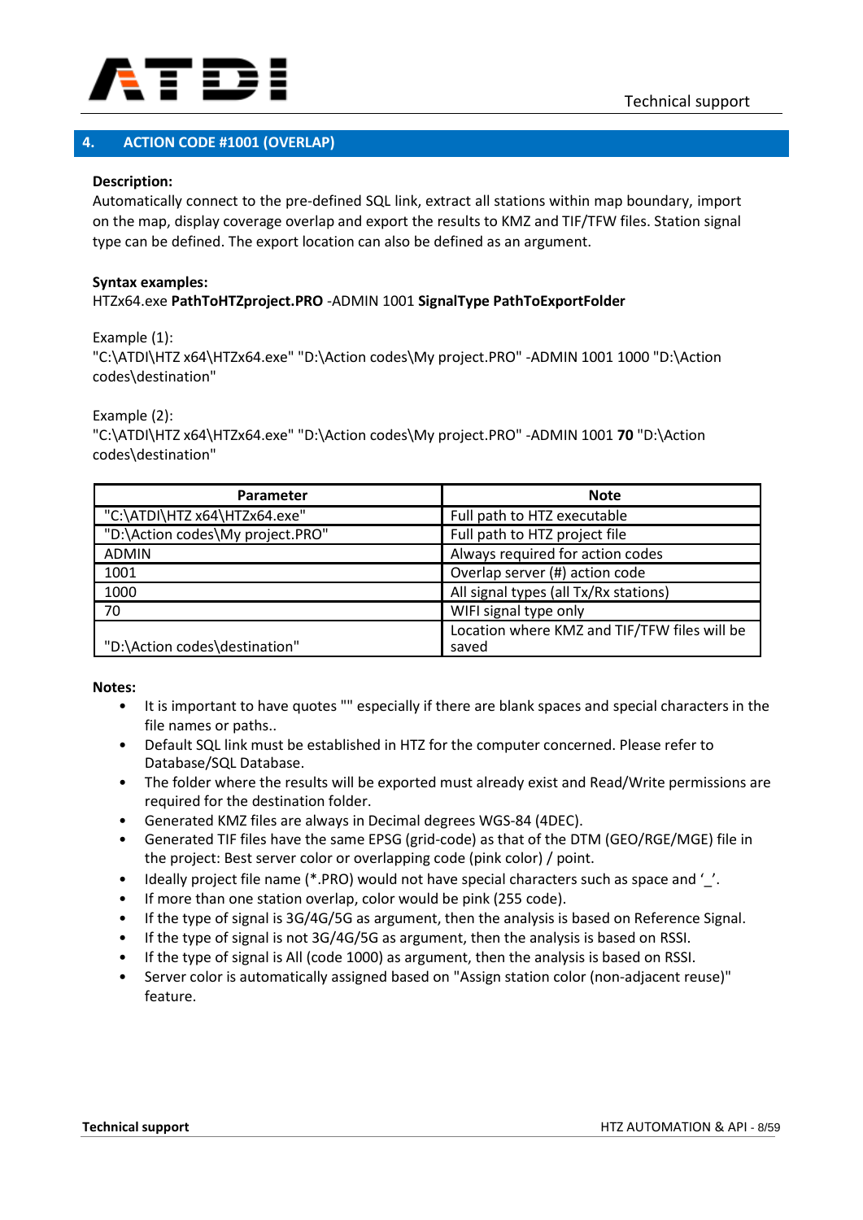## 4. ACTION CODE #1001 (OVERLAP)

**Description:**
Automatically connect to the pre-defined SQL link, extract all stations within map boundary, import on the map, display coverage overlap and export the results to KMZ and TIF/TFW files. Station signal type can be defined. The export location can also be defined as an argument.

**Syntax examples:**
HTZx64.exe **PathToHTZproject.PRO** -ADMIN 1001 **SignalType PathToExportFolder**

Example (1):
"C:\ATDI\HTZ x64\HTZx64.exe" "D:\Action codes\My project.PRO" -ADMIN 1001 1000 "D:\Action codes\destination"

Example (2):
"C:\ATDI\HTZ x64\HTZx64.exe" "D:\Action codes\My project.PRO" -ADMIN 1001 **70** "D:\Action codes\destination"

| Parameter | Note |
|---|---|
| "C:\ATDI\HTZ x64\HTZx64.exe" | Full path to HTZ executable |
| "D:\Action codes\My project.PRO" | Full path to HTZ project file |
| ADMIN | Always required for action codes |
| 1001 | Overlap server (#) action code |
| 1000 | All signal types (all Tx/Rx stations) |
| 70 | WIFI signal type only |
| "D:\Action codes\destination" | Location where KMZ and TIF/TFW files will be saved |

**Notes:**

- It is important to have quotes "" especially if there are blank spaces and special characters in the file names or paths..
- Default SQL link must be established in HTZ for the computer concerned. Please refer to Database/SQL Database.
- The folder where the results will be exported must already exist and Read/Write permissions are required for the destination folder.
- Generated KMZ files are always in Decimal degrees WGS-84 (4DEC).
- Generated TIF files have the same EPSG (grid-code) as that of the DTM (GEO/RGE/MGE) file in the project: Best server color or overlapping code (pink color) / point.
- Ideally project file name (*.PRO) would not have special characters such as space and '_'.
- If more than one station overlap, color would be pink (255 code).
- If the type of signal is 3G/4G/5G as argument, then the analysis is based on Reference Signal.
- If the type of signal is not 3G/4G/5G as argument, then the analysis is based on RSSI.
- If the type of signal is All (code 1000) as argument, then the analysis is based on RSSI.
- Server color is automatically assigned based on "Assign station color (non-adjacent reuse)" feature.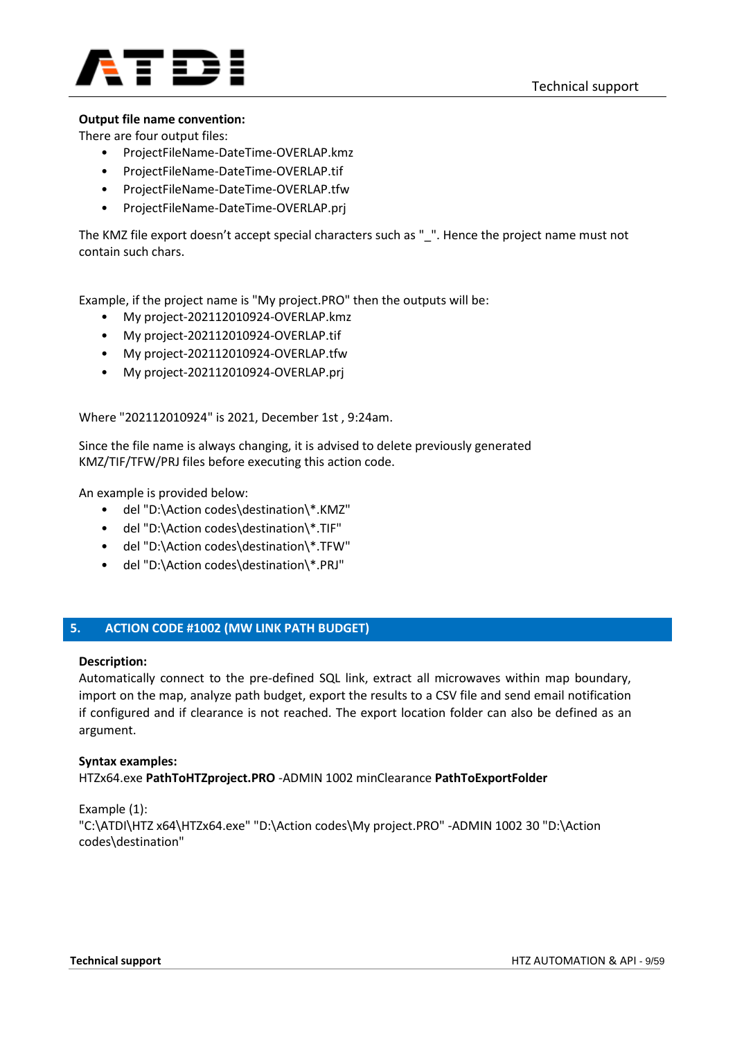**Output file name convention:**
There are four output files:

- ProjectFileName-DateTime-OVERLAP.kmz
- ProjectFileName-DateTime-OVERLAP.tif
- ProjectFileName-DateTime-OVERLAP.tfw
- ProjectFileName-DateTime-OVERLAP.prj

The KMZ file export doesn't accept special characters such as "_". Hence the project name must not contain such chars.

Example, if the project name is "My project.PRO" then the outputs will be:

- My project-202112010924-OVERLAP.kmz
- My project-202112010924-OVERLAP.tif
- My project-202112010924-OVERLAP.tfw
- My project-202112010924-OVERLAP.prj

Where "202112010924" is 2021, December 1st , 9:24am.

Since the file name is always changing, it is advised to delete previously generated KMZ/TIF/TFW/PRJ files before executing this action code.

An example is provided below:

- del "D:\Action codes\destination\*.KMZ"
- del "D:\Action codes\destination\*.TIF"
- del "D:\Action codes\destination\*.TFW"
- del "D:\Action codes\destination\*.PRJ"

## 5. ACTION CODE #1002 (MW LINK PATH BUDGET)

**Description:**
Automatically connect to the pre-defined SQL link, extract all microwaves within map boundary, import on the map, analyze path budget, export the results to a CSV file and send email notification if configured and if clearance is not reached. The export location folder can also be defined as an argument.

**Syntax examples:**
HTZx64.exe **PathToHTZproject.PRO** -ADMIN 1002 minClearance **PathToExportFolder**

Example (1):
"C:\ATDI\HTZ x64\HTZx64.exe" "D:\Action codes\My project.PRO" -ADMIN 1002 30 "D:\Action codes\destination"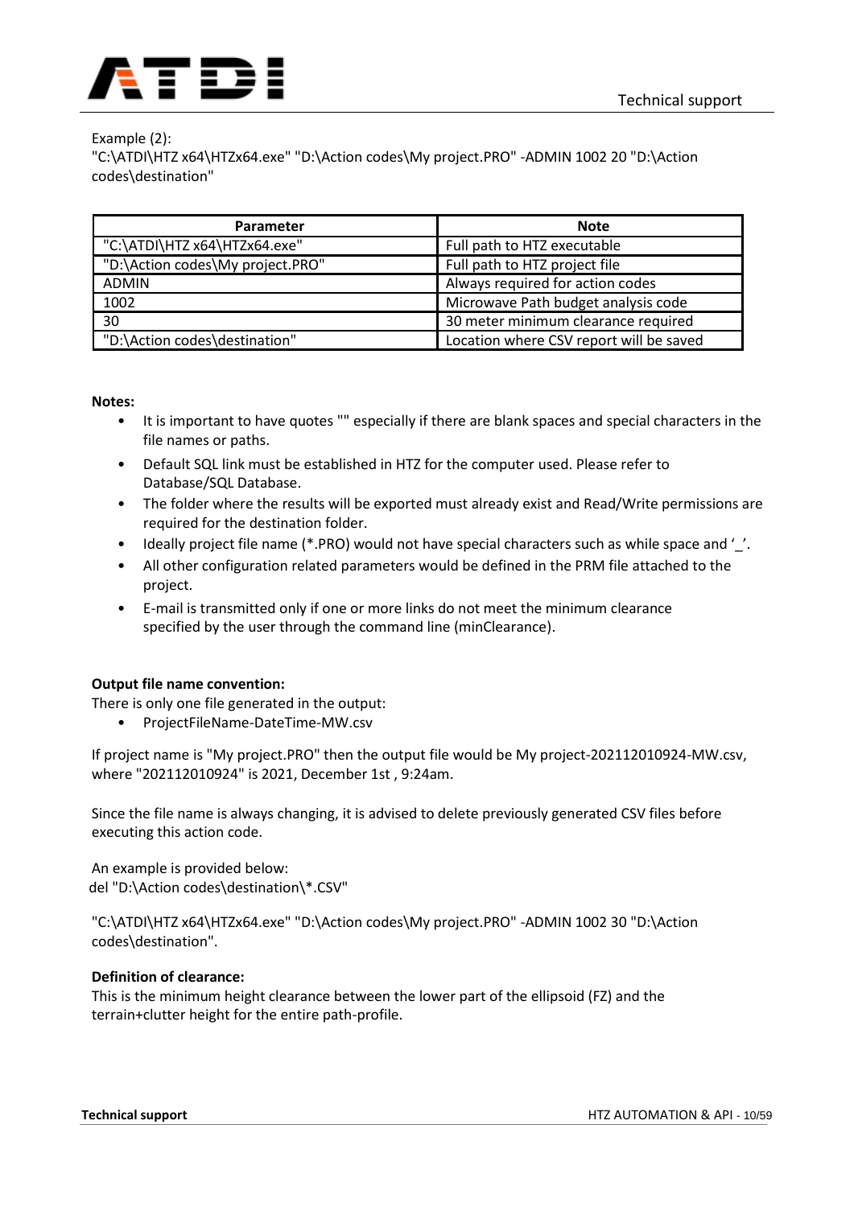Example (2):
"C:\ATDI\HTZ x64\HTZx64.exe" "D:\Action codes\My project.PRO" -ADMIN 1002 20 "D:\Action codes\destination"

| Parameter | Note |
|---|---|
| "C:\ATDI\HTZ x64\HTZx64.exe" | Full path to HTZ executable |
| "D:\Action codes\My project.PRO" | Full path to HTZ project file |
| ADMIN | Always required for action codes |
| 1002 | Microwave Path budget analysis code |
| 30 | 30 meter minimum clearance required |
| "D:\Action codes\destination" | Location where CSV report will be saved |

**Notes:**

- It is important to have quotes "" especially if there are blank spaces and special characters in the file names or paths.
- Default SQL link must be established in HTZ for the computer used. Please refer to Database/SQL Database.
- The folder where the results will be exported must already exist and Read/Write permissions are required for the destination folder.
- Ideally project file name (*.PRO) would not have special characters such as while space and '_'.
- All other configuration related parameters would be defined in the PRM file attached to the project.
- E-mail is transmitted only if one or more links do not meet the minimum clearance specified by the user through the command line (minClearance).

**Output file name convention:**

There is only one file generated in the output:

- ProjectFileName-DateTime-MW.csv

If project name is "My project.PRO" then the output file would be My project-202112010924-MW.csv, where "202112010924" is 2021, December 1st , 9:24am.

Since the file name is always changing, it is advised to delete previously generated CSV files before executing this action code.

An example is provided below:

```
del "D:\Action codes\destination\*.CSV"

"C:\ATDI\HTZ x64\HTZx64.exe" "D:\Action codes\My project.PRO" -ADMIN 1002 30 "D:\Action codes\destination".
```

**Definition of clearance:**

This is the minimum height clearance between the lower part of the ellipsoid (FZ) and the terrain+clutter height for the entire path-profile.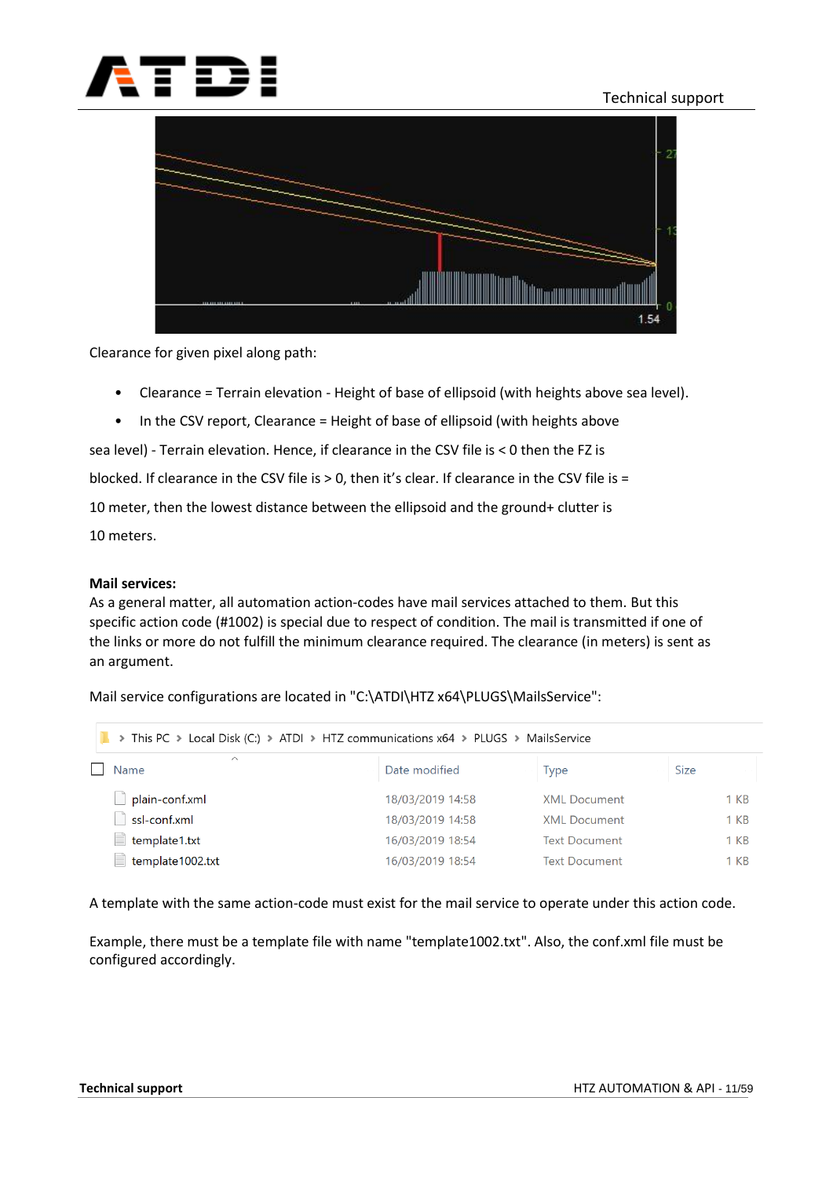Clearance for given pixel along path:

- Clearance = Terrain elevation - Height of base of ellipsoid (with heights above sea level).
- In the CSV report, Clearance = Height of base of ellipsoid (with heights above

sea level) - Terrain elevation. Hence, if clearance in the CSV file is < 0 then the FZ is blocked. If clearance in the CSV file is > 0, then it's clear. If clearance in the CSV file is = 10 meter, then the lowest distance between the ellipsoid and the ground+ clutter is 10 meters.

**Mail services:**

As a general matter, all automation action-codes have mail services attached to them. But this specific action code (#1002) is special due to respect of condition. The mail is transmitted if one of the links or more do not fulfill the minimum clearance required. The clearance (in meters) is sent as an argument.

Mail service configurations are located in "C:\ATDI\HTZ x64\PLUGS\MailsService":

This PC > Local Disk (C:) > ATDI > HTZ communications x64 > PLUGS > MailsService

| Name | Date modified | Type | Size |
|---|---|---|---|
| plain-conf.xml | 18/03/2019 14:58 | XML Document | 1 KB |
| ssl-conf.xml | 18/03/2019 14:58 | XML Document | 1 KB |
| template1.txt | 16/03/2019 18:54 | Text Document | 1 KB |
| template1002.txt | 16/03/2019 18:54 | Text Document | 1 KB |

A template with the same action-code must exist for the mail service to operate under this action code.

Example, there must be a template file with name "template1002.txt". Also, the conf.xml file must be configured accordingly.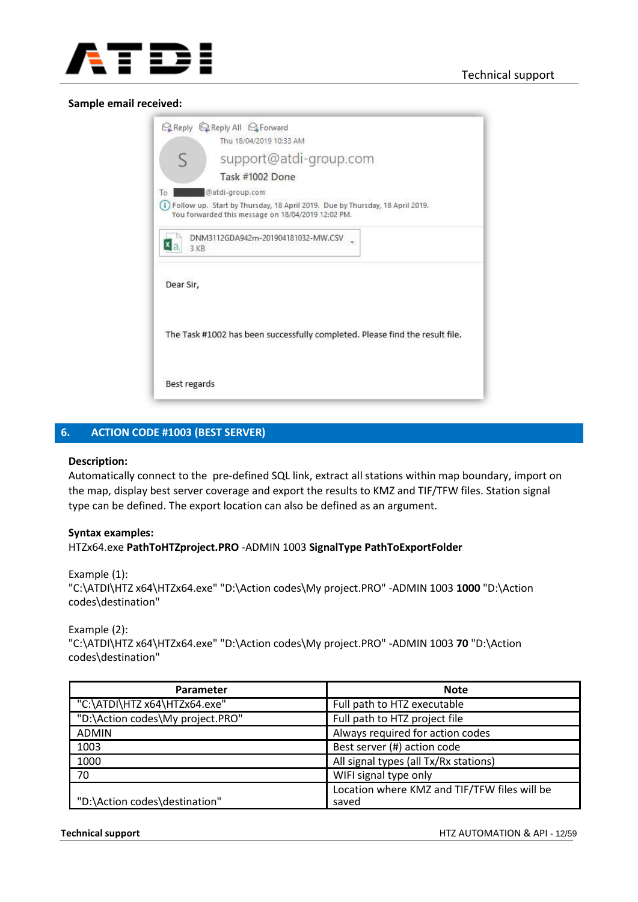**Sample email received:**

Reply Reply All Forward

Thu 18/04/2019 10:33 AM

support@atdi-group.com

Task #1002 Done

To @atdi-group.com

Follow up. Start by Thursday, 18 April 2019. Due by Thursday, 18 April 2019.
You forwarded this message on 18/04/2019 12:02 PM.

DNM3112GDA942m-201904181032-MW.CSV
3 KB

Dear Sir,

The Task #1002 has been successfully completed. Please find the result file.

Best regards

## 6. ACTION CODE #1003 (BEST SERVER)

**Description:**

Automatically connect to the pre-defined SQL link, extract all stations within map boundary, import on the map, display best server coverage and export the results to KMZ and TIF/TFW files. Station signal type can be defined. The export location can also be defined as an argument.

**Syntax examples:**

HTZx64.exe **PathToHTZproject.PRO** -ADMIN 1003 **SignalType PathToExportFolder**

Example (1):

"C:\ATDI\HTZ x64\HTZx64.exe" "D:\Action codes\My project.PRO" -ADMIN 1003 **1000** "D:\Action codes\destination"

Example (2):

"C:\ATDI\HTZ x64\HTZx64.exe" "D:\Action codes\My project.PRO" -ADMIN 1003 **70** "D:\Action codes\destination"

| Parameter | Note |
|---|---|
| "C:\ATDI\HTZ x64\HTZx64.exe" | Full path to HTZ executable |
| "D:\Action codes\My project.PRO" | Full path to HTZ project file |
| ADMIN | Always required for action codes |
| 1003 | Best server (#) action code |
| 1000 | All signal types (all Tx/Rx stations) |
| 70 | WIFI signal type only |
| "D:\Action codes\destination" | Location where KMZ and TIF/TFW files will be saved |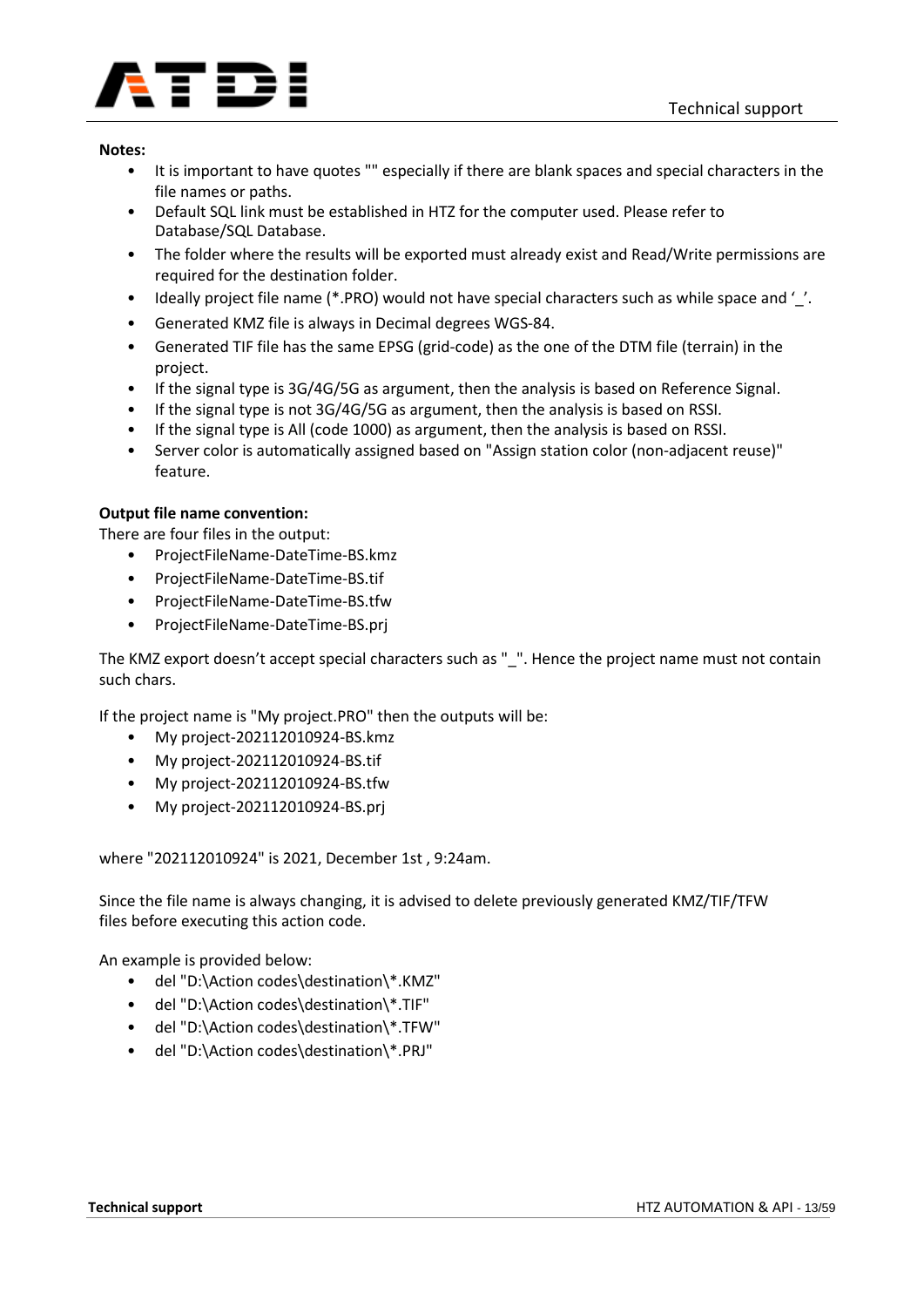**Notes:**

- It is important to have quotes "" especially if there are blank spaces and special characters in the file names or paths.
- Default SQL link must be established in HTZ for the computer used. Please refer to Database/SQL Database.
- The folder where the results will be exported must already exist and Read/Write permissions are required for the destination folder.
- Ideally project file name (*.PRO) would not have special characters such as while space and '_'.
- Generated KMZ file is always in Decimal degrees WGS-84.
- Generated TIF file has the same EPSG (grid-code) as the one of the DTM file (terrain) in the project.
- If the signal type is 3G/4G/5G as argument, then the analysis is based on Reference Signal.
- If the signal type is not 3G/4G/5G as argument, then the analysis is based on RSSI.
- If the signal type is All (code 1000) as argument, then the analysis is based on RSSI.
- Server color is automatically assigned based on "Assign station color (non-adjacent reuse)" feature.

**Output file name convention:**

There are four files in the output:

- ProjectFileName-DateTime-BS.kmz
- ProjectFileName-DateTime-BS.tif
- ProjectFileName-DateTime-BS.tfw
- ProjectFileName-DateTime-BS.prj

The KMZ export doesn't accept special characters such as "_". Hence the project name must not contain such chars.

If the project name is "My project.PRO" then the outputs will be:

- My project-202112010924-BS.kmz
- My project-202112010924-BS.tif
- My project-202112010924-BS.tfw
- My project-202112010924-BS.prj

where "202112010924" is 2021, December 1st , 9:24am.

Since the file name is always changing, it is advised to delete previously generated KMZ/TIF/TFW files before executing this action code.

An example is provided below:

- del "D:\Action codes\destination\*.KMZ"
- del "D:\Action codes\destination\*.TIF"
- del "D:\Action codes\destination\*.TFW"
- del "D:\Action codes\destination\*.PRJ"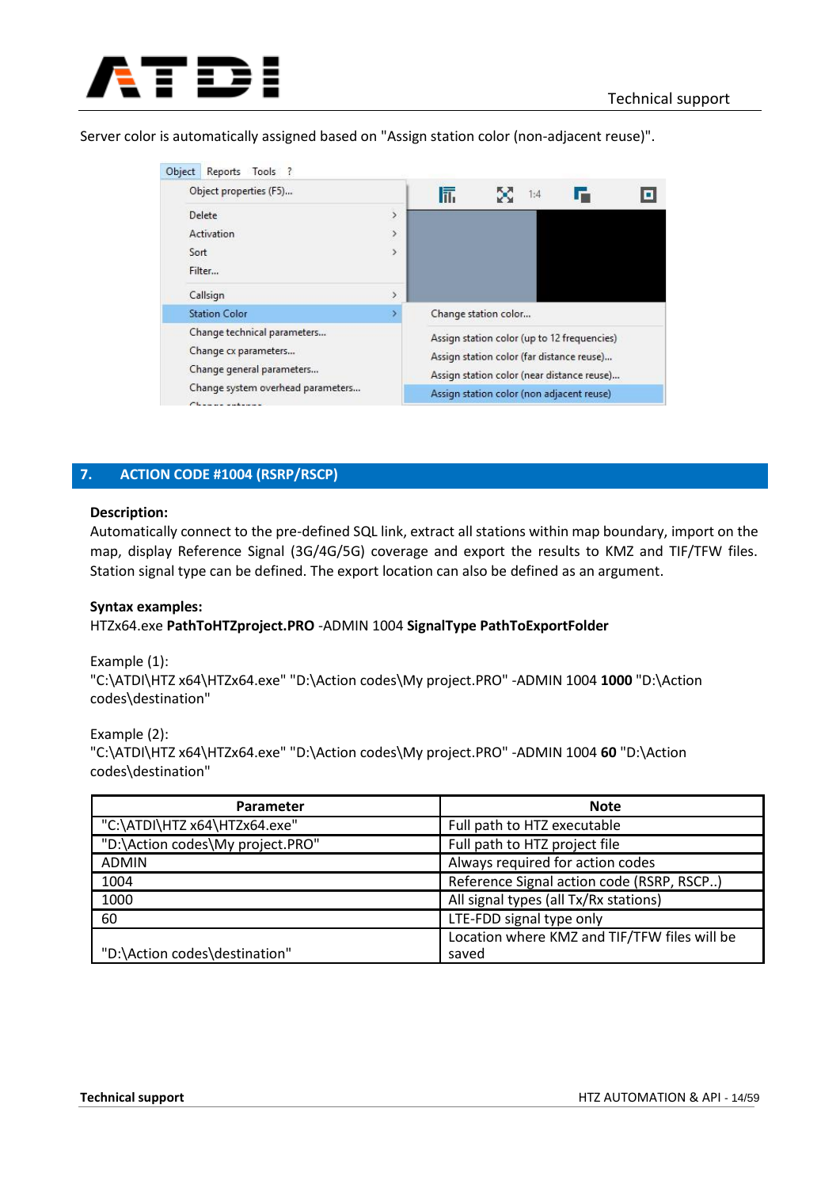Server color is automatically assigned based on "Assign station color (non-adjacent reuse)".

## 7. ACTION CODE #1004 (RSRP/RSCP)

**Description:**
Automatically connect to the pre-defined SQL link, extract all stations within map boundary, import on the map, display Reference Signal (3G/4G/5G) coverage and export the results to KMZ and TIF/TFW files. Station signal type can be defined. The export location can also be defined as an argument.

**Syntax examples:**
HTZx64.exe **PathToHTZproject.PRO** -ADMIN 1004 **SignalType PathToExportFolder**

Example (1):
"C:\ATDI\HTZ x64\HTZx64.exe" "D:\Action codes\My project.PRO" -ADMIN 1004 **1000** "D:\Action codes\destination"

Example (2):
"C:\ATDI\HTZ x64\HTZx64.exe" "D:\Action codes\My project.PRO" -ADMIN 1004 **60** "D:\Action codes\destination"

| Parameter | Note |
|---|---|
| "C:\ATDI\HTZ x64\HTZx64.exe" | Full path to HTZ executable |
| "D:\Action codes\My project.PRO" | Full path to HTZ project file |
| ADMIN | Always required for action codes |
| 1004 | Reference Signal action code (RSRP, RSCP..) |
| 1000 | All signal types (all Tx/Rx stations) |
| 60 | LTE-FDD signal type only |
| "D:\Action codes\destination" | Location where KMZ and TIF/TFW files will be saved |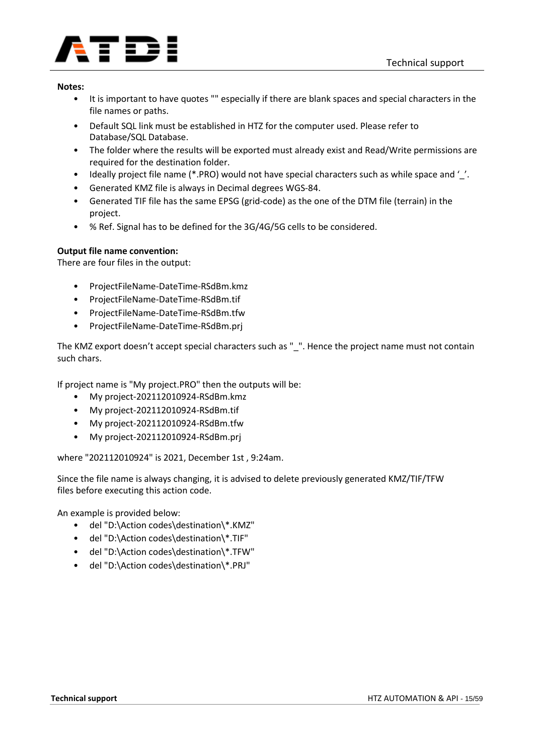**Notes:**

- It is important to have quotes "" especially if there are blank spaces and special characters in the file names or paths.
- Default SQL link must be established in HTZ for the computer used. Please refer to Database/SQL Database.
- The folder where the results will be exported must already exist and Read/Write permissions are required for the destination folder.
- Ideally project file name (*.PRO) would not have special characters such as while space and '_'.
- Generated KMZ file is always in Decimal degrees WGS-84.
- Generated TIF file has the same EPSG (grid-code) as the one of the DTM file (terrain) in the project.
- % Ref. Signal has to be defined for the 3G/4G/5G cells to be considered.

**Output file name convention:**

There are four files in the output:

- ProjectFileName-DateTime-RSdBm.kmz
- ProjectFileName-DateTime-RSdBm.tif
- ProjectFileName-DateTime-RSdBm.tfw
- ProjectFileName-DateTime-RSdBm.prj

The KMZ export doesn't accept special characters such as "_". Hence the project name must not contain such chars.

If project name is "My project.PRO" then the outputs will be:

- My project-202112010924-RSdBm.kmz
- My project-202112010924-RSdBm.tif
- My project-202112010924-RSdBm.tfw
- My project-202112010924-RSdBm.prj

where "202112010924" is 2021, December 1st , 9:24am.

Since the file name is always changing, it is advised to delete previously generated KMZ/TIF/TFW files before executing this action code.

An example is provided below:

- del "D:\Action codes\destination\*.KMZ"
- del "D:\Action codes\destination\*.TIF"
- del "D:\Action codes\destination\*.TFW"
- del "D:\Action codes\destination\*.PRJ"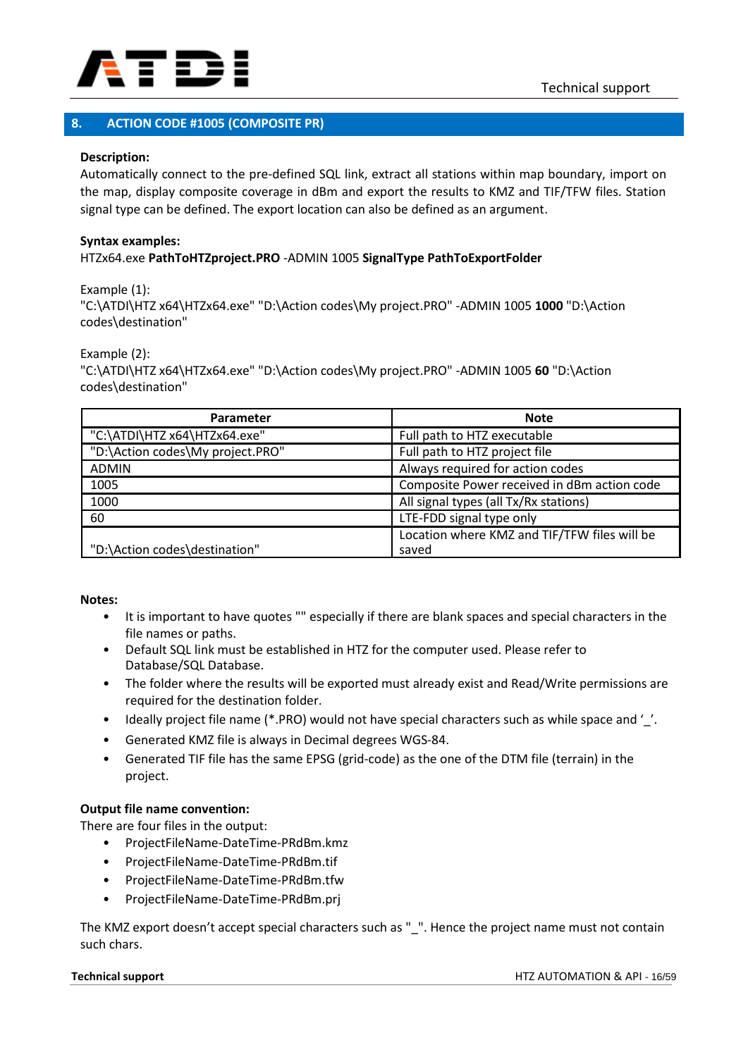## 8. ACTION CODE #1005 (COMPOSITE PR)

**Description:**
Automatically connect to the pre-defined SQL link, extract all stations within map boundary, import on the map, display composite coverage in dBm and export the results to KMZ and TIF/TFW files. Station signal type can be defined. The export location can also be defined as an argument.

**Syntax examples:**
HTZx64.exe **PathToHTZproject.PRO** -ADMIN 1005 **SignalType PathToExportFolder**

Example (1):
"C:\ATDI\HTZ x64\HTZx64.exe" "D:\Action codes\My project.PRO" -ADMIN 1005 **1000** "D:\Action codes\destination"

Example (2):
"C:\ATDI\HTZ x64\HTZx64.exe" "D:\Action codes\My project.PRO" -ADMIN 1005 **60** "D:\Action codes\destination"

| Parameter | Note |
|---|---|
| "C:\ATDI\HTZ x64\HTZx64.exe" | Full path to HTZ executable |
| "D:\Action codes\My project.PRO" | Full path to HTZ project file |
| ADMIN | Always required for action codes |
| 1005 | Composite Power received in dBm action code |
| 1000 | All signal types (all Tx/Rx stations) |
| 60 | LTE-FDD signal type only |
| "D:\Action codes\destination" | Location where KMZ and TIF/TFW files will be saved |

**Notes:**

- It is important to have quotes "" especially if there are blank spaces and special characters in the file names or paths.
- Default SQL link must be established in HTZ for the computer used. Please refer to Database/SQL Database.
- The folder where the results will be exported must already exist and Read/Write permissions are required for the destination folder.
- Ideally project file name (*.PRO) would not have special characters such as while space and '_'.
- Generated KMZ file is always in Decimal degrees WGS-84.
- Generated TIF file has the same EPSG (grid-code) as the one of the DTM file (terrain) in the project.

**Output file name convention:**
There are four files in the output:

- ProjectFileName-DateTime-PRdBm.kmz
- ProjectFileName-DateTime-PRdBm.tif
- ProjectFileName-DateTime-PRdBm.tfw
- ProjectFileName-DateTime-PRdBm.prj

The KMZ export doesn't accept special characters such as "_". Hence the project name must not contain such chars.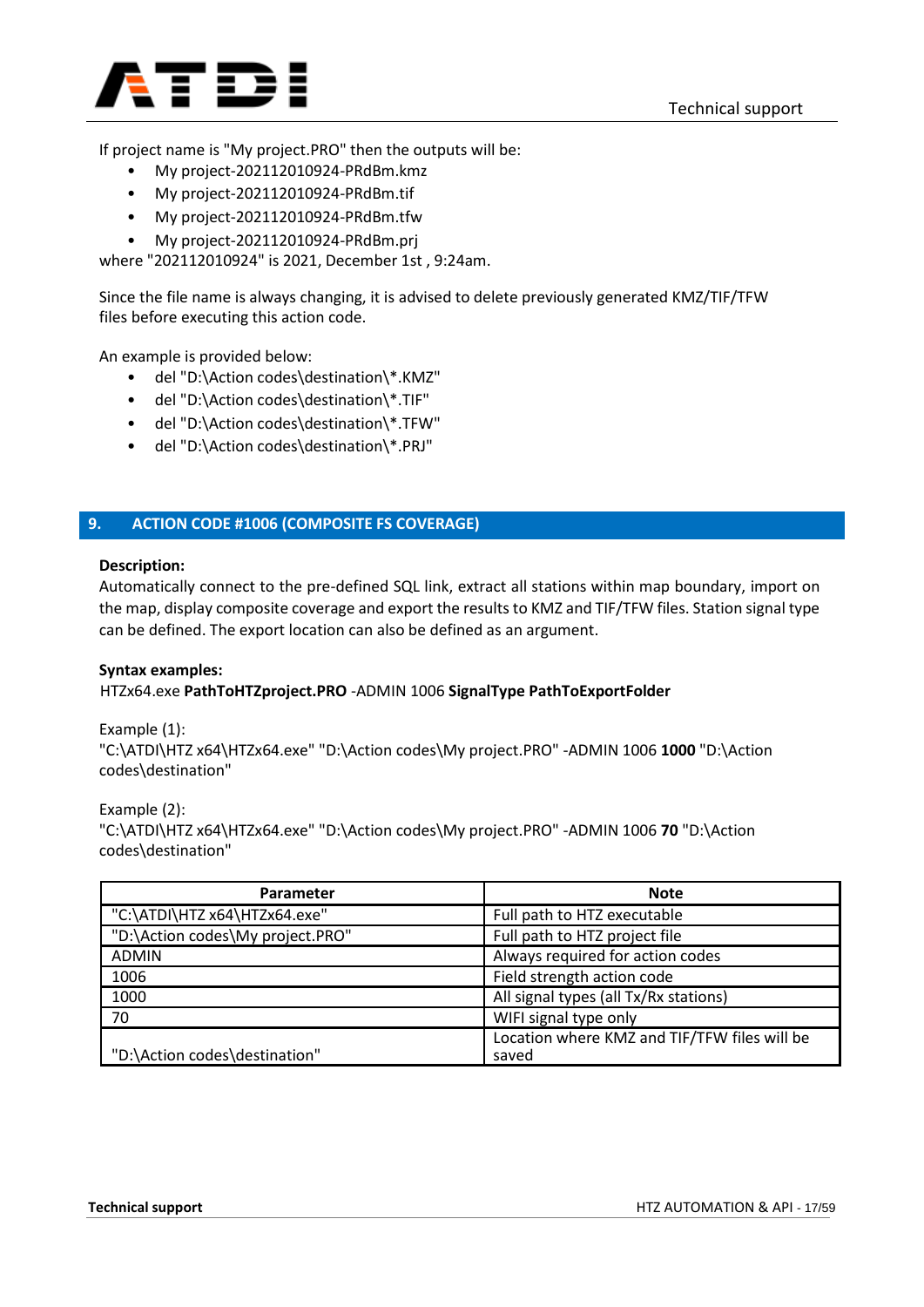If project name is "My project.PRO" then the outputs will be:

- My project-202112010924-PRdBm.kmz
- My project-202112010924-PRdBm.tif
- My project-202112010924-PRdBm.tfw
- My project-202112010924-PRdBm.prj

where "202112010924" is 2021, December 1st , 9:24am.

Since the file name is always changing, it is advised to delete previously generated KMZ/TIF/TFW files before executing this action code.

An example is provided below:

- del "D:\Action codes\destination\*.KMZ"
- del "D:\Action codes\destination\*.TIF"
- del "D:\Action codes\destination\*.TFW"
- del "D:\Action codes\destination\*.PRJ"

## 9. ACTION CODE #1006 (COMPOSITE FS COVERAGE)

**Description:**

Automatically connect to the pre-defined SQL link, extract all stations within map boundary, import on the map, display composite coverage and export the results to KMZ and TIF/TFW files. Station signal type can be defined. The export location can also be defined as an argument.

**Syntax examples:**

HTZx64.exe **PathToHTZproject.PRO** -ADMIN 1006 **SignalType PathToExportFolder**

Example (1):

"C:\ATDI\HTZ x64\HTZx64.exe" "D:\Action codes\My project.PRO" -ADMIN 1006 **1000** "D:\Action codes\destination"

Example (2):

"C:\ATDI\HTZ x64\HTZx64.exe" "D:\Action codes\My project.PRO" -ADMIN 1006 **70** "D:\Action codes\destination"

| Parameter | Note |
|---|---|
| "C:\ATDI\HTZ x64\HTZx64.exe" | Full path to HTZ executable |
| "D:\Action codes\My project.PRO" | Full path to HTZ project file |
| ADMIN | Always required for action codes |
| 1006 | Field strength action code |
| 1000 | All signal types (all Tx/Rx stations) |
| 70 | WIFI signal type only |
| "D:\Action codes\destination" | Location where KMZ and TIF/TFW files will be saved |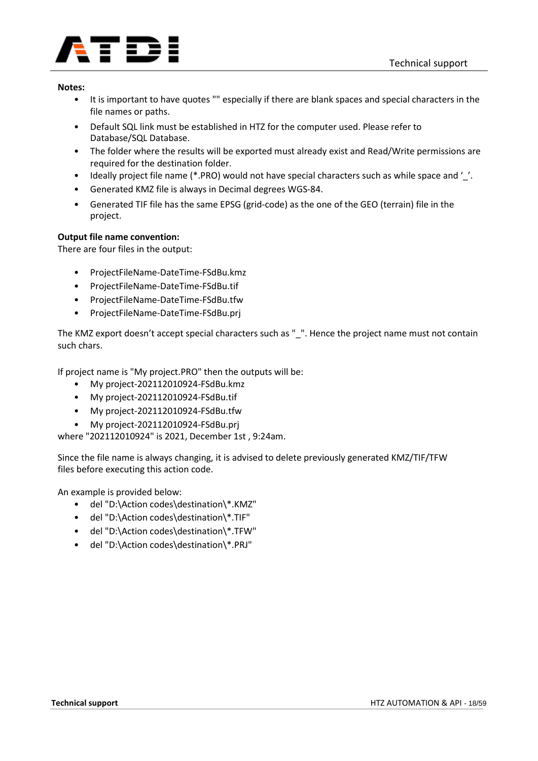**Notes:**

- It is important to have quotes "" especially if there are blank spaces and special characters in the file names or paths.
- Default SQL link must be established in HTZ for the computer used. Please refer to Database/SQL Database.
- The folder where the results will be exported must already exist and Read/Write permissions are required for the destination folder.
- Ideally project file name (*.PRO) would not have special characters such as while space and '_'.
- Generated KMZ file is always in Decimal degrees WGS-84.
- Generated TIF file has the same EPSG (grid-code) as the one of the GEO (terrain) file in the project.

**Output file name convention:**

There are four files in the output:

- ProjectFileName-DateTime-FSdBu.kmz
- ProjectFileName-DateTime-FSdBu.tif
- ProjectFileName-DateTime-FSdBu.tfw
- ProjectFileName-DateTime-FSdBu.prj

The KMZ export doesn't accept special characters such as "_". Hence the project name must not contain such chars.

If project name is "My project.PRO" then the outputs will be:

- My project-202112010924-FSdBu.kmz
- My project-202112010924-FSdBu.tif
- My project-202112010924-FSdBu.tfw
- My project-202112010924-FSdBu.prj

where "202112010924" is 2021, December 1st , 9:24am.

Since the file name is always changing, it is advised to delete previously generated KMZ/TIF/TFW files before executing this action code.

An example is provided below:

- del "D:\Action codes\destination\*.KMZ"
- del "D:\Action codes\destination\*.TIF"
- del "D:\Action codes\destination\*.TFW"
- del "D:\Action codes\destination\*.PRJ"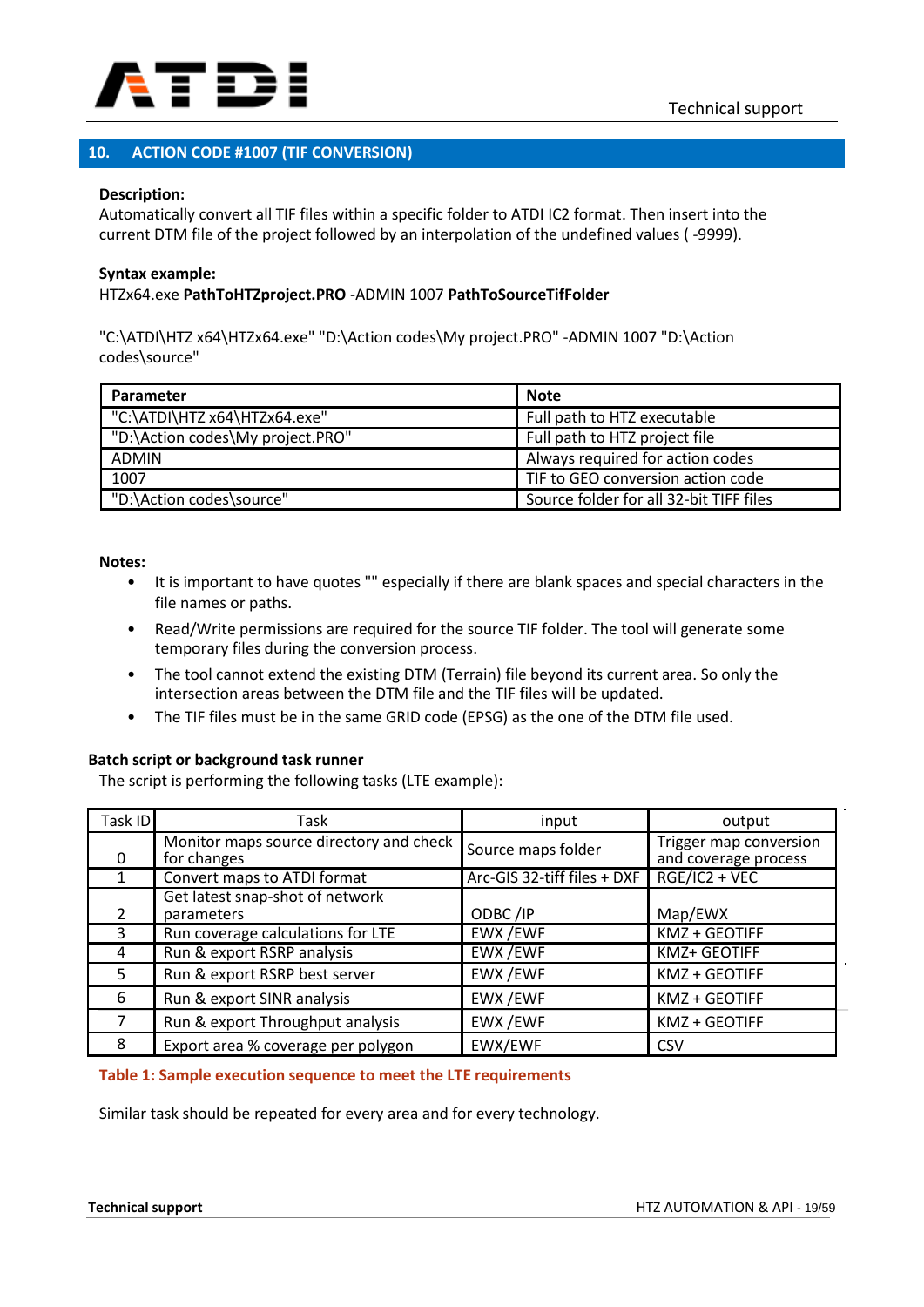## 10. ACTION CODE #1007 (TIF CONVERSION)

**Description:**
Automatically convert all TIF files within a specific folder to ATDI IC2 format. Then insert into the current DTM file of the project followed by an interpolation of the undefined values ( -9999).

**Syntax example:**
HTZx64.exe **PathToHTZproject.PRO** -ADMIN 1007 **PathToSourceTifFolder**

"C:\ATDI\HTZ x64\HTZx64.exe" "D:\Action codes\My project.PRO" -ADMIN 1007 "D:\Action codes\source"

| Parameter | Note |
|---|---|
| "C:\ATDI\HTZ x64\HTZx64.exe" | Full path to HTZ executable |
| "D:\Action codes\My project.PRO" | Full path to HTZ project file |
| ADMIN | Always required for action codes |
| 1007 | TIF to GEO conversion action code |
| "D:\Action codes\source" | Source folder for all 32-bit TIFF files |

**Notes:**

- It is important to have quotes "" especially if there are blank spaces and special characters in the file names or paths.
- Read/Write permissions are required for the source TIF folder. The tool will generate some temporary files during the conversion process.
- The tool cannot extend the existing DTM (Terrain) file beyond its current area. So only the intersection areas between the DTM file and the TIF files will be updated.
- The TIF files must be in the same GRID code (EPSG) as the one of the DTM file used.

**Batch script or background task runner**

The script is performing the following tasks (LTE example):

| Task ID | Task | input | output |
|---|---|---|---|
| 0 | Monitor maps source directory and check for changes | Source maps folder | Trigger map conversion and coverage process |
| 1 | Convert maps to ATDI format | Arc-GIS 32-tiff files + DXF | RGE/IC2 + VEC |
| 2 | Get latest snap-shot of network parameters | ODBC /IP | Map/EWX |
| 3 | Run coverage calculations for LTE | EWX /EWF | KMZ + GEOTIFF |
| 4 | Run & export RSRP analysis | EWX /EWF | KMZ+ GEOTIFF |
| 5 | Run & export RSRP best server | EWX /EWF | KMZ + GEOTIFF |
| 6 | Run & export SINR analysis | EWX /EWF | KMZ + GEOTIFF |
| 7 | Run & export Throughput analysis | EWX /EWF | KMZ + GEOTIFF |
| 8 | Export area % coverage per polygon | EWX/EWF | CSV |

Table 1: Sample execution sequence to meet the LTE requirements

Similar task should be repeated for every area and for every technology.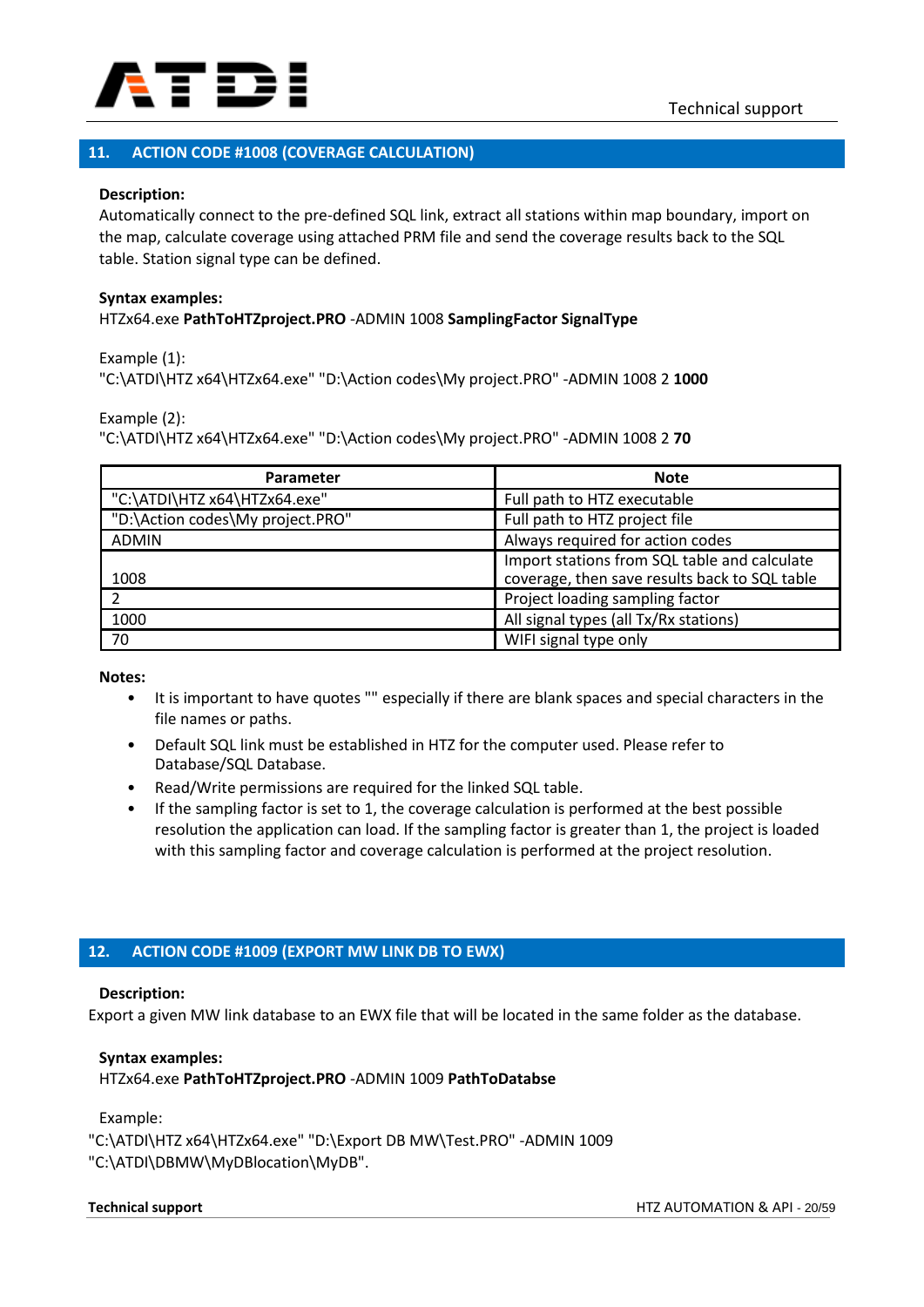## 11. ACTION CODE #1008 (COVERAGE CALCULATION)

**Description:**
Automatically connect to the pre-defined SQL link, extract all stations within map boundary, import on the map, calculate coverage using attached PRM file and send the coverage results back to the SQL table. Station signal type can be defined.

**Syntax examples:**
HTZx64.exe **PathToHTZproject.PRO** -ADMIN 1008 **SamplingFactor SignalType**

Example (1):
"C:\ATDI\HTZ x64\HTZx64.exe" "D:\Action codes\My project.PRO" -ADMIN 1008 2 **1000**

Example (2):
"C:\ATDI\HTZ x64\HTZx64.exe" "D:\Action codes\My project.PRO" -ADMIN 1008 2 **70**

| Parameter | Note |
|---|---|
| "C:\ATDI\HTZ x64\HTZx64.exe" | Full path to HTZ executable |
| "D:\Action codes\My project.PRO" | Full path to HTZ project file |
| ADMIN | Always required for action codes |
| 1008 | Import stations from SQL table and calculate coverage, then save results back to SQL table |
| 2 | Project loading sampling factor |
| 1000 | All signal types (all Tx/Rx stations) |
| 70 | WIFI signal type only |

**Notes:**

- It is important to have quotes "" especially if there are blank spaces and special characters in the file names or paths.
- Default SQL link must be established in HTZ for the computer used. Please refer to Database/SQL Database.
- Read/Write permissions are required for the linked SQL table.
- If the sampling factor is set to 1, the coverage calculation is performed at the best possible resolution the application can load. If the sampling factor is greater than 1, the project is loaded with this sampling factor and coverage calculation is performed at the project resolution.

## 12. ACTION CODE #1009 (EXPORT MW LINK DB TO EWX)

**Description:**
Export a given MW link database to an EWX file that will be located in the same folder as the database.

**Syntax examples:**
HTZx64.exe **PathToHTZproject.PRO** -ADMIN 1009 **PathToDatabse**

Example:
"C:\ATDI\HTZ x64\HTZx64.exe" "D:\Export DB MW\Test.PRO" -ADMIN 1009 "C:\ATDI\DBMW\MyDBlocation\MyDB".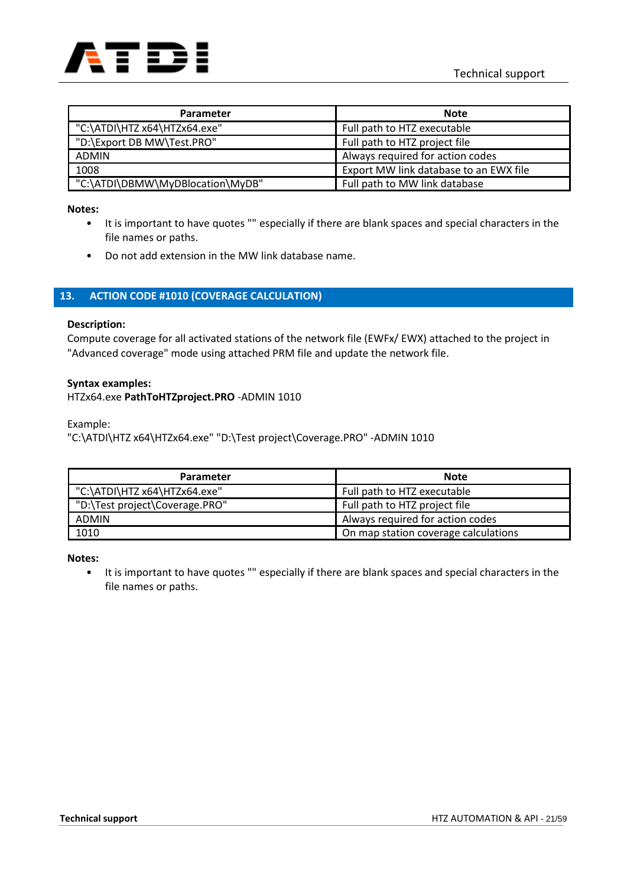| Parameter | Note |
| --- | --- |
| "C:\ATDI\HTZ x64\HTZx64.exe" | Full path to HTZ executable |
| "D:\Export DB MW\Test.PRO" | Full path to HTZ project file |
| ADMIN | Always required for action codes |
| 1008 | Export MW link database to an EWX file |
| "C:\ATDI\DBMW\MyDBlocation\MyDB" | Full path to MW link database |

**Notes:**

- It is important to have quotes "" especially if there are blank spaces and special characters in the file names or paths.
- Do not add extension in the MW link database name.

## 13. ACTION CODE #1010 (COVERAGE CALCULATION)

**Description:**
Compute coverage for all activated stations of the network file (EWFx/ EWX) attached to the project in "Advanced coverage" mode using attached PRM file and update the network file.

**Syntax examples:**
HTZx64.exe **PathToHTZproject.PRO** -ADMIN 1010

Example:
"C:\ATDI\HTZ x64\HTZx64.exe" "D:\Test project\Coverage.PRO" -ADMIN 1010

| Parameter | Note |
| --- | --- |
| "C:\ATDI\HTZ x64\HTZx64.exe" | Full path to HTZ executable |
| "D:\Test project\Coverage.PRO" | Full path to HTZ project file |
| ADMIN | Always required for action codes |
| 1010 | On map station coverage calculations |

**Notes:**

- It is important to have quotes "" especially if there are blank spaces and special characters in the file names or paths.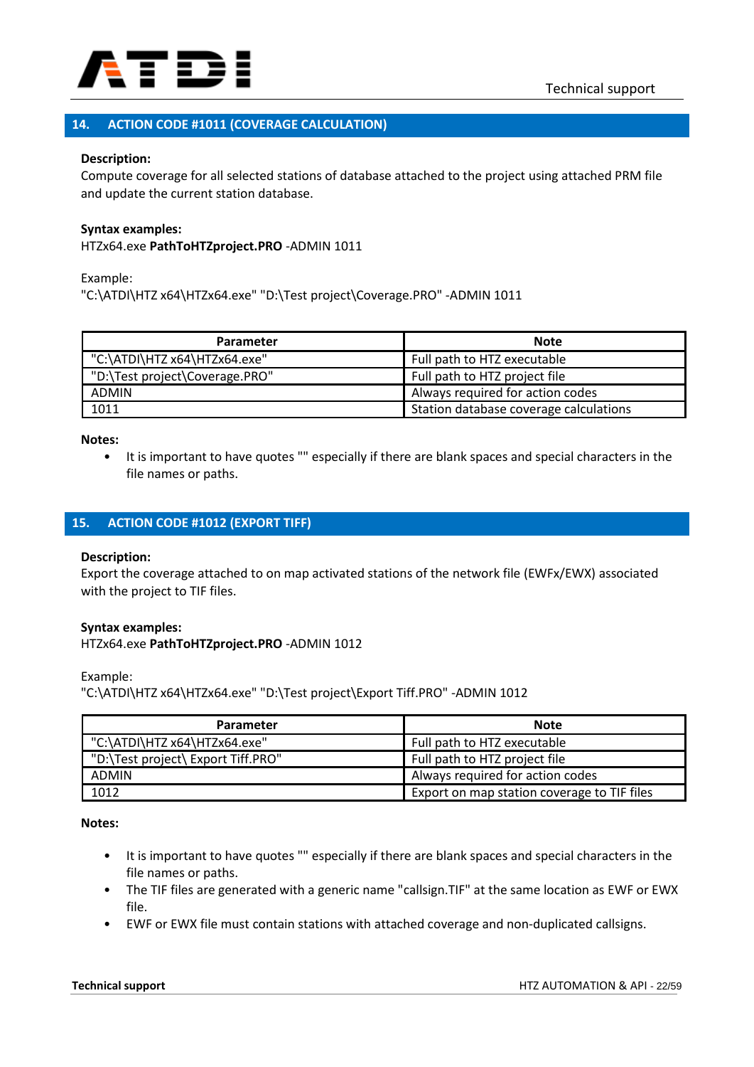## 14. ACTION CODE #1011 (COVERAGE CALCULATION)

**Description:**
Compute coverage for all selected stations of database attached to the project using attached PRM file and update the current station database.

**Syntax examples:**
HTZx64.exe **PathToHTZproject.PRO** -ADMIN 1011

Example:
"C:\ATDI\HTZ x64\HTZx64.exe" "D:\Test project\Coverage.PRO" -ADMIN 1011

| Parameter | Note |
|---|---|
| "C:\ATDI\HTZ x64\HTZx64.exe" | Full path to HTZ executable |
| "D:\Test project\Coverage.PRO" | Full path to HTZ project file |
| ADMIN | Always required for action codes |
| 1011 | Station database coverage calculations |

**Notes:**

- It is important to have quotes "" especially if there are blank spaces and special characters in the file names or paths.

## 15. ACTION CODE #1012 (EXPORT TIFF)

**Description:**
Export the coverage attached to on map activated stations of the network file (EWFx/EWX) associated with the project to TIF files.

**Syntax examples:**
HTZx64.exe **PathToHTZproject.PRO** -ADMIN 1012

Example:
"C:\ATDI\HTZ x64\HTZx64.exe" "D:\Test project\Export Tiff.PRO" -ADMIN 1012

| Parameter | Note |
|---|---|
| "C:\ATDI\HTZ x64\HTZx64.exe" | Full path to HTZ executable |
| "D:\Test project\ Export Tiff.PRO" | Full path to HTZ project file |
| ADMIN | Always required for action codes |
| 1012 | Export on map station coverage to TIF files |

**Notes:**

- It is important to have quotes "" especially if there are blank spaces and special characters in the file names or paths.
- The TIF files are generated with a generic name "callsign.TIF" at the same location as EWF or EWX file.
- EWF or EWX file must contain stations with attached coverage and non-duplicated callsigns.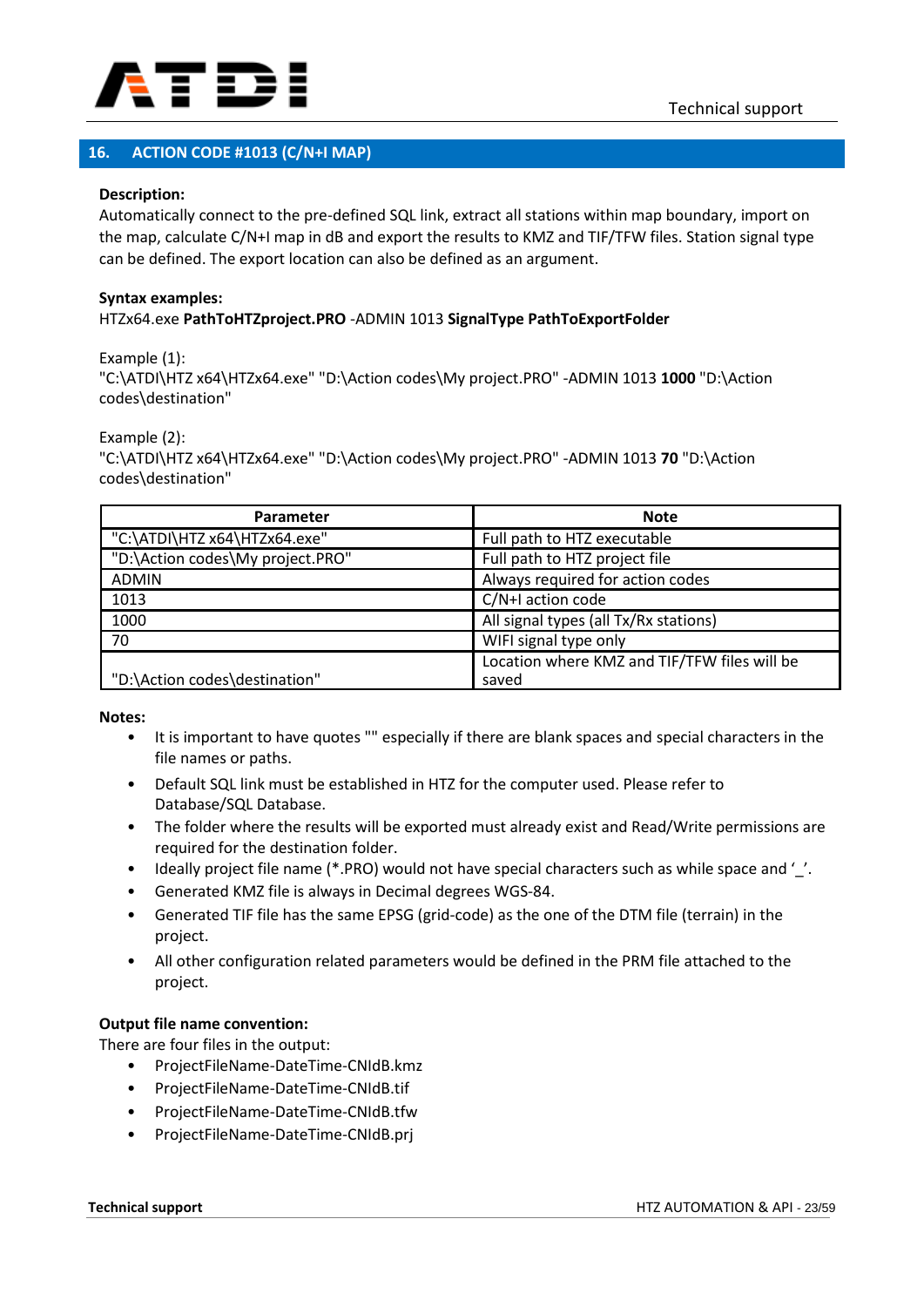## 16. ACTION CODE #1013 (C/N+I MAP)

**Description:**
Automatically connect to the pre-defined SQL link, extract all stations within map boundary, import on the map, calculate C/N+I map in dB and export the results to KMZ and TIF/TFW files. Station signal type can be defined. The export location can also be defined as an argument.

**Syntax examples:**
HTZx64.exe **PathToHTZproject.PRO** -ADMIN 1013 **SignalType PathToExportFolder**

Example (1):
"C:\ATDI\HTZ x64\HTZx64.exe" "D:\Action codes\My project.PRO" -ADMIN 1013 **1000** "D:\Action codes\destination"

Example (2):
"C:\ATDI\HTZ x64\HTZx64.exe" "D:\Action codes\My project.PRO" -ADMIN 1013 **70** "D:\Action codes\destination"

| Parameter | Note |
| --- | --- |
| "C:\ATDI\HTZ x64\HTZx64.exe" | Full path to HTZ executable |
| "D:\Action codes\My project.PRO" | Full path to HTZ project file |
| ADMIN | Always required for action codes |
| 1013 | C/N+I action code |
| 1000 | All signal types (all Tx/Rx stations) |
| 70 | WIFI signal type only |
| "D:\Action codes\destination" | Location where KMZ and TIF/TFW files will be saved |

**Notes:**

- It is important to have quotes "" especially if there are blank spaces and special characters in the file names or paths.
- Default SQL link must be established in HTZ for the computer used. Please refer to Database/SQL Database.
- The folder where the results will be exported must already exist and Read/Write permissions are required for the destination folder.
- Ideally project file name (*.PRO) would not have special characters such as while space and '_'.
- Generated KMZ file is always in Decimal degrees WGS-84.
- Generated TIF file has the same EPSG (grid-code) as the one of the DTM file (terrain) in the project.
- All other configuration related parameters would be defined in the PRM file attached to the project.

**Output file name convention:**
There are four files in the output:

- ProjectFileName-DateTime-CNIdB.kmz
- ProjectFileName-DateTime-CNIdB.tif
- ProjectFileName-DateTime-CNIdB.tfw
- ProjectFileName-DateTime-CNIdB.prj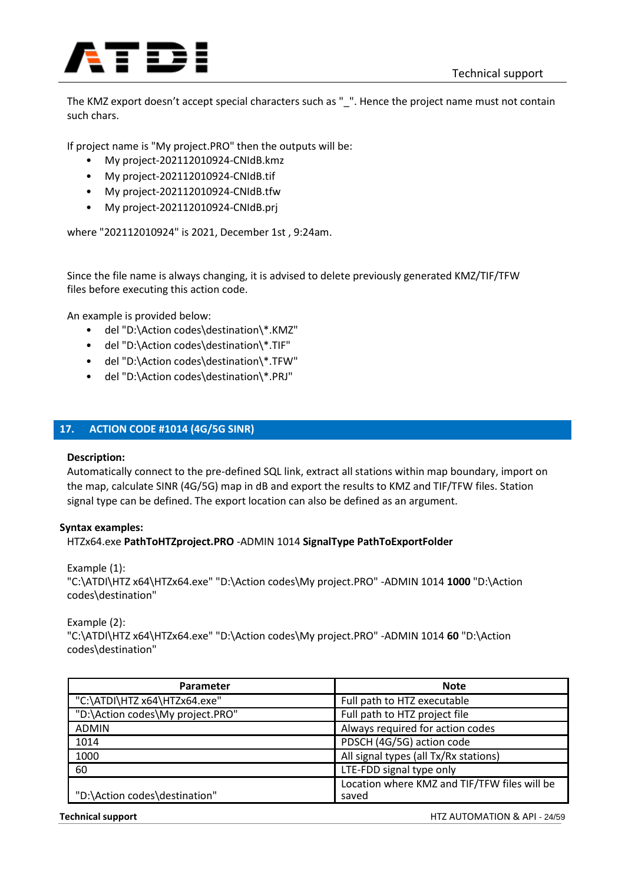The KMZ export doesn't accept special characters such as "_". Hence the project name must not contain such chars.

If project name is "My project.PRO" then the outputs will be:

- My project-202112010924-CNIdB.kmz
- My project-202112010924-CNIdB.tif
- My project-202112010924-CNIdB.tfw
- My project-202112010924-CNIdB.prj

where "202112010924" is 2021, December 1st , 9:24am.

Since the file name is always changing, it is advised to delete previously generated KMZ/TIF/TFW files before executing this action code.

An example is provided below:

- del "D:\Action codes\destination\*.KMZ"
- del "D:\Action codes\destination\*.TIF"
- del "D:\Action codes\destination\*.TFW"
- del "D:\Action codes\destination\*.PRJ"

## 17. ACTION CODE #1014 (4G/5G SINR)

**Description:**
Automatically connect to the pre-defined SQL link, extract all stations within map boundary, import on the map, calculate SINR (4G/5G) map in dB and export the results to KMZ and TIF/TFW files. Station signal type can be defined. The export location can also be defined as an argument.

**Syntax examples:**
HTZx64.exe **PathToHTZproject.PRO** -ADMIN 1014 **SignalType PathToExportFolder**

Example (1):
"C:\ATDI\HTZ x64\HTZx64.exe" "D:\Action codes\My project.PRO" -ADMIN 1014 **1000** "D:\Action codes\destination"

Example (2):
"C:\ATDI\HTZ x64\HTZx64.exe" "D:\Action codes\My project.PRO" -ADMIN 1014 **60** "D:\Action codes\destination"

| Parameter | Note |
|---|---|
| "C:\ATDI\HTZ x64\HTZx64.exe" | Full path to HTZ executable |
| "D:\Action codes\My project.PRO" | Full path to HTZ project file |
| ADMIN | Always required for action codes |
| 1014 | PDSCH (4G/5G) action code |
| 1000 | All signal types (all Tx/Rx stations) |
| 60 | LTE-FDD signal type only |
| "D:\Action codes\destination" | Location where KMZ and TIF/TFW files will be saved |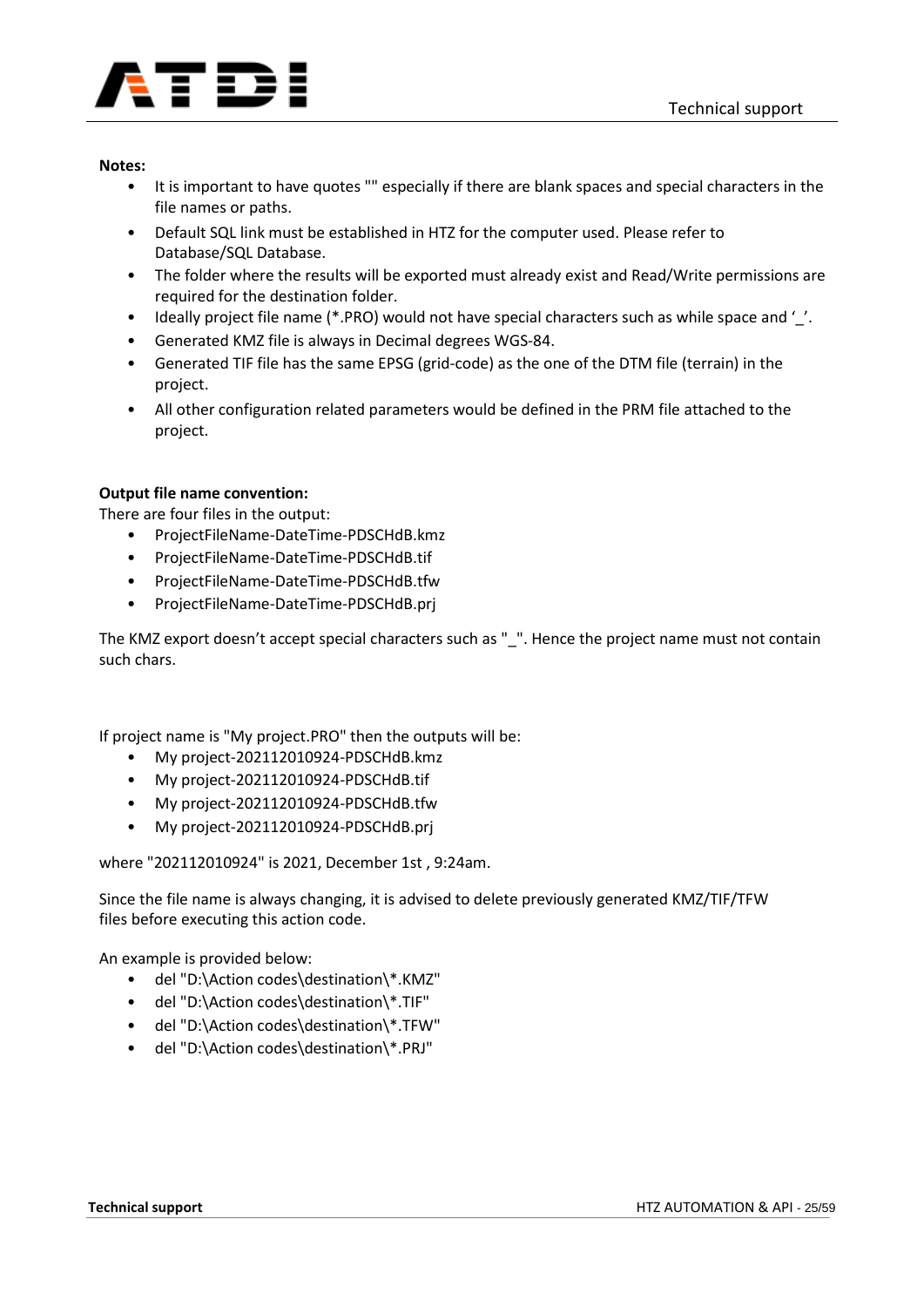**Notes:**

- It is important to have quotes "" especially if there are blank spaces and special characters in the file names or paths.
- Default SQL link must be established in HTZ for the computer used. Please refer to Database/SQL Database.
- The folder where the results will be exported must already exist and Read/Write permissions are required for the destination folder.
- Ideally project file name (*.PRO) would not have special characters such as while space and '_'.
- Generated KMZ file is always in Decimal degrees WGS-84.
- Generated TIF file has the same EPSG (grid-code) as the one of the DTM file (terrain) in the project.
- All other configuration related parameters would be defined in the PRM file attached to the project.

**Output file name convention:**

There are four files in the output:

- ProjectFileName-DateTime-PDSCHdB.kmz
- ProjectFileName-DateTime-PDSCHdB.tif
- ProjectFileName-DateTime-PDSCHdB.tfw
- ProjectFileName-DateTime-PDSCHdB.prj

The KMZ export doesn't accept special characters such as "_". Hence the project name must not contain such chars.

If project name is "My project.PRO" then the outputs will be:

- My project-202112010924-PDSCHdB.kmz
- My project-202112010924-PDSCHdB.tif
- My project-202112010924-PDSCHdB.tfw
- My project-202112010924-PDSCHdB.prj

where "202112010924" is 2021, December 1st , 9:24am.

Since the file name is always changing, it is advised to delete previously generated KMZ/TIF/TFW files before executing this action code.

An example is provided below:

- del "D:\Action codes\destination\*.KMZ"
- del "D:\Action codes\destination\*.TIF"
- del "D:\Action codes\destination\*.TFW"
- del "D:\Action codes\destination\*.PRJ"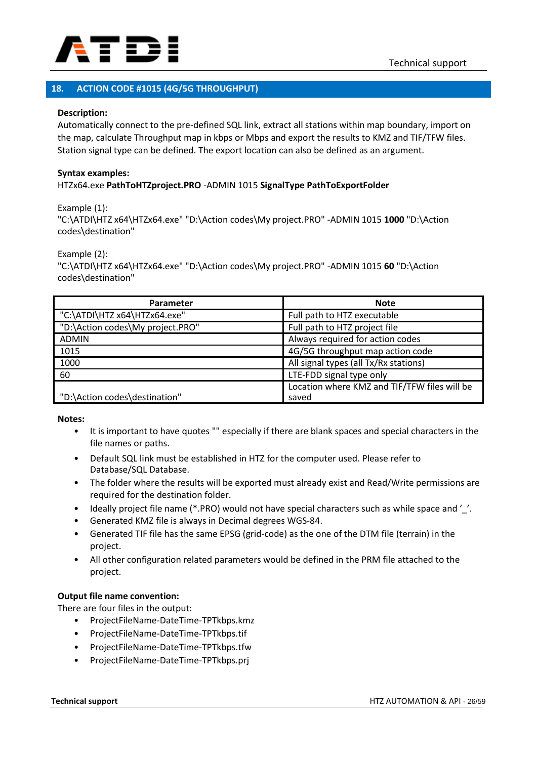## 18. ACTION CODE #1015 (4G/5G THROUGHPUT)

**Description:**

Automatically connect to the pre-defined SQL link, extract all stations within map boundary, import on the map, calculate Throughput map in kbps or Mbps and export the results to KMZ and TIF/TFW files. Station signal type can be defined. The export location can also be defined as an argument.

**Syntax examples:**

HTZx64.exe **PathToHTZproject.PRO** -ADMIN 1015 **SignalType PathToExportFolder**

Example (1):

"C:\ATDI\HTZ x64\HTZx64.exe" "D:\Action codes\My project.PRO" -ADMIN 1015 **1000** "D:\Action codes\destination"

Example (2):

"C:\ATDI\HTZ x64\HTZx64.exe" "D:\Action codes\My project.PRO" -ADMIN 1015 **60** "D:\Action codes\destination"

| Parameter | Note |
|---|---|
| "C:\ATDI\HTZ x64\HTZx64.exe" | Full path to HTZ executable |
| "D:\Action codes\My project.PRO" | Full path to HTZ project file |
| ADMIN | Always required for action codes |
| 1015 | 4G/5G throughput map action code |
| 1000 | All signal types (all Tx/Rx stations) |
| 60 | LTE-FDD signal type only |
| "D:\Action codes\destination" | Location where KMZ and TIF/TFW files will be saved |

**Notes:**

- It is important to have quotes "" especially if there are blank spaces and special characters in the file names or paths.
- Default SQL link must be established in HTZ for the computer used. Please refer to Database/SQL Database.
- The folder where the results will be exported must already exist and Read/Write permissions are required for the destination folder.
- Ideally project file name (*.PRO) would not have special characters such as while space and '_'.
- Generated KMZ file is always in Decimal degrees WGS-84.
- Generated TIF file has the same EPSG (grid-code) as the one of the DTM file (terrain) in the project.
- All other configuration related parameters would be defined in the PRM file attached to the project.

**Output file name convention:**

There are four files in the output:

- ProjectFileName-DateTime-TPTkbps.kmz
- ProjectFileName-DateTime-TPTkbps.tif
- ProjectFileName-DateTime-TPTkbps.tfw
- ProjectFileName-DateTime-TPTkbps.prj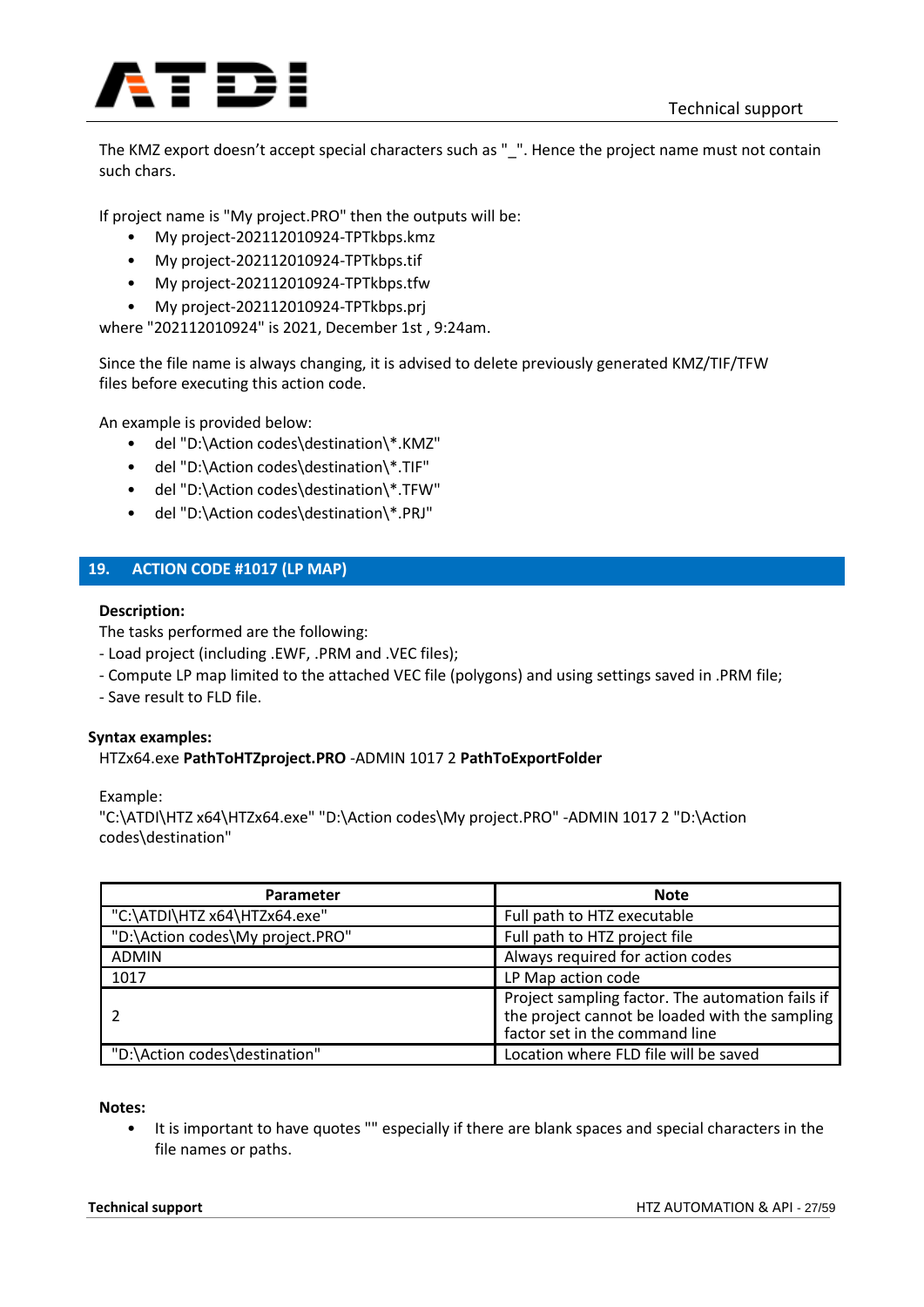The KMZ export doesn't accept special characters such as "_". Hence the project name must not contain such chars.

If project name is "My project.PRO" then the outputs will be:

- My project-202112010924-TPTkbps.kmz
- My project-202112010924-TPTkbps.tif
- My project-202112010924-TPTkbps.tfw
- My project-202112010924-TPTkbps.prj

where "202112010924" is 2021, December 1st , 9:24am.

Since the file name is always changing, it is advised to delete previously generated KMZ/TIF/TFW files before executing this action code.

An example is provided below:

- del "D:\Action codes\destination\*.KMZ"
- del "D:\Action codes\destination\*.TIF"
- del "D:\Action codes\destination\*.TFW"
- del "D:\Action codes\destination\*.PRJ"

## 19. ACTION CODE #1017 (LP MAP)

**Description:**

The tasks performed are the following:

- Load project (including .EWF, .PRM and .VEC files);
- Compute LP map limited to the attached VEC file (polygons) and using settings saved in .PRM file;
- Save result to FLD file.

**Syntax examples:**

HTZx64.exe **PathToHTZproject.PRO** -ADMIN 1017 2 **PathToExportFolder**

Example:

"C:\ATDI\HTZ x64\HTZx64.exe" "D:\Action codes\My project.PRO" -ADMIN 1017 2 "D:\Action codes\destination"

| Parameter | Note |
|---|---|
| "C:\ATDI\HTZ x64\HTZx64.exe" | Full path to HTZ executable |
| "D:\Action codes\My project.PRO" | Full path to HTZ project file |
| ADMIN | Always required for action codes |
| 1017 | LP Map action code |
| 2 | Project sampling factor. The automation fails if the project cannot be loaded with the sampling factor set in the command line |
| "D:\Action codes\destination" | Location where FLD file will be saved |

**Notes:**

- It is important to have quotes "" especially if there are blank spaces and special characters in the file names or paths.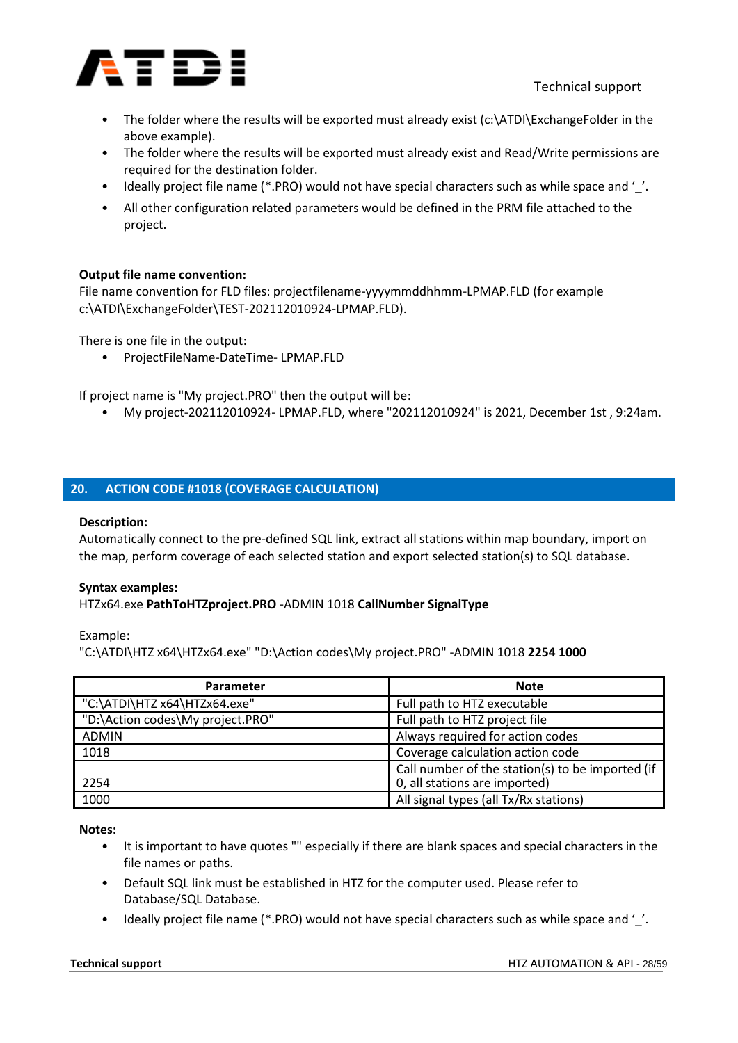- The folder where the results will be exported must already exist (c:\ATDI\ExchangeFolder in the above example).
- The folder where the results will be exported must already exist and Read/Write permissions are required for the destination folder.
- Ideally project file name (*.PRO) would not have special characters such as while space and '_'.
- All other configuration related parameters would be defined in the PRM file attached to the project.

**Output file name convention:**
File name convention for FLD files: projectfilename-yyyymmddhhmm-LPMAP.FLD (for example c:\ATDI\ExchangeFolder\TEST-202112010924-LPMAP.FLD).

There is one file in the output:

- ProjectFileName-DateTime- LPMAP.FLD

If project name is "My project.PRO" then the output will be:

- My project-202112010924- LPMAP.FLD, where "202112010924" is 2021, December 1st , 9:24am.

## 20. ACTION CODE #1018 (COVERAGE CALCULATION)

**Description:**
Automatically connect to the pre-defined SQL link, extract all stations within map boundary, import on the map, perform coverage of each selected station and export selected station(s) to SQL database.

**Syntax examples:**
HTZx64.exe **PathToHTZproject.PRO** -ADMIN 1018 **CallNumber SignalType**

Example:
"C:\ATDI\HTZ x64\HTZx64.exe" "D:\Action codes\My project.PRO" -ADMIN 1018 **2254 1000**

| Parameter | Note |
|---|---|
| "C:\ATDI\HTZ x64\HTZx64.exe" | Full path to HTZ executable |
| "D:\Action codes\My project.PRO" | Full path to HTZ project file |
| ADMIN | Always required for action codes |
| 1018 | Coverage calculation action code |
| 2254 | Call number of the station(s) to be imported (if 0, all stations are imported) |
| 1000 | All signal types (all Tx/Rx stations) |

**Notes:**

- It is important to have quotes "" especially if there are blank spaces and special characters in the file names or paths.
- Default SQL link must be established in HTZ for the computer used. Please refer to Database/SQL Database.
- Ideally project file name (*.PRO) would not have special characters such as while space and '_'.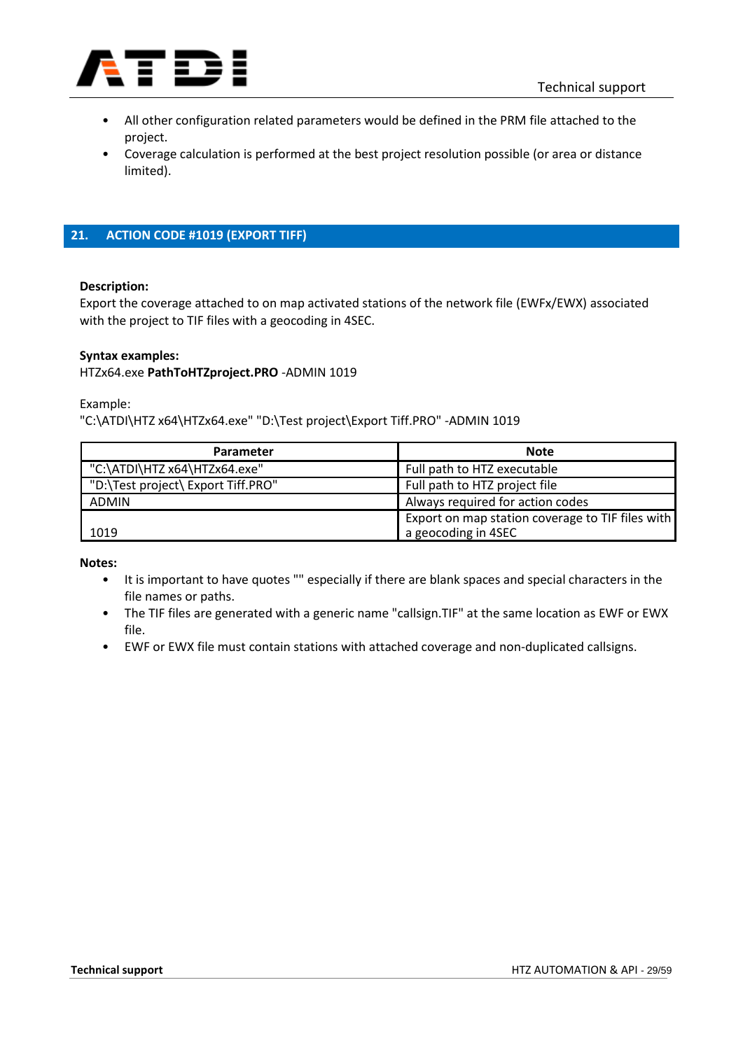- All other configuration related parameters would be defined in the PRM file attached to the project.
- Coverage calculation is performed at the best project resolution possible (or area or distance limited).

## 21. ACTION CODE #1019 (EXPORT TIFF)

**Description:**
Export the coverage attached to on map activated stations of the network file (EWFx/EWX) associated with the project to TIF files with a geocoding in 4SEC.

**Syntax examples:**
HTZx64.exe **PathToHTZproject.PRO** -ADMIN 1019

Example:
"C:\ATDI\HTZ x64\HTZx64.exe" "D:\Test project\Export Tiff.PRO" -ADMIN 1019

| Parameter | Note |
|---|---|
| "C:\ATDI\HTZ x64\HTZx64.exe" | Full path to HTZ executable |
| "D:\Test project\ Export Tiff.PRO" | Full path to HTZ project file |
| ADMIN | Always required for action codes |
| 1019 | Export on map station coverage to TIF files with a geocoding in 4SEC |

**Notes:**

- It is important to have quotes "" especially if there are blank spaces and special characters in the file names or paths.
- The TIF files are generated with a generic name "callsign.TIF" at the same location as EWF or EWX file.
- EWF or EWX file must contain stations with attached coverage and non-duplicated callsigns.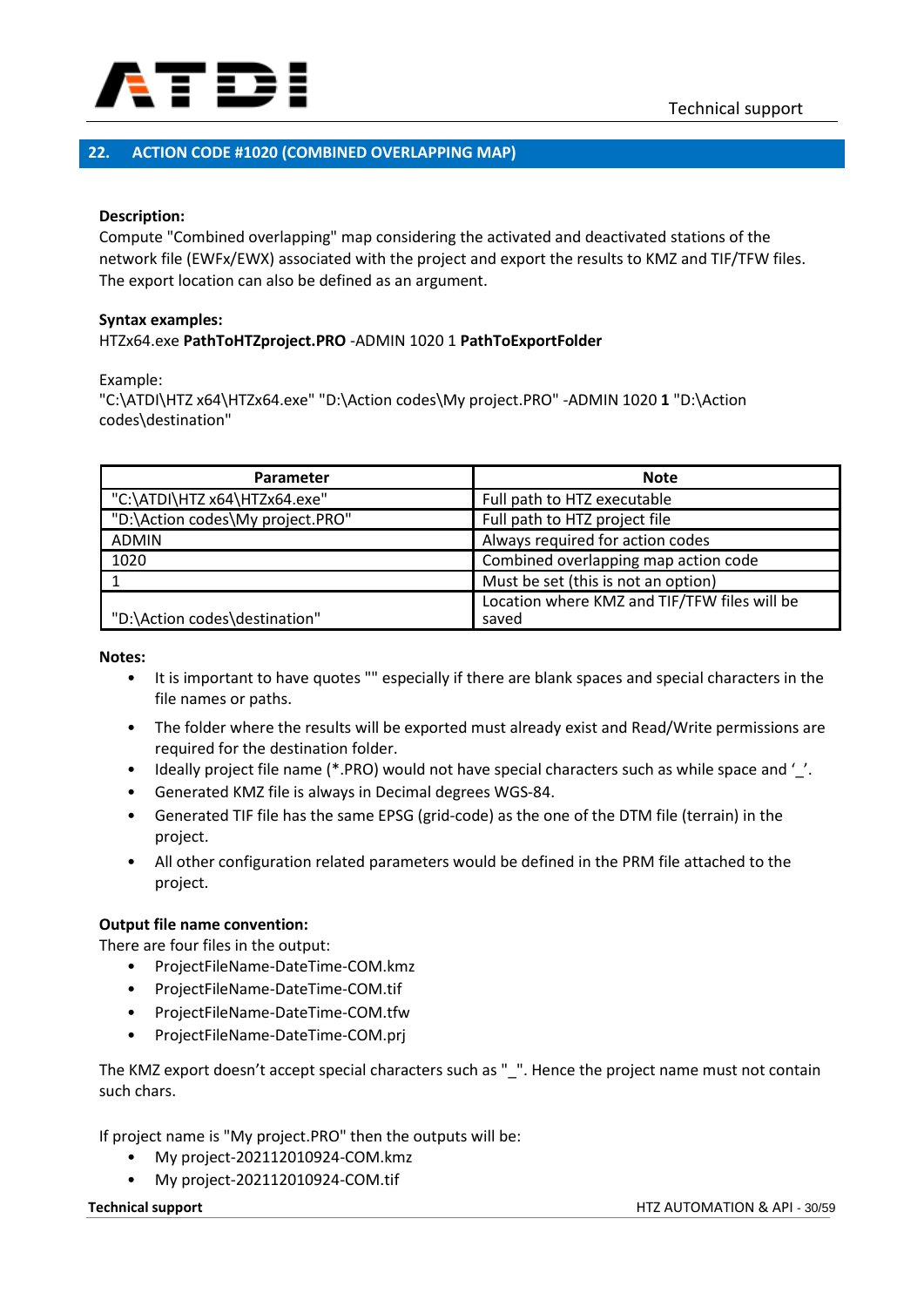## 22. ACTION CODE #1020 (COMBINED OVERLAPPING MAP)

**Description:**
Compute "Combined overlapping" map considering the activated and deactivated stations of the network file (EWFx/EWX) associated with the project and export the results to KMZ and TIF/TFW files. The export location can also be defined as an argument.

**Syntax examples:**
HTZx64.exe **PathToHTZproject.PRO** -ADMIN 1020 1 **PathToExportFolder**

Example:
"C:\ATDI\HTZ x64\HTZx64.exe" "D:\Action codes\My project.PRO" -ADMIN 1020 **1** "D:\Action codes\destination"

| Parameter | Note |
|---|---|
| "C:\ATDI\HTZ x64\HTZx64.exe" | Full path to HTZ executable |
| "D:\Action codes\My project.PRO" | Full path to HTZ project file |
| ADMIN | Always required for action codes |
| 1020 | Combined overlapping map action code |
| 1 | Must be set (this is not an option) |
| "D:\Action codes\destination" | Location where KMZ and TIF/TFW files will be saved |

**Notes:**

- It is important to have quotes "" especially if there are blank spaces and special characters in the file names or paths.
- The folder where the results will be exported must already exist and Read/Write permissions are required for the destination folder.
- Ideally project file name (*.PRO) would not have special characters such as while space and '_'.
- Generated KMZ file is always in Decimal degrees WGS-84.
- Generated TIF file has the same EPSG (grid-code) as the one of the DTM file (terrain) in the project.
- All other configuration related parameters would be defined in the PRM file attached to the project.

**Output file name convention:**
There are four files in the output:

- ProjectFileName-DateTime-COM.kmz
- ProjectFileName-DateTime-COM.tif
- ProjectFileName-DateTime-COM.tfw
- ProjectFileName-DateTime-COM.prj

The KMZ export doesn't accept special characters such as "_". Hence the project name must not contain such chars.

If project name is "My project.PRO" then the outputs will be:

- My project-202112010924-COM.kmz
- My project-202112010924-COM.tif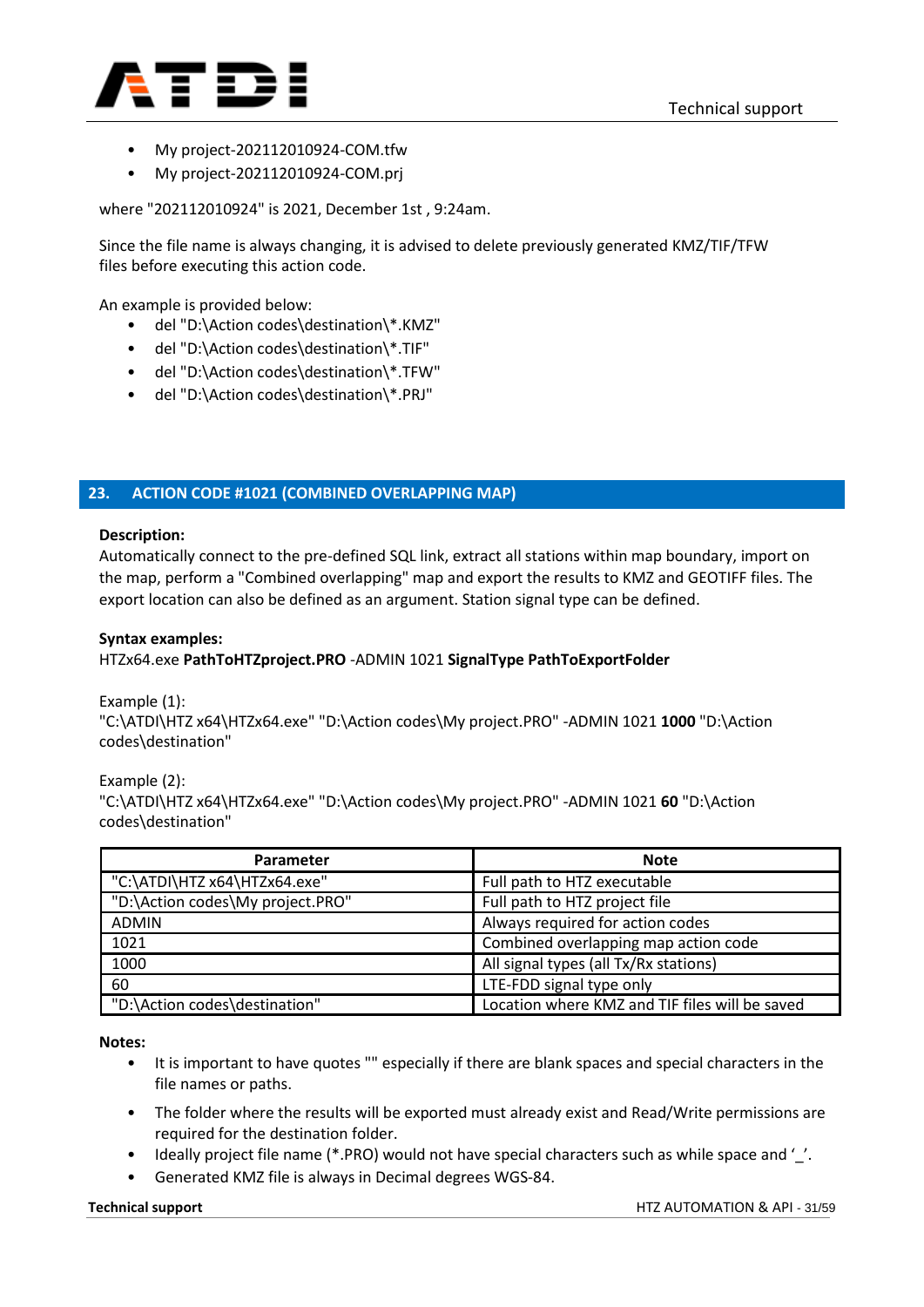- My project-202112010924-COM.tfw
- My project-202112010924-COM.prj

where "202112010924" is 2021, December 1st , 9:24am.

Since the file name is always changing, it is advised to delete previously generated KMZ/TIF/TFW files before executing this action code.

An example is provided below:

- del "D:\Action codes\destination\*.KMZ"
- del "D:\Action codes\destination\*.TIF"
- del "D:\Action codes\destination\*.TFW"
- del "D:\Action codes\destination\*.PRJ"

## 23. ACTION CODE #1021 (COMBINED OVERLAPPING MAP)

**Description:**
Automatically connect to the pre-defined SQL link, extract all stations within map boundary, import on the map, perform a "Combined overlapping" map and export the results to KMZ and GEOTIFF files. The export location can also be defined as an argument. Station signal type can be defined.

**Syntax examples:**
HTZx64.exe **PathToHTZproject.PRO** -ADMIN 1021 **SignalType PathToExportFolder**

Example (1):
"C:\ATDI\HTZ x64\HTZx64.exe" "D:\Action codes\My project.PRO" -ADMIN 1021 **1000** "D:\Action codes\destination"

Example (2):
"C:\ATDI\HTZ x64\HTZx64.exe" "D:\Action codes\My project.PRO" -ADMIN 1021 **60** "D:\Action codes\destination"

| Parameter | Note |
|---|---|
| "C:\ATDI\HTZ x64\HTZx64.exe" | Full path to HTZ executable |
| "D:\Action codes\My project.PRO" | Full path to HTZ project file |
| ADMIN | Always required for action codes |
| 1021 | Combined overlapping map action code |
| 1000 | All signal types (all Tx/Rx stations) |
| 60 | LTE-FDD signal type only |
| "D:\Action codes\destination" | Location where KMZ and TIF files will be saved |

**Notes:**

- It is important to have quotes "" especially if there are blank spaces and special characters in the file names or paths.
- The folder where the results will be exported must already exist and Read/Write permissions are required for the destination folder.
- Ideally project file name (*.PRO) would not have special characters such as while space and '_'.
- Generated KMZ file is always in Decimal degrees WGS-84.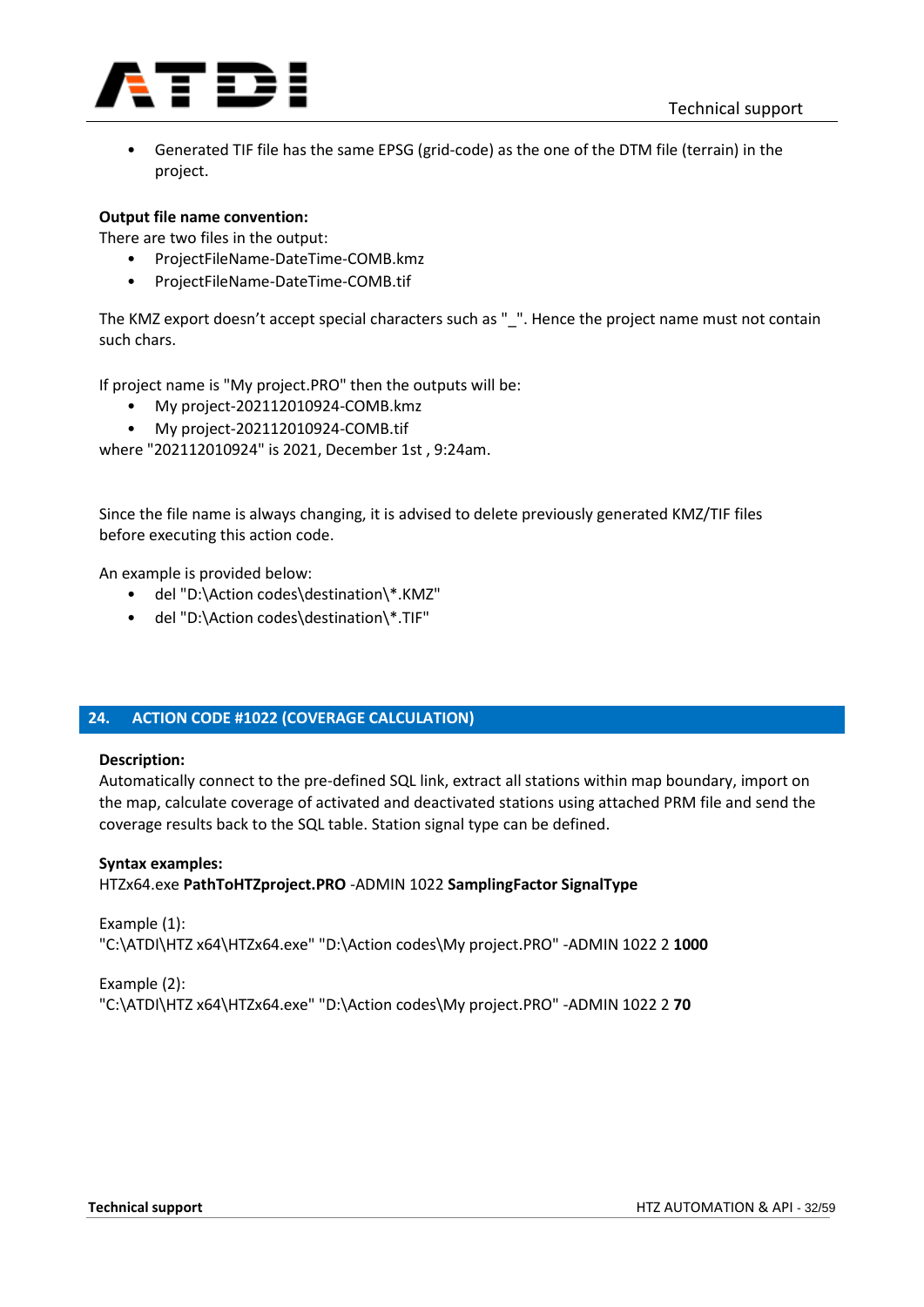- Generated TIF file has the same EPSG (grid-code) as the one of the DTM file (terrain) in the project.

**Output file name convention:**
There are two files in the output:

- ProjectFileName-DateTime-COMB.kmz
- ProjectFileName-DateTime-COMB.tif

The KMZ export doesn't accept special characters such as "_". Hence the project name must not contain such chars.

If project name is "My project.PRO" then the outputs will be:

- My project-202112010924-COMB.kmz
- My project-202112010924-COMB.tif

where "202112010924" is 2021, December 1st , 9:24am.

Since the file name is always changing, it is advised to delete previously generated KMZ/TIF files before executing this action code.

An example is provided below:

- del "D:\Action codes\destination\*.KMZ"
- del "D:\Action codes\destination\*.TIF"

## 24. ACTION CODE #1022 (COVERAGE CALCULATION)

**Description:**
Automatically connect to the pre-defined SQL link, extract all stations within map boundary, import on the map, calculate coverage of activated and deactivated stations using attached PRM file and send the coverage results back to the SQL table. Station signal type can be defined.

**Syntax examples:**
HTZx64.exe **PathToHTZproject.PRO** -ADMIN 1022 **SamplingFactor SignalType**

Example (1):
"C:\ATDI\HTZ x64\HTZx64.exe" "D:\Action codes\My project.PRO" -ADMIN 1022 2 **1000**

Example (2):
"C:\ATDI\HTZ x64\HTZx64.exe" "D:\Action codes\My project.PRO" -ADMIN 1022 2 **70**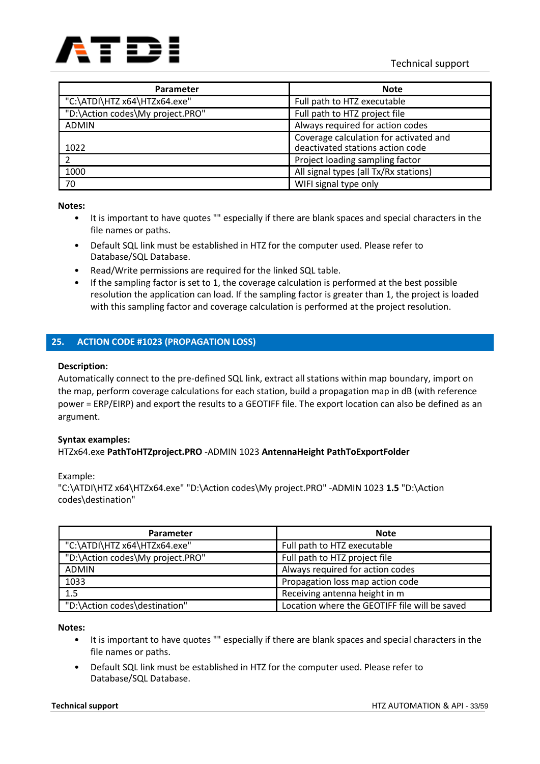| Parameter | Note |
| --- | --- |
| "C:\ATDI\HTZ x64\HTZx64.exe" | Full path to HTZ executable |
| "D:\Action codes\My project.PRO" | Full path to HTZ project file |
| ADMIN | Always required for action codes |
| 1022 | Coverage calculation for activated and deactivated stations action code |
| 2 | Project loading sampling factor |
| 1000 | All signal types (all Tx/Rx stations) |
| 70 | WIFI signal type only |

**Notes:**

- It is important to have quotes "" especially if there are blank spaces and special characters in the file names or paths.
- Default SQL link must be established in HTZ for the computer used. Please refer to Database/SQL Database.
- Read/Write permissions are required for the linked SQL table.
- If the sampling factor is set to 1, the coverage calculation is performed at the best possible resolution the application can load. If the sampling factor is greater than 1, the project is loaded with this sampling factor and coverage calculation is performed at the project resolution.

## 25. ACTION CODE #1023 (PROPAGATION LOSS)

**Description:**

Automatically connect to the pre-defined SQL link, extract all stations within map boundary, import on the map, perform coverage calculations for each station, build a propagation map in dB (with reference power = ERP/EIRP) and export the results to a GEOTIFF file. The export location can also be defined as an argument.

**Syntax examples:**

HTZx64.exe **PathToHTZproject.PRO** -ADMIN 1023 **AntennaHeight PathToExportFolder**

Example:

"C:\ATDI\HTZ x64\HTZx64.exe" "D:\Action codes\My project.PRO" -ADMIN 1023 **1.5** "D:\Action codes\destination"

| Parameter | Note |
| --- | --- |
| "C:\ATDI\HTZ x64\HTZx64.exe" | Full path to HTZ executable |
| "D:\Action codes\My project.PRO" | Full path to HTZ project file |
| ADMIN | Always required for action codes |
| 1033 | Propagation loss map action code |
| 1.5 | Receiving antenna height in m |
| "D:\Action codes\destination" | Location where the GEOTIFF file will be saved |

**Notes:**

- It is important to have quotes "" especially if there are blank spaces and special characters in the file names or paths.
- Default SQL link must be established in HTZ for the computer used. Please refer to Database/SQL Database.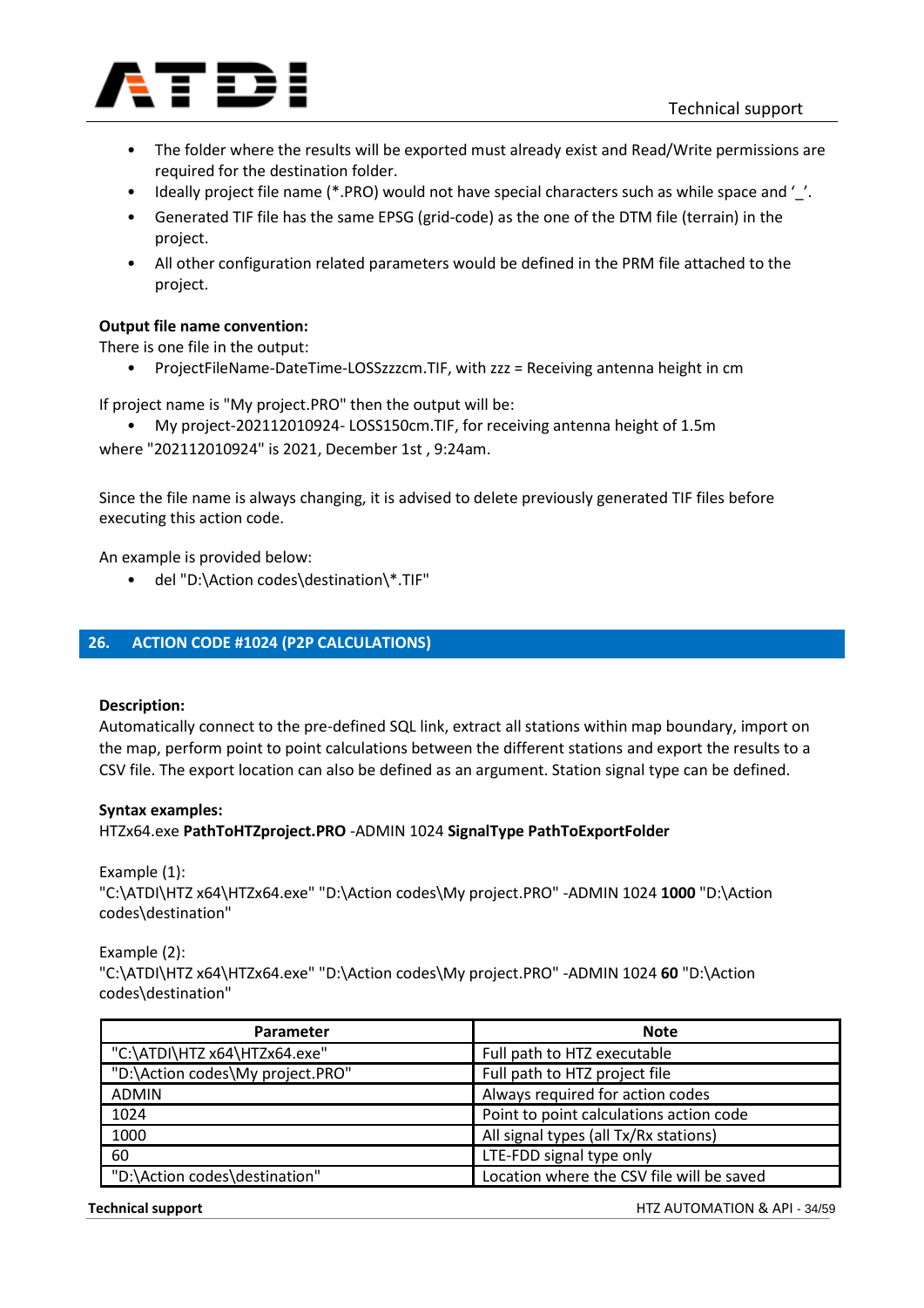- The folder where the results will be exported must already exist and Read/Write permissions are required for the destination folder.
- Ideally project file name (*.PRO) would not have special characters such as while space and '_'.
- Generated TIF file has the same EPSG (grid-code) as the one of the DTM file (terrain) in the project.
- All other configuration related parameters would be defined in the PRM file attached to the project.

**Output file name convention:**
There is one file in the output:

- ProjectFileName-DateTime-LOSSzzzcm.TIF, with zzz = Receiving antenna height in cm

If project name is "My project.PRO" then the output will be:

- My project-202112010924- LOSS150cm.TIF, for receiving antenna height of 1.5m

where "202112010924" is 2021, December 1st , 9:24am.

Since the file name is always changing, it is advised to delete previously generated TIF files before executing this action code.

An example is provided below:

- del "D:\Action codes\destination\*.TIF"

## 26. ACTION CODE #1024 (P2P CALCULATIONS)

**Description:**
Automatically connect to the pre-defined SQL link, extract all stations within map boundary, import on the map, perform point to point calculations between the different stations and export the results to a CSV file. The export location can also be defined as an argument. Station signal type can be defined.

**Syntax examples:**
HTZx64.exe **PathToHTZproject.PRO** -ADMIN 1024 **SignalType PathToExportFolder**

Example (1):
"C:\ATDI\HTZ x64\HTZx64.exe" "D:\Action codes\My project.PRO" -ADMIN 1024 **1000** "D:\Action codes\destination"

Example (2):
"C:\ATDI\HTZ x64\HTZx64.exe" "D:\Action codes\My project.PRO" -ADMIN 1024 **60** "D:\Action codes\destination"

| Parameter | Note |
|---|---|
| "C:\ATDI\HTZ x64\HTZx64.exe" | Full path to HTZ executable |
| "D:\Action codes\My project.PRO" | Full path to HTZ project file |
| ADMIN | Always required for action codes |
| 1024 | Point to point calculations action code |
| 1000 | All signal types (all Tx/Rx stations) |
| 60 | LTE-FDD signal type only |
| "D:\Action codes\destination" | Location where the CSV file will be saved |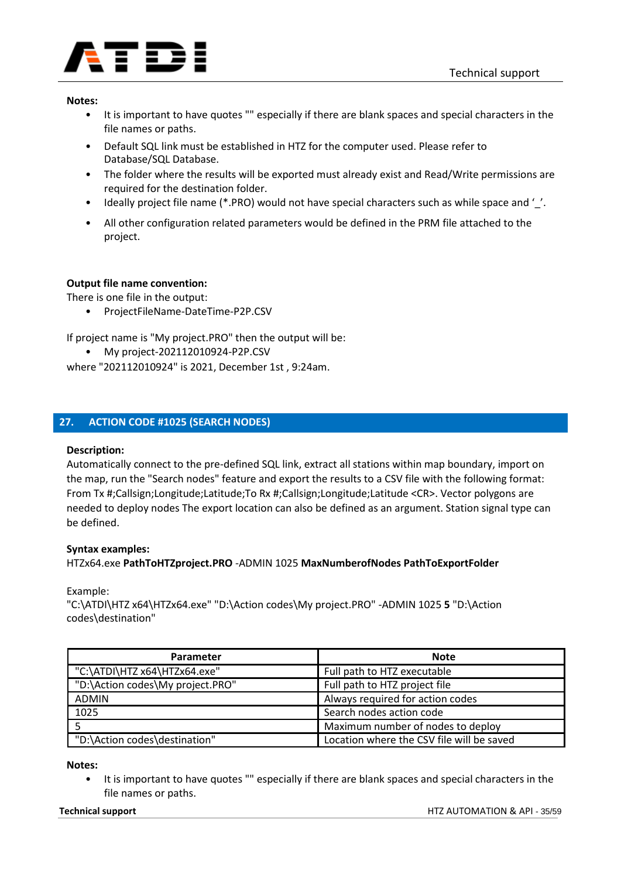**Notes:**

- It is important to have quotes "" especially if there are blank spaces and special characters in the file names or paths.
- Default SQL link must be established in HTZ for the computer used. Please refer to Database/SQL Database.
- The folder where the results will be exported must already exist and Read/Write permissions are required for the destination folder.
- Ideally project file name (*.PRO) would not have special characters such as while space and '_'.
- All other configuration related parameters would be defined in the PRM file attached to the project.

**Output file name convention:**

There is one file in the output:

- ProjectFileName-DateTime-P2P.CSV

If project name is "My project.PRO" then the output will be:

- My project-202112010924-P2P.CSV

where "202112010924" is 2021, December 1st , 9:24am.

## 27. ACTION CODE #1025 (SEARCH NODES)

**Description:**

Automatically connect to the pre-defined SQL link, extract all stations within map boundary, import on the map, run the "Search nodes" feature and export the results to a CSV file with the following format: From Tx #;Callsign;Longitude;Latitude;To Rx #;Callsign;Longitude;Latitude <CR>. Vector polygons are needed to deploy nodes The export location can also be defined as an argument. Station signal type can be defined.

**Syntax examples:**

HTZx64.exe **PathToHTZproject.PRO** -ADMIN 1025 **MaxNumberofNodes PathToExportFolder**

Example:

"C:\ATDI\HTZ x64\HTZx64.exe" "D:\Action codes\My project.PRO" -ADMIN 1025 **5** "D:\Action codes\destination"

| Parameter | Note |
|---|---|
| "C:\ATDI\HTZ x64\HTZx64.exe" | Full path to HTZ executable |
| "D:\Action codes\My project.PRO" | Full path to HTZ project file |
| ADMIN | Always required for action codes |
| 1025 | Search nodes action code |
| 5 | Maximum number of nodes to deploy |
| "D:\Action codes\destination" | Location where the CSV file will be saved |

**Notes:**

- It is important to have quotes "" especially if there are blank spaces and special characters in the file names or paths.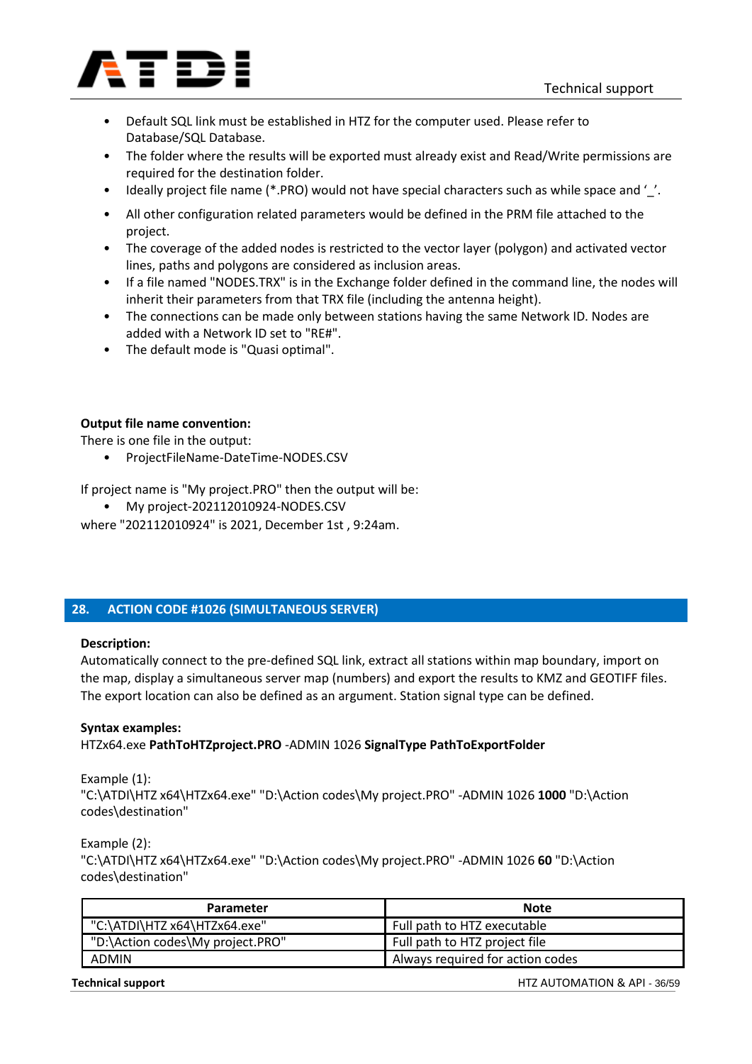- Default SQL link must be established in HTZ for the computer used. Please refer to Database/SQL Database.
- The folder where the results will be exported must already exist and Read/Write permissions are required for the destination folder.
- Ideally project file name (*.PRO) would not have special characters such as while space and '_'.
- All other configuration related parameters would be defined in the PRM file attached to the project.
- The coverage of the added nodes is restricted to the vector layer (polygon) and activated vector lines, paths and polygons are considered as inclusion areas.
- If a file named "NODES.TRX" is in the Exchange folder defined in the command line, the nodes will inherit their parameters from that TRX file (including the antenna height).
- The connections can be made only between stations having the same Network ID. Nodes are added with a Network ID set to "RE#".
- The default mode is "Quasi optimal".

**Output file name convention:**

There is one file in the output:

- ProjectFileName-DateTime-NODES.CSV

If project name is "My project.PRO" then the output will be:

- My project-202112010924-NODES.CSV

where "202112010924" is 2021, December 1st , 9:24am.

## 28. ACTION CODE #1026 (SIMULTANEOUS SERVER)

**Description:**

Automatically connect to the pre-defined SQL link, extract all stations within map boundary, import on the map, display a simultaneous server map (numbers) and export the results to KMZ and GEOTIFF files. The export location can also be defined as an argument. Station signal type can be defined.

**Syntax examples:**

HTZx64.exe **PathToHTZproject.PRO** -ADMIN 1026 **SignalType PathToExportFolder**

Example (1):

"C:\ATDI\HTZ x64\HTZx64.exe" "D:\Action codes\My project.PRO" -ADMIN 1026 **1000** "D:\Action codes\destination"

Example (2):

"C:\ATDI\HTZ x64\HTZx64.exe" "D:\Action codes\My project.PRO" -ADMIN 1026 **60** "D:\Action codes\destination"

| Parameter | Note |
|---|---|
| "C:\ATDI\HTZ x64\HTZx64.exe" | Full path to HTZ executable |
| "D:\Action codes\My project.PRO" | Full path to HTZ project file |
| ADMIN | Always required for action codes |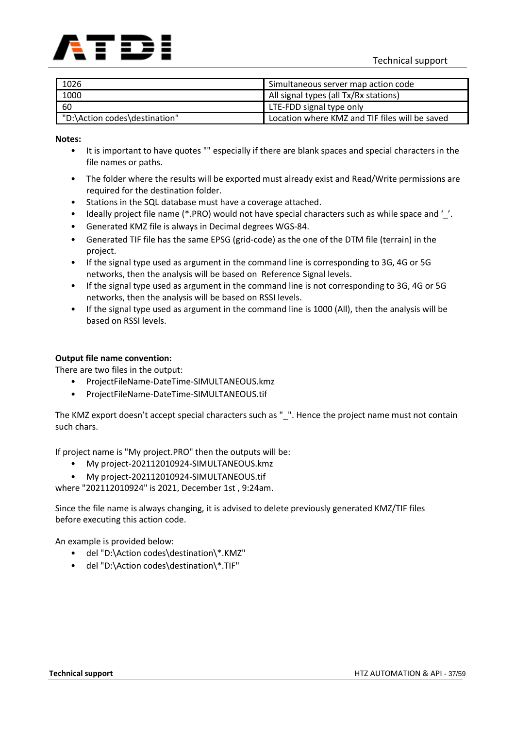| 1026 | Simultaneous server map action code |
|---|---|
| 1000 | All signal types (all Tx/Rx stations) |
| 60 | LTE-FDD signal type only |
| "D:\Action codes\destination" | Location where KMZ and TIF files will be saved |

**Notes:**

- It is important to have quotes "" especially if there are blank spaces and special characters in the file names or paths.
- The folder where the results will be exported must already exist and Read/Write permissions are required for the destination folder.
- Stations in the SQL database must have a coverage attached.
- Ideally project file name (*.PRO) would not have special characters such as while space and '_'.
- Generated KMZ file is always in Decimal degrees WGS-84.
- Generated TIF file has the same EPSG (grid-code) as the one of the DTM file (terrain) in the project.
- If the signal type used as argument in the command line is corresponding to 3G, 4G or 5G networks, then the analysis will be based on Reference Signal levels.
- If the signal type used as argument in the command line is not corresponding to 3G, 4G or 5G networks, then the analysis will be based on RSSI levels.
- If the signal type used as argument in the command line is 1000 (All), then the analysis will be based on RSSI levels.

**Output file name convention:**

There are two files in the output:

- ProjectFileName-DateTime-SIMULTANEOUS.kmz
- ProjectFileName-DateTime-SIMULTANEOUS.tif

The KMZ export doesn't accept special characters such as "_". Hence the project name must not contain such chars.

If project name is "My project.PRO" then the outputs will be:

- My project-202112010924-SIMULTANEOUS.kmz
- My project-202112010924-SIMULTANEOUS.tif

where "202112010924" is 2021, December 1st , 9:24am.

Since the file name is always changing, it is advised to delete previously generated KMZ/TIF files before executing this action code.

An example is provided below:

- del "D:\Action codes\destination\*.KMZ"
- del "D:\Action codes\destination\*.TIF"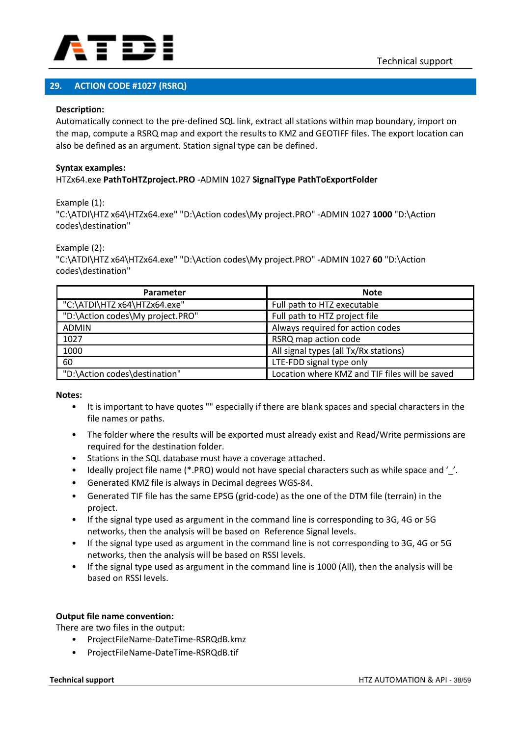## 29. ACTION CODE #1027 (RSRQ)

**Description:**
Automatically connect to the pre-defined SQL link, extract all stations within map boundary, import on the map, compute a RSRQ map and export the results to KMZ and GEOTIFF files. The export location can also be defined as an argument. Station signal type can be defined.

**Syntax examples:**
HTZx64.exe **PathToHTZproject.PRO** -ADMIN 1027 **SignalType PathToExportFolder**

Example (1):
"C:\ATDI\HTZ x64\HTZx64.exe" "D:\Action codes\My project.PRO" -ADMIN 1027 **1000** "D:\Action codes\destination"

Example (2):
"C:\ATDI\HTZ x64\HTZx64.exe" "D:\Action codes\My project.PRO" -ADMIN 1027 **60** "D:\Action codes\destination"

| Parameter | Note |
|---|---|
| "C:\ATDI\HTZ x64\HTZx64.exe" | Full path to HTZ executable |
| "D:\Action codes\My project.PRO" | Full path to HTZ project file |
| ADMIN | Always required for action codes |
| 1027 | RSRQ map action code |
| 1000 | All signal types (all Tx/Rx stations) |
| 60 | LTE-FDD signal type only |
| "D:\Action codes\destination" | Location where KMZ and TIF files will be saved |

**Notes:**

- It is important to have quotes "" especially if there are blank spaces and special characters in the file names or paths.
- The folder where the results will be exported must already exist and Read/Write permissions are required for the destination folder.
- Stations in the SQL database must have a coverage attached.
- Ideally project file name (*.PRO) would not have special characters such as while space and '_'.
- Generated KMZ file is always in Decimal degrees WGS-84.
- Generated TIF file has the same EPSG (grid-code) as the one of the DTM file (terrain) in the project.
- If the signal type used as argument in the command line is corresponding to 3G, 4G or 5G networks, then the analysis will be based on Reference Signal levels.
- If the signal type used as argument in the command line is not corresponding to 3G, 4G or 5G networks, then the analysis will be based on RSSI levels.
- If the signal type used as argument in the command line is 1000 (All), then the analysis will be based on RSSI levels.

**Output file name convention:**
There are two files in the output:

- ProjectFileName-DateTime-RSRQdB.kmz
- ProjectFileName-DateTime-RSRQdB.tif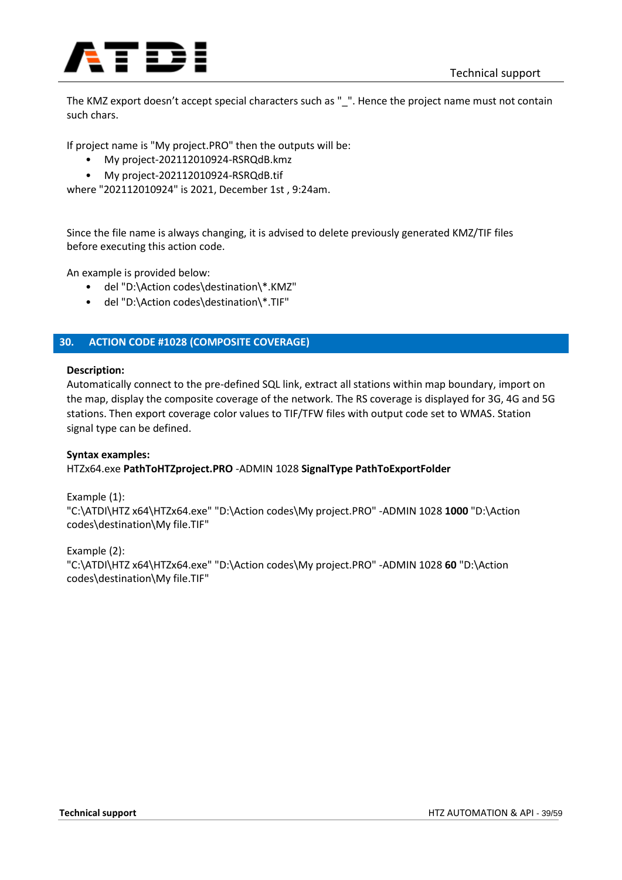The KMZ export doesn't accept special characters such as "_". Hence the project name must not contain such chars.

If project name is "My project.PRO" then the outputs will be:

- My project-202112010924-RSRQdB.kmz
- My project-202112010924-RSRQdB.tif

where "202112010924" is 2021, December 1st , 9:24am.

Since the file name is always changing, it is advised to delete previously generated KMZ/TIF files before executing this action code.

An example is provided below:

- del "D:\Action codes\destination\*.KMZ"
- del "D:\Action codes\destination\*.TIF"

## 30. ACTION CODE #1028 (COMPOSITE COVERAGE)

**Description:**
Automatically connect to the pre-defined SQL link, extract all stations within map boundary, import on the map, display the composite coverage of the network. The RS coverage is displayed for 3G, 4G and 5G stations. Then export coverage color values to TIF/TFW files with output code set to WMAS. Station signal type can be defined.

**Syntax examples:**
HTZx64.exe **PathToHTZproject.PRO** -ADMIN 1028 **SignalType PathToExportFolder**

Example (1):
"C:\ATDI\HTZ x64\HTZx64.exe" "D:\Action codes\My project.PRO" -ADMIN 1028 **1000** "D:\Action codes\destination\My file.TIF"

Example (2):
"C:\ATDI\HTZ x64\HTZx64.exe" "D:\Action codes\My project.PRO" -ADMIN 1028 **60** "D:\Action codes\destination\My file.TIF"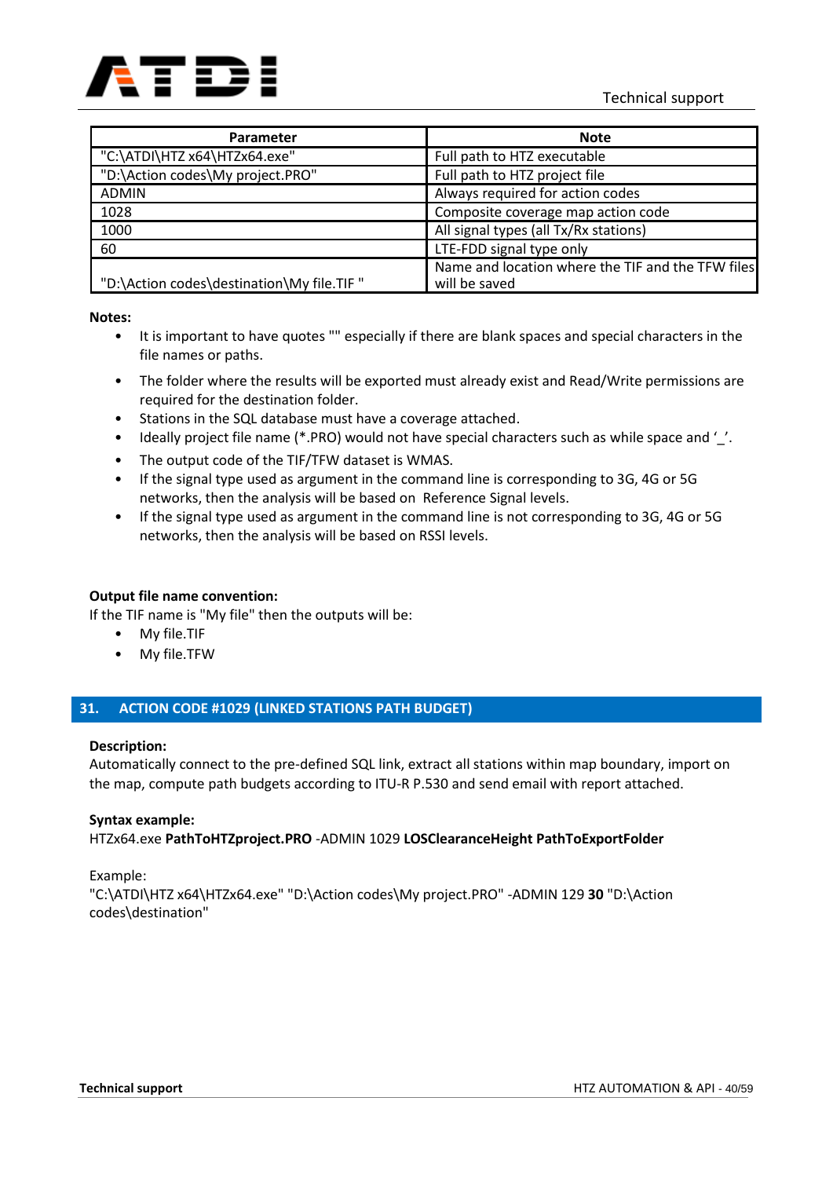| Parameter | Note |
|---|---|
| "C:\ATDI\HTZ x64\HTZx64.exe" | Full path to HTZ executable |
| "D:\Action codes\My project.PRO" | Full path to HTZ project file |
| ADMIN | Always required for action codes |
| 1028 | Composite coverage map action code |
| 1000 | All signal types (all Tx/Rx stations) |
| 60 | LTE-FDD signal type only |
| "D:\Action codes\destination\My file.TIF " | Name and location where the TIF and the TFW files will be saved |

**Notes:**

- It is important to have quotes "" especially if there are blank spaces and special characters in the file names or paths.
- The folder where the results will be exported must already exist and Read/Write permissions are required for the destination folder.
- Stations in the SQL database must have a coverage attached.
- Ideally project file name (*.PRO) would not have special characters such as while space and '_'.
- The output code of the TIF/TFW dataset is WMAS.
- If the signal type used as argument in the command line is corresponding to 3G, 4G or 5G networks, then the analysis will be based on Reference Signal levels.
- If the signal type used as argument in the command line is not corresponding to 3G, 4G or 5G networks, then the analysis will be based on RSSI levels.

**Output file name convention:**

If the TIF name is "My file" then the outputs will be:

- My file.TIF
- My file.TFW

## 31. ACTION CODE #1029 (LINKED STATIONS PATH BUDGET)

**Description:**

Automatically connect to the pre-defined SQL link, extract all stations within map boundary, import on the map, compute path budgets according to ITU-R P.530 and send email with report attached.

**Syntax example:**

HTZx64.exe **PathToHTZproject.PRO** -ADMIN 1029 **LOSClearanceHeight PathToExportFolder**

Example:

"C:\ATDI\HTZ x64\HTZx64.exe" "D:\Action codes\My project.PRO" -ADMIN 129 **30** "D:\Action codes\destination"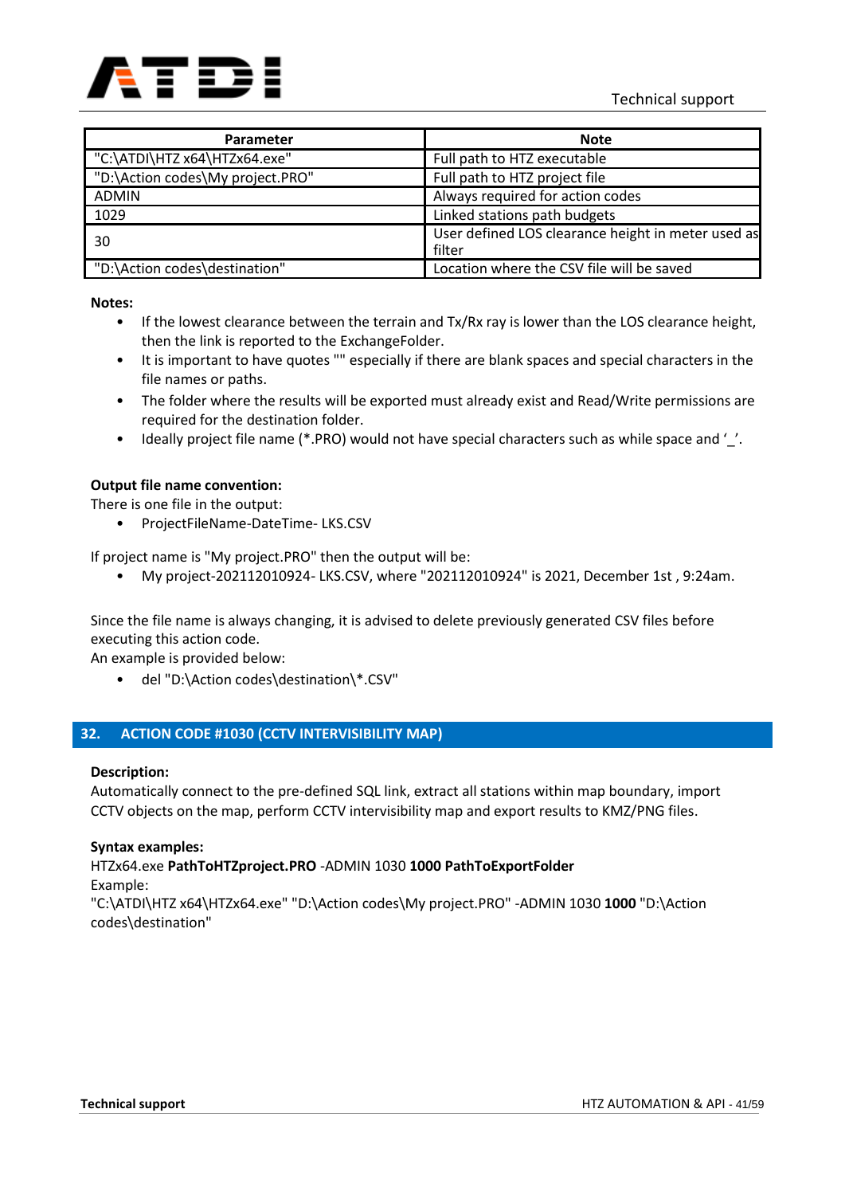| Parameter | Note |
|---|---|
| "C:\ATDI\HTZ x64\HTZx64.exe" | Full path to HTZ executable |
| "D:\Action codes\My project.PRO" | Full path to HTZ project file |
| ADMIN | Always required for action codes |
| 1029 | Linked stations path budgets |
| 30 | User defined LOS clearance height in meter used as filter |
| "D:\Action codes\destination" | Location where the CSV file will be saved |

**Notes:**

- If the lowest clearance between the terrain and Tx/Rx ray is lower than the LOS clearance height, then the link is reported to the ExchangeFolder.
- It is important to have quotes "" especially if there are blank spaces and special characters in the file names or paths.
- The folder where the results will be exported must already exist and Read/Write permissions are required for the destination folder.
- Ideally project file name (*.PRO) would not have special characters such as while space and '_'.

**Output file name convention:**

There is one file in the output:

- ProjectFileName-DateTime- LKS.CSV

If project name is "My project.PRO" then the output will be:

- My project-202112010924- LKS.CSV, where "202112010924" is 2021, December 1st , 9:24am.

Since the file name is always changing, it is advised to delete previously generated CSV files before executing this action code.

An example is provided below:

- del "D:\Action codes\destination\*.CSV"

## 32. ACTION CODE #1030 (CCTV INTERVISIBILITY MAP)

**Description:**

Automatically connect to the pre-defined SQL link, extract all stations within map boundary, import CCTV objects on the map, perform CCTV intervisibility map and export results to KMZ/PNG files.

**Syntax examples:**

HTZx64.exe **PathToHTZproject.PRO** -ADMIN 1030 **1000 PathToExportFolder**

Example:

"C:\ATDI\HTZ x64\HTZx64.exe" "D:\Action codes\My project.PRO" -ADMIN 1030 **1000** "D:\Action codes\destination"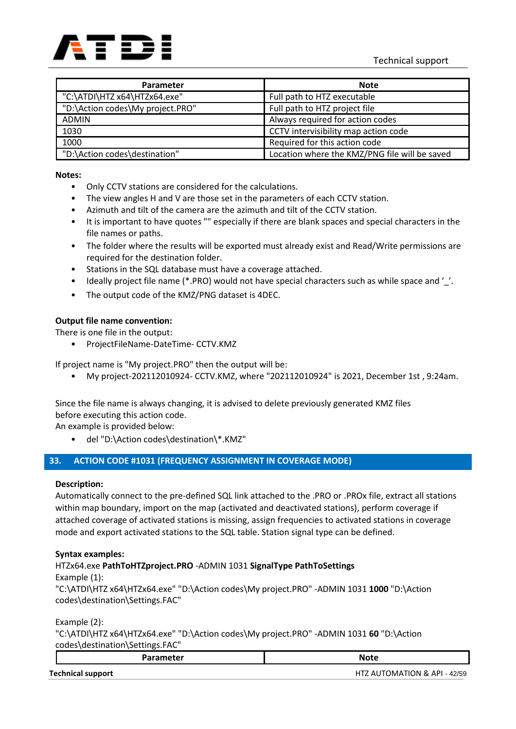| Parameter | Note |
| --- | --- |
| "C:\ATDI\HTZ x64\HTZx64.exe" | Full path to HTZ executable |
| "D:\Action codes\My project.PRO" | Full path to HTZ project file |
| ADMIN | Always required for action codes |
| 1030 | CCTV intervisibility map action code |
| 1000 | Required for this action code |
| "D:\Action codes\destination" | Location where the KMZ/PNG file will be saved |

**Notes:**

- Only CCTV stations are considered for the calculations.
- The view angles H and V are those set in the parameters of each CCTV station.
- Azimuth and tilt of the camera are the azimuth and tilt of the CCTV station.
- It is important to have quotes "" especially if there are blank spaces and special characters in the file names or paths.
- The folder where the results will be exported must already exist and Read/Write permissions are required for the destination folder.
- Stations in the SQL database must have a coverage attached.
- Ideally project file name (*.PRO) would not have special characters such as while space and '_'.
- The output code of the KMZ/PNG dataset is 4DEC.

**Output file name convention:**

There is one file in the output:

- ProjectFileName-DateTime- CCTV.KMZ

If project name is "My project.PRO" then the output will be:

- My project-202112010924- CCTV.KMZ, where "202112010924" is 2021, December 1st , 9:24am.

Since the file name is always changing, it is advised to delete previously generated KMZ files before executing this action code.
An example is provided below:

- del "D:\Action codes\destination\*.KMZ"

## 33. ACTION CODE #1031 (FREQUENCY ASSIGNMENT IN COVERAGE MODE)

**Description:**

Automatically connect to the pre-defined SQL link attached to the .PRO or .PROx file, extract all stations within map boundary, import on the map (activated and deactivated stations), perform coverage if attached coverage of activated stations is missing, assign frequencies to activated stations in coverage mode and export activated stations to the SQL table. Station signal type can be defined.

**Syntax examples:**

HTZx64.exe **PathToHTZproject.PRO** -ADMIN 1031 **SignalType PathToSettings**

Example (1):

"C:\ATDI\HTZ x64\HTZx64.exe" "D:\Action codes\My project.PRO" -ADMIN 1031 **1000** "D:\Action codes\destination\Settings.FAC"

Example (2):

"C:\ATDI\HTZ x64\HTZx64.exe" "D:\Action codes\My project.PRO" -ADMIN 1031 **60** "D:\Action codes\destination\Settings.FAC"

| Parameter | Note |
| --- | --- |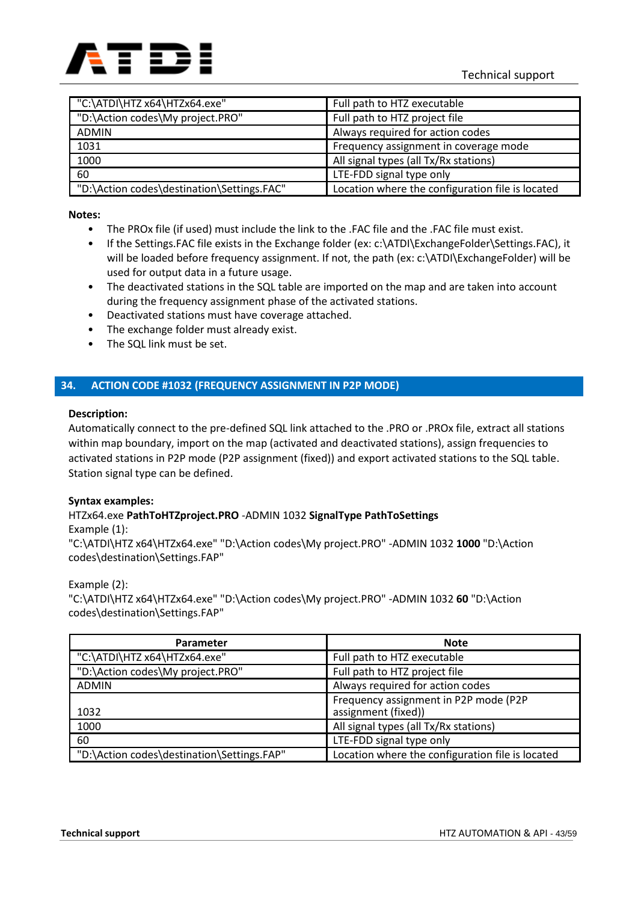| | |
|---|---|
| "C:\ATDI\HTZ x64\HTZx64.exe" | Full path to HTZ executable |
| "D:\Action codes\My project.PRO" | Full path to HTZ project file |
| ADMIN | Always required for action codes |
| 1031 | Frequency assignment in coverage mode |
| 1000 | All signal types (all Tx/Rx stations) |
| 60 | LTE-FDD signal type only |
| "D:\Action codes\destination\Settings.FAC" | Location where the configuration file is located |

**Notes:**

- The PROx file (if used) must include the link to the .FAC file and the .FAC file must exist.
- If the Settings.FAC file exists in the Exchange folder (ex: c:\ATDI\ExchangeFolder\Settings.FAC), it will be loaded before frequency assignment. If not, the path (ex: c:\ATDI\ExchangeFolder) will be used for output data in a future usage.
- The deactivated stations in the SQL table are imported on the map and are taken into account during the frequency assignment phase of the activated stations.
- Deactivated stations must have coverage attached.
- The exchange folder must already exist.
- The SQL link must be set.

## 34. ACTION CODE #1032 (FREQUENCY ASSIGNMENT IN P2P MODE)

**Description:**

Automatically connect to the pre-defined SQL link attached to the .PRO or .PROx file, extract all stations within map boundary, import on the map (activated and deactivated stations), assign frequencies to activated stations in P2P mode (P2P assignment (fixed)) and export activated stations to the SQL table. Station signal type can be defined.

**Syntax examples:**

HTZx64.exe **PathToHTZproject.PRO** -ADMIN 1032 **SignalType PathToSettings**

Example (1):

"C:\ATDI\HTZ x64\HTZx64.exe" "D:\Action codes\My project.PRO" -ADMIN 1032 **1000** "D:\Action codes\destination\Settings.FAP"

Example (2):

"C:\ATDI\HTZ x64\HTZx64.exe" "D:\Action codes\My project.PRO" -ADMIN 1032 **60** "D:\Action codes\destination\Settings.FAP"

| Parameter | Note |
|---|---|
| "C:\ATDI\HTZ x64\HTZx64.exe" | Full path to HTZ executable |
| "D:\Action codes\My project.PRO" | Full path to HTZ project file |
| ADMIN | Always required for action codes |
| 1032 | Frequency assignment in P2P mode (P2P assignment (fixed)) |
| 1000 | All signal types (all Tx/Rx stations) |
| 60 | LTE-FDD signal type only |
| "D:\Action codes\destination\Settings.FAP" | Location where the configuration file is located |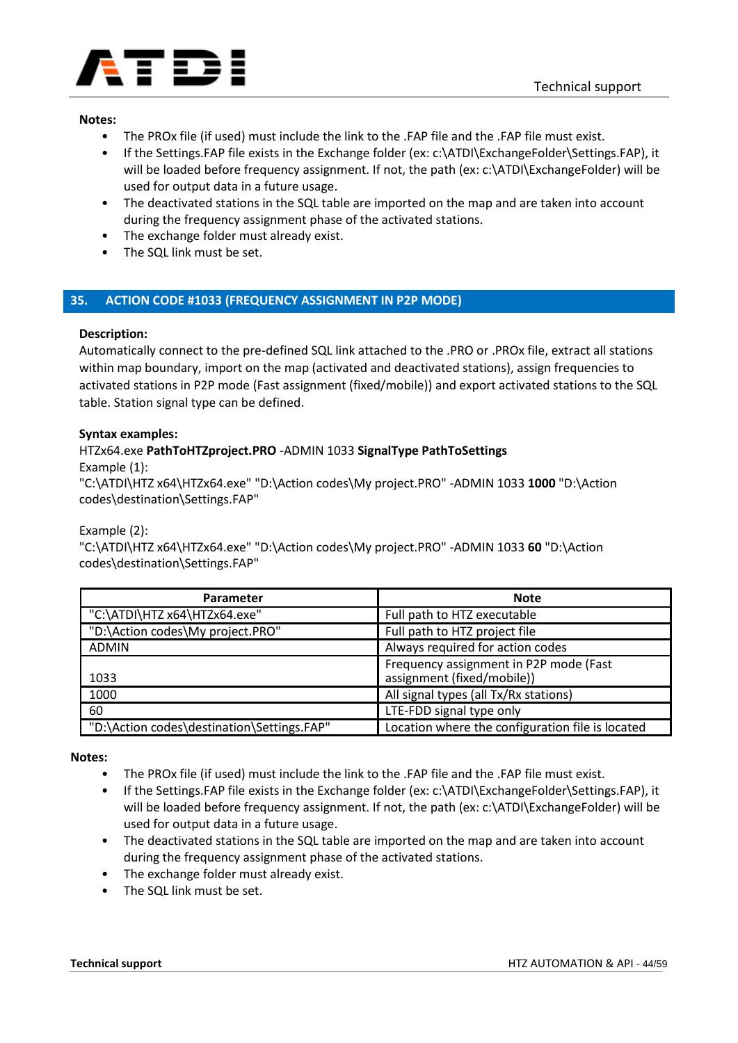**Notes:**

- The PROx file (if used) must include the link to the .FAP file and the .FAP file must exist.
- If the Settings.FAP file exists in the Exchange folder (ex: c:\ATDI\ExchangeFolder\Settings.FAP), it will be loaded before frequency assignment. If not, the path (ex: c:\ATDI\ExchangeFolder) will be used for output data in a future usage.
- The deactivated stations in the SQL table are imported on the map and are taken into account during the frequency assignment phase of the activated stations.
- The exchange folder must already exist.
- The SQL link must be set.

## 35. ACTION CODE #1033 (FREQUENCY ASSIGNMENT IN P2P MODE)

**Description:**
Automatically connect to the pre-defined SQL link attached to the .PRO or .PROx file, extract all stations within map boundary, import on the map (activated and deactivated stations), assign frequencies to activated stations in P2P mode (Fast assignment (fixed/mobile)) and export activated stations to the SQL table. Station signal type can be defined.

**Syntax examples:**
HTZx64.exe **PathToHTZproject.PRO** -ADMIN 1033 **SignalType PathToSettings**
Example (1):
"C:\ATDI\HTZ x64\HTZx64.exe" "D:\Action codes\My project.PRO" -ADMIN 1033 **1000** "D:\Action codes\destination\Settings.FAP"

Example (2):
"C:\ATDI\HTZ x64\HTZx64.exe" "D:\Action codes\My project.PRO" -ADMIN 1033 **60** "D:\Action codes\destination\Settings.FAP"

| Parameter | Note |
|---|---|
| "C:\ATDI\HTZ x64\HTZx64.exe" | Full path to HTZ executable |
| "D:\Action codes\My project.PRO" | Full path to HTZ project file |
| ADMIN | Always required for action codes |
| 1033 | Frequency assignment in P2P mode (Fast assignment (fixed/mobile)) |
| 1000 | All signal types (all Tx/Rx stations) |
| 60 | LTE-FDD signal type only |
| "D:\Action codes\destination\Settings.FAP" | Location where the configuration file is located |

**Notes:**

- The PROx file (if used) must include the link to the .FAP file and the .FAP file must exist.
- If the Settings.FAP file exists in the Exchange folder (ex: c:\ATDI\ExchangeFolder\Settings.FAP), it will be loaded before frequency assignment. If not, the path (ex: c:\ATDI\ExchangeFolder) will be used for output data in a future usage.
- The deactivated stations in the SQL table are imported on the map and are taken into account during the frequency assignment phase of the activated stations.
- The exchange folder must already exist.
- The SQL link must be set.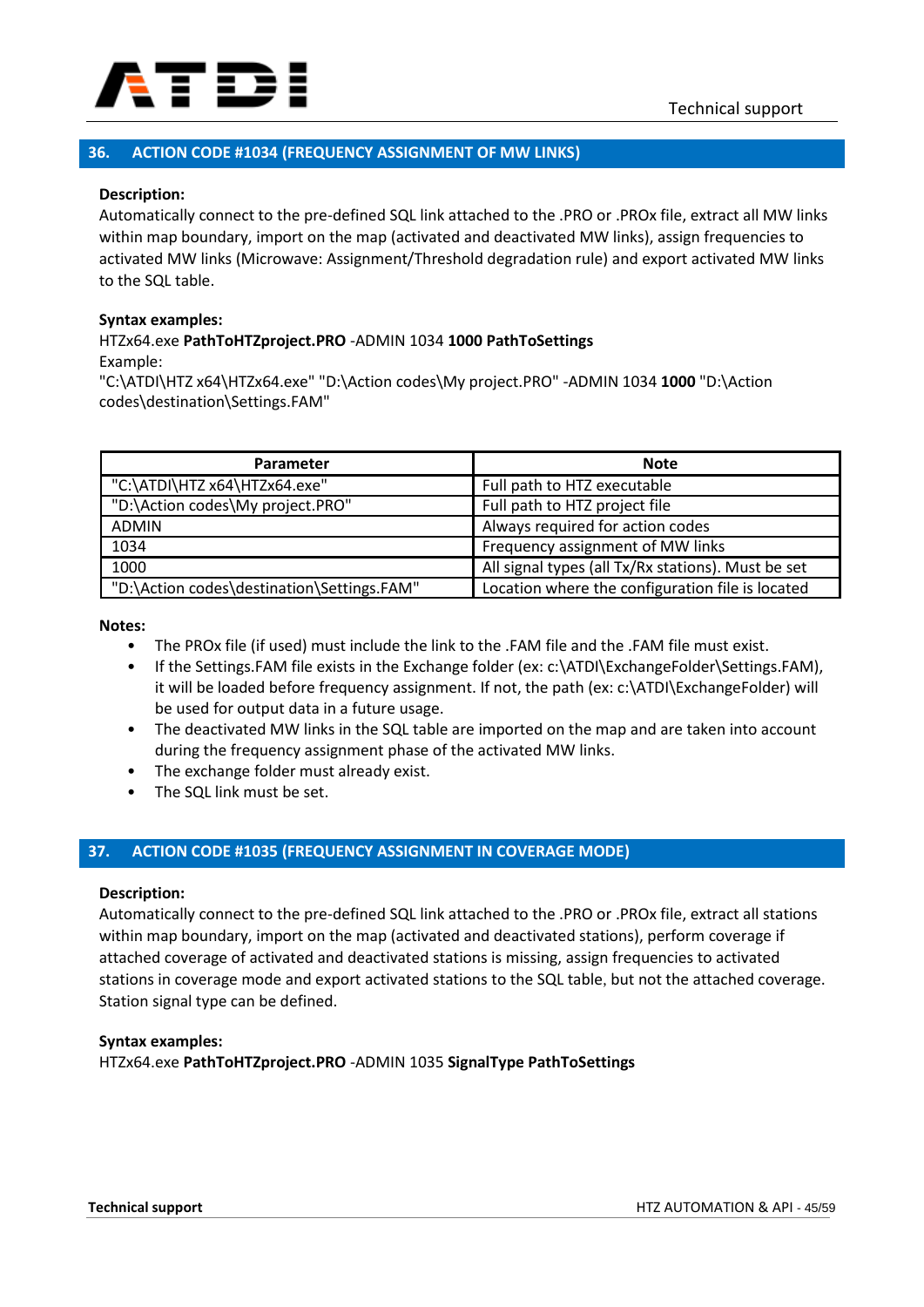## 36. ACTION CODE #1034 (FREQUENCY ASSIGNMENT OF MW LINKS)

**Description:**

Automatically connect to the pre-defined SQL link attached to the .PRO or .PROx file, extract all MW links within map boundary, import on the map (activated and deactivated MW links), assign frequencies to activated MW links (Microwave: Assignment/Threshold degradation rule) and export activated MW links to the SQL table.

**Syntax examples:**

HTZx64.exe **PathToHTZproject.PRO** -ADMIN 1034 **1000 PathToSettings**

Example:

"C:\ATDI\HTZ x64\HTZx64.exe" "D:\Action codes\My project.PRO" -ADMIN 1034 **1000** "D:\Action codes\destination\Settings.FAM"

| Parameter | Note |
|---|---|
| "C:\ATDI\HTZ x64\HTZx64.exe" | Full path to HTZ executable |
| "D:\Action codes\My project.PRO" | Full path to HTZ project file |
| ADMIN | Always required for action codes |
| 1034 | Frequency assignment of MW links |
| 1000 | All signal types (all Tx/Rx stations). Must be set |
| "D:\Action codes\destination\Settings.FAM" | Location where the configuration file is located |

**Notes:**

- The PROx file (if used) must include the link to the .FAM file and the .FAM file must exist.
- If the Settings.FAM file exists in the Exchange folder (ex: c:\ATDI\ExchangeFolder\Settings.FAM), it will be loaded before frequency assignment. If not, the path (ex: c:\ATDI\ExchangeFolder) will be used for output data in a future usage.
- The deactivated MW links in the SQL table are imported on the map and are taken into account during the frequency assignment phase of the activated MW links.
- The exchange folder must already exist.
- The SQL link must be set.

## 37. ACTION CODE #1035 (FREQUENCY ASSIGNMENT IN COVERAGE MODE)

**Description:**

Automatically connect to the pre-defined SQL link attached to the .PRO or .PROx file, extract all stations within map boundary, import on the map (activated and deactivated stations), perform coverage if attached coverage of activated and deactivated stations is missing, assign frequencies to activated stations in coverage mode and export activated stations to the SQL table, but not the attached coverage. Station signal type can be defined.

**Syntax examples:**

HTZx64.exe **PathToHTZproject.PRO** -ADMIN 1035 **SignalType PathToSettings**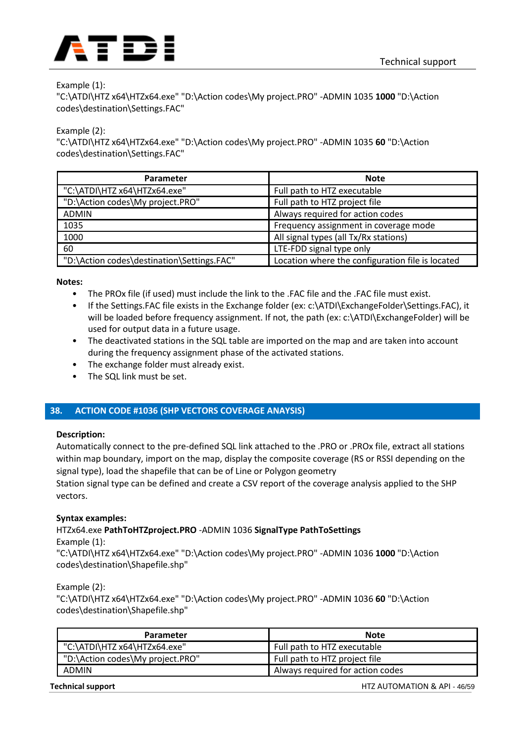Example (1):
"C:\ATDI\HTZ x64\HTZx64.exe" "D:\Action codes\My project.PRO" -ADMIN 1035 **1000** "D:\Action codes\destination\Settings.FAC"

Example (2):
"C:\ATDI\HTZ x64\HTZx64.exe" "D:\Action codes\My project.PRO" -ADMIN 1035 **60** "D:\Action codes\destination\Settings.FAC"

| Parameter | Note |
|---|---|
| "C:\ATDI\HTZ x64\HTZx64.exe" | Full path to HTZ executable |
| "D:\Action codes\My project.PRO" | Full path to HTZ project file |
| ADMIN | Always required for action codes |
| 1035 | Frequency assignment in coverage mode |
| 1000 | All signal types (all Tx/Rx stations) |
| 60 | LTE-FDD signal type only |
| "D:\Action codes\destination\Settings.FAC" | Location where the configuration file is located |

**Notes:**

- The PROx file (if used) must include the link to the .FAC file and the .FAC file must exist.
- If the Settings.FAC file exists in the Exchange folder (ex: c:\ATDI\ExchangeFolder\Settings.FAC), it will be loaded before frequency assignment. If not, the path (ex: c:\ATDI\ExchangeFolder) will be used for output data in a future usage.
- The deactivated stations in the SQL table are imported on the map and are taken into account during the frequency assignment phase of the activated stations.
- The exchange folder must already exist.
- The SQL link must be set.

## 38. ACTION CODE #1036 (SHP VECTORS COVERAGE ANAYSIS)

**Description:**
Automatically connect to the pre-defined SQL link attached to the .PRO or .PROx file, extract all stations within map boundary, import on the map, display the composite coverage (RS or RSSI depending on the signal type), load the shapefile that can be of Line or Polygon geometry
Station signal type can be defined and create a CSV report of the coverage analysis applied to the SHP vectors.

**Syntax examples:**
HTZx64.exe **PathToHTZproject.PRO** -ADMIN 1036 **SignalType PathToSettings**
Example (1):
"C:\ATDI\HTZ x64\HTZx64.exe" "D:\Action codes\My project.PRO" -ADMIN 1036 **1000** "D:\Action codes\destination\Shapefile.shp"

Example (2):
"C:\ATDI\HTZ x64\HTZx64.exe" "D:\Action codes\My project.PRO" -ADMIN 1036 **60** "D:\Action codes\destination\Shapefile.shp"

| Parameter | Note |
|---|---|
| "C:\ATDI\HTZ x64\HTZx64.exe" | Full path to HTZ executable |
| "D:\Action codes\My project.PRO" | Full path to HTZ project file |
| ADMIN | Always required for action codes |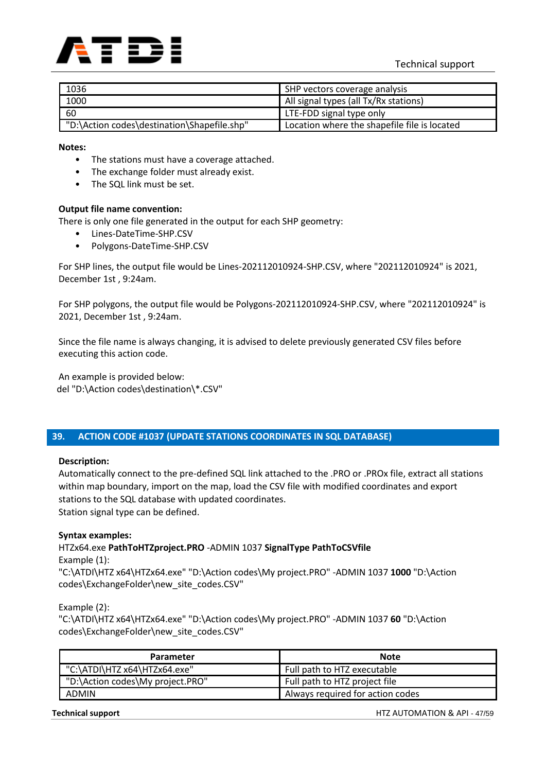| | |
|---|---|
| 1036 | SHP vectors coverage analysis |
| 1000 | All signal types (all Tx/Rx stations) |
| 60 | LTE-FDD signal type only |
| "D:\Action codes\destination\Shapefile.shp" | Location where the shapefile file is located |

**Notes:**

- The stations must have a coverage attached.
- The exchange folder must already exist.
- The SQL link must be set.

**Output file name convention:**

There is only one file generated in the output for each SHP geometry:

- Lines-DateTime-SHP.CSV
- Polygons-DateTime-SHP.CSV

For SHP lines, the output file would be Lines-202112010924-SHP.CSV, where "202112010924" is 2021, December 1st , 9:24am.

For SHP polygons, the output file would be Polygons-202112010924-SHP.CSV, where "202112010924" is 2021, December 1st , 9:24am.

Since the file name is always changing, it is advised to delete previously generated CSV files before executing this action code.

An example is provided below:
del "D:\Action codes\destination\*.CSV"

## 39. ACTION CODE #1037 (UPDATE STATIONS COORDINATES IN SQL DATABASE)

**Description:**

Automatically connect to the pre-defined SQL link attached to the .PRO or .PROx file, extract all stations within map boundary, import on the map, load the CSV file with modified coordinates and export stations to the SQL database with updated coordinates.
Station signal type can be defined.

**Syntax examples:**

HTZx64.exe **PathToHTZproject.PRO** -ADMIN 1037 **SignalType PathToCSVfile**

Example (1):
"C:\ATDI\HTZ x64\HTZx64.exe" "D:\Action codes\My project.PRO" -ADMIN 1037 **1000** "D:\Action codes\ExchangeFolder\new_site_codes.CSV"

Example (2):
"C:\ATDI\HTZ x64\HTZx64.exe" "D:\Action codes\My project.PRO" -ADMIN 1037 **60** "D:\Action codes\ExchangeFolder\new_site_codes.CSV"

| Parameter | Note |
|---|---|
| "C:\ATDI\HTZ x64\HTZx64.exe" | Full path to HTZ executable |
| "D:\Action codes\My project.PRO" | Full path to HTZ project file |
| ADMIN | Always required for action codes |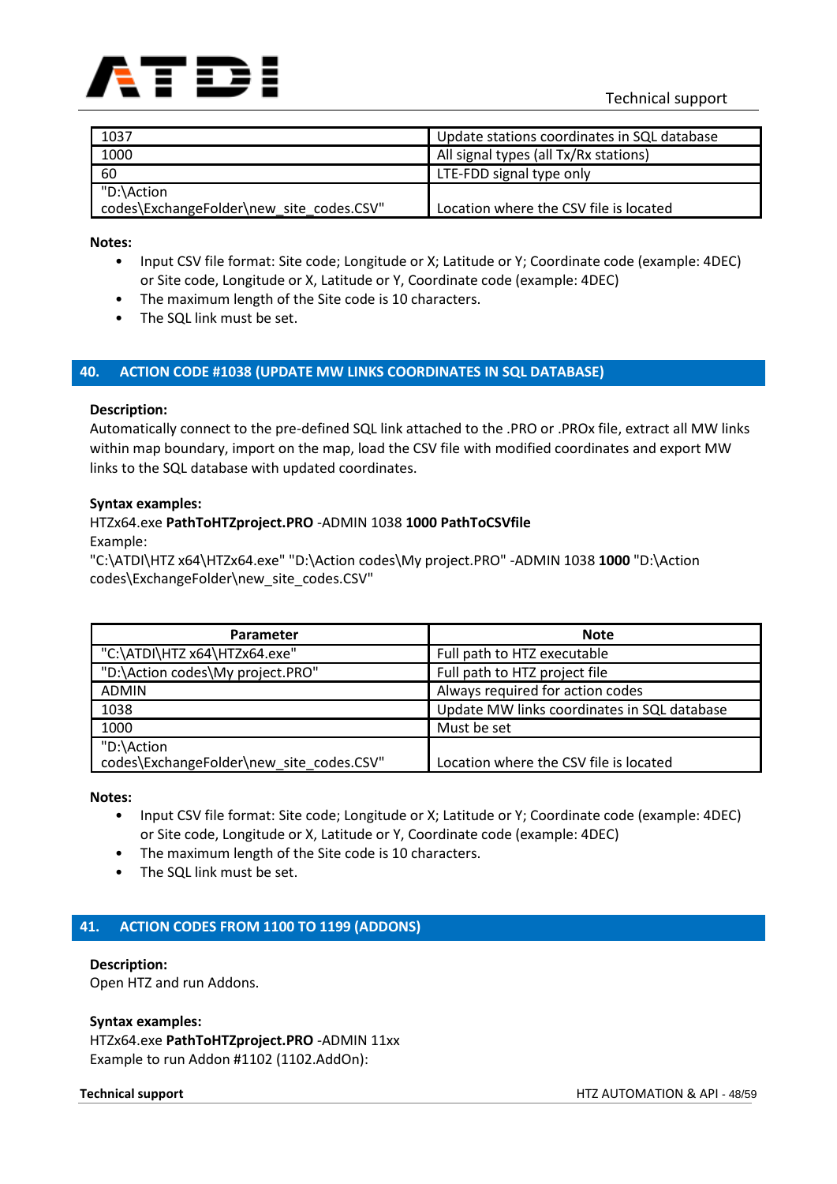| | |
|---|---|
| 1037 | Update stations coordinates in SQL database |
| 1000 | All signal types (all Tx/Rx stations) |
| 60 | LTE-FDD signal type only |
| "D:\Action codes\ExchangeFolder\new_site_codes.CSV" | Location where the CSV file is located |

**Notes:**

- Input CSV file format: Site code; Longitude or X; Latitude or Y; Coordinate code (example: 4DEC) or Site code, Longitude or X, Latitude or Y, Coordinate code (example: 4DEC)
- The maximum length of the Site code is 10 characters.
- The SQL link must be set.

## 40. ACTION CODE #1038 (UPDATE MW LINKS COORDINATES IN SQL DATABASE)

**Description:**
Automatically connect to the pre-defined SQL link attached to the .PRO or .PROx file, extract all MW links within map boundary, import on the map, load the CSV file with modified coordinates and export MW links to the SQL database with updated coordinates.

**Syntax examples:**
HTZx64.exe **PathToHTZproject.PRO** -ADMIN 1038 **1000 PathToCSVfile**
Example:
"C:\ATDI\HTZ x64\HTZx64.exe" "D:\Action codes\My project.PRO" -ADMIN 1038 **1000** "D:\Action codes\ExchangeFolder\new_site_codes.CSV"

| Parameter | Note |
|---|---|
| "C:\ATDI\HTZ x64\HTZx64.exe" | Full path to HTZ executable |
| "D:\Action codes\My project.PRO" | Full path to HTZ project file |
| ADMIN | Always required for action codes |
| 1038 | Update MW links coordinates in SQL database |
| 1000 | Must be set |
| "D:\Action codes\ExchangeFolder\new_site_codes.CSV" | Location where the CSV file is located |

**Notes:**

- Input CSV file format: Site code; Longitude or X; Latitude or Y; Coordinate code (example: 4DEC) or Site code, Longitude or X, Latitude or Y, Coordinate code (example: 4DEC)
- The maximum length of the Site code is 10 characters.
- The SQL link must be set.

## 41. ACTION CODES FROM 1100 TO 1199 (ADDONS)

**Description:**
Open HTZ and run Addons.

**Syntax examples:**
HTZx64.exe **PathToHTZproject.PRO** -ADMIN 11xx
Example to run Addon #1102 (1102.AddOn):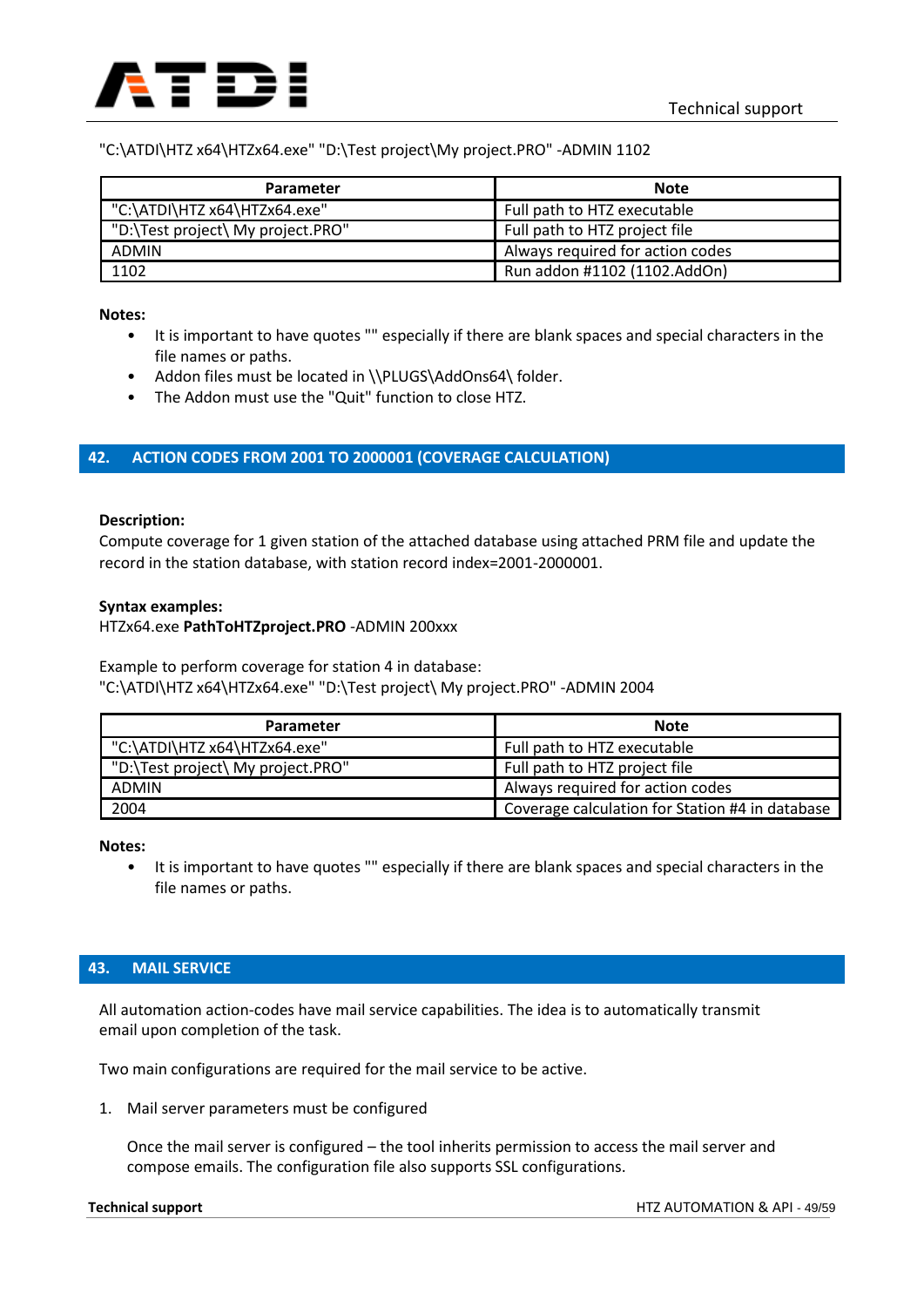"C:\ATDI\HTZ x64\HTZx64.exe" "D:\Test project\My project.PRO" -ADMIN 1102

| Parameter | Note |
| --- | --- |
| "C:\ATDI\HTZ x64\HTZx64.exe" | Full path to HTZ executable |
| "D:\Test project\ My project.PRO" | Full path to HTZ project file |
| ADMIN | Always required for action codes |
| 1102 | Run addon #1102 (1102.AddOn) |

**Notes:**

- It is important to have quotes "" especially if there are blank spaces and special characters in the file names or paths.
- Addon files must be located in \\PLUGS\AddOns64\ folder.
- The Addon must use the "Quit" function to close HTZ.

## 42. ACTION CODES FROM 2001 TO 2000001 (COVERAGE CALCULATION)

**Description:**

Compute coverage for 1 given station of the attached database using attached PRM file and update the record in the station database, with station record index=2001-2000001.

**Syntax examples:**

HTZx64.exe **PathToHTZproject.PRO** -ADMIN 200xxx

Example to perform coverage for station 4 in database:
"C:\ATDI\HTZ x64\HTZx64.exe" "D:\Test project\ My project.PRO" -ADMIN 2004

| Parameter | Note |
| --- | --- |
| "C:\ATDI\HTZ x64\HTZx64.exe" | Full path to HTZ executable |
| "D:\Test project\ My project.PRO" | Full path to HTZ project file |
| ADMIN | Always required for action codes |
| 2004 | Coverage calculation for Station #4 in database |

**Notes:**

- It is important to have quotes "" especially if there are blank spaces and special characters in the file names or paths.

## 43. MAIL SERVICE

All automation action-codes have mail service capabilities. The idea is to automatically transmit email upon completion of the task.

Two main configurations are required for the mail service to be active.

1. Mail server parameters must be configured

   Once the mail server is configured – the tool inherits permission to access the mail server and compose emails. The configuration file also supports SSL configurations.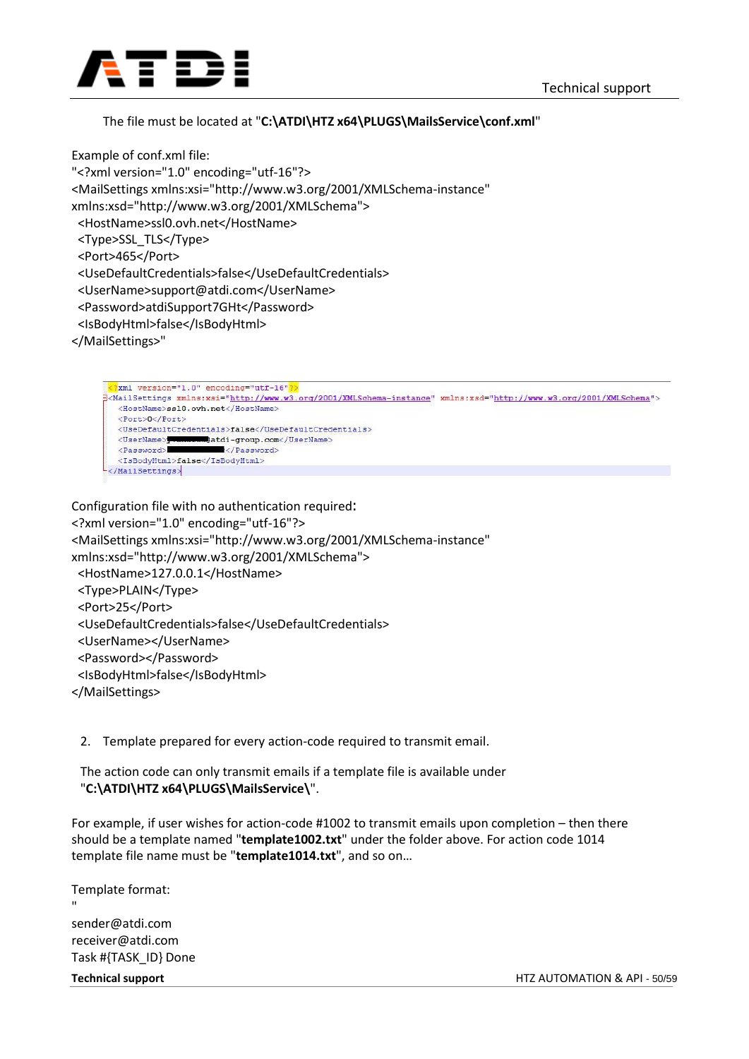The file must be located at "**C:\ATDI\HTZ x64\PLUGS\MailsService\conf.xml**"

Example of conf.xml file:

```
"<?xml version="1.0" encoding="utf-16"?>
<MailSettings xmlns:xsi="http://www.w3.org/2001/XMLSchema-instance"
xmlns:xsd="http://www.w3.org/2001/XMLSchema">
  <HostName>ssl0.ovh.net</HostName>
  <Type>SSL_TLS</Type>
  <Port>465</Port>
  <UseDefaultCredentials>false</UseDefaultCredentials>
  <UserName>support@atdi.com</UserName>
  <Password>atdiSupport7GHt</Password>
  <IsBodyHtml>false</IsBodyHtml>
</MailSettings>"
```

```
<?xml version="1.0" encoding="utf-16"?>
<MailSettings xmlns:xsi="http://www.w3.org/2001/XMLSchema-instance" xmlns:xsd="http://www.w3.org/2001/XMLSchema">
  <HostName>ssl0.ovh.net</HostName>
  <Port>0</Port>
  <UseDefaultCredentials>false</UseDefaultCredentials>
  <UserName>█████@atdi-group.com</UserName>
  <Password>█████████</Password>
  <IsBodyHtml>false</IsBodyHtml>
</MailSettings>
```

Configuration file with no authentication required:

```
<?xml version="1.0" encoding="utf-16"?>
<MailSettings xmlns:xsi="http://www.w3.org/2001/XMLSchema-instance"
xmlns:xsd="http://www.w3.org/2001/XMLSchema">
  <HostName>127.0.0.1</HostName>
  <Type>PLAIN</Type>
  <Port>25</Port>
  <UseDefaultCredentials>false</UseDefaultCredentials>
  <UserName></UserName>
  <Password></Password>
  <IsBodyHtml>false</IsBodyHtml>
</MailSettings>
```

2. Template prepared for every action-code required to transmit email.

   The action code can only transmit emails if a template file is available under "**C:\ATDI\HTZ x64\PLUGS\MailsService\**".

For example, if user wishes for action-code #1002 to transmit emails upon completion – then there should be a template named "**template1002.txt**" under the folder above. For action code 1014 template file name must be "**template1014.txt**", and so on…

Template format:

```
"
sender@atdi.com
receiver@atdi.com
Task #{TASK_ID} Done
```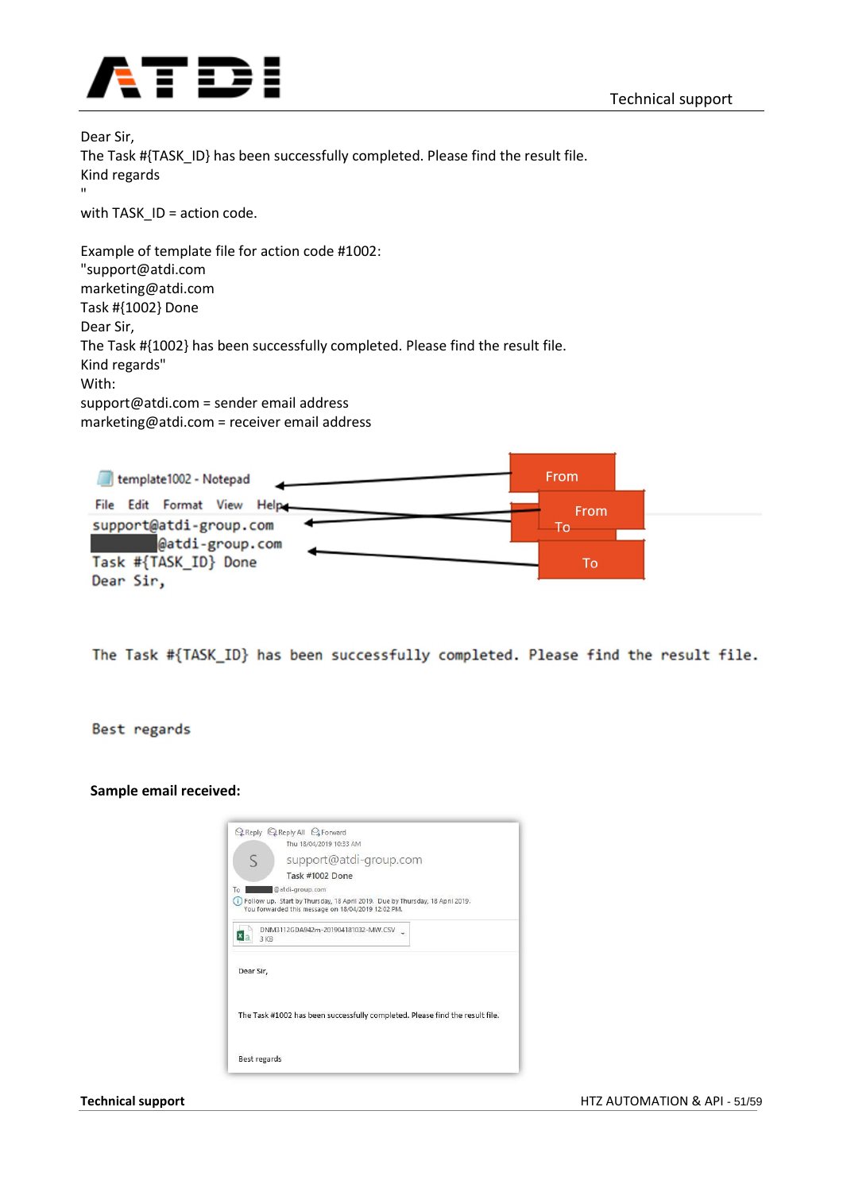Dear Sir,
The Task #{TASK_ID} has been successfully completed. Please find the result file.
Kind regards
"
with TASK_ID = action code.

Example of template file for action code #1002:
"support@atdi.com
marketing@atdi.com
Task #{1002} Done
Dear Sir,
The Task #{1002} has been successfully completed. Please find the result file.
Kind regards"
With:
support@atdi.com = sender email address
marketing@atdi.com = receiver email address

```
template1002 - Notepad
File  Edit  Format  View  Help
support@atdi-group.com
█████@atdi-group.com
Task #{TASK_ID} Done
Dear Sir,


The Task #{TASK_ID} has been successfully completed. Please find the result file.


Best regards
```

From → support@atdi-group.com
To → █████@atdi-group.com

**Sample email received:**

```
Reply  Reply All  Forward
Thu 18/04/2019 10:33 AM
support@atdi-group.com
Task #1002 Done
To  █████@atdi-group.com
Follow up. Start by Thursday, 18 April 2019. Due by Thursday, 18 April 2019.
You forwarded this message on 18/04/2019 12:02 PM.
DNM3112GDA942m-201904181032-MW.CSV
3 KB

Dear Sir,

The Task #1002 has been successfully completed. Please find the result file.

Best regards
```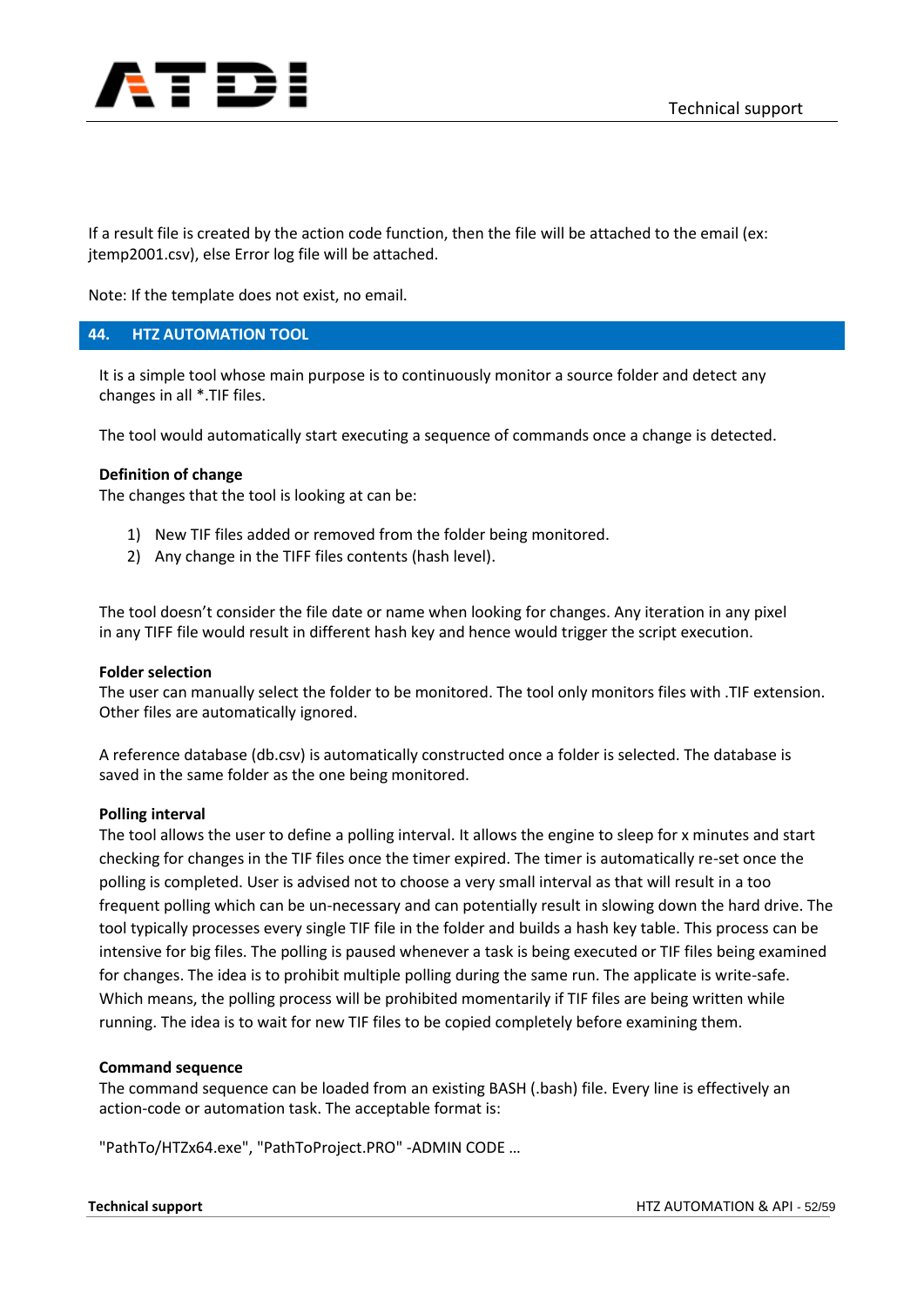If a result file is created by the action code function, then the file will be attached to the email (ex: jtemp2001.csv), else Error log file will be attached.

Note: If the template does not exist, no email.

## 44. HTZ AUTOMATION TOOL

It is a simple tool whose main purpose is to continuously monitor a source folder and detect any changes in all *.TIF files.

The tool would automatically start executing a sequence of commands once a change is detected.

**Definition of change**
The changes that the tool is looking at can be:

1) New TIF files added or removed from the folder being monitored.
2) Any change in the TIFF files contents (hash level).

The tool doesn't consider the file date or name when looking for changes. Any iteration in any pixel in any TIFF file would result in different hash key and hence would trigger the script execution.

**Folder selection**
The user can manually select the folder to be monitored. The tool only monitors files with .TIF extension. Other files are automatically ignored.

A reference database (db.csv) is automatically constructed once a folder is selected. The database is saved in the same folder as the one being monitored.

**Polling interval**
The tool allows the user to define a polling interval. It allows the engine to sleep for x minutes and start checking for changes in the TIF files once the timer expired. The timer is automatically re-set once the polling is completed. User is advised not to choose a very small interval as that will result in a too frequent polling which can be un-necessary and can potentially result in slowing down the hard drive. The tool typically processes every single TIF file in the folder and builds a hash key table. This process can be intensive for big files. The polling is paused whenever a task is being executed or TIF files being examined for changes. The idea is to prohibit multiple polling during the same run. The applicate is write-safe. Which means, the polling process will be prohibited momentarily if TIF files are being written while running. The idea is to wait for new TIF files to be copied completely before examining them.

**Command sequence**
The command sequence can be loaded from an existing BASH (.bash) file. Every line is effectively an action-code or automation task. The acceptable format is:

"PathTo/HTZx64.exe", "PathToProject.PRO" -ADMIN CODE …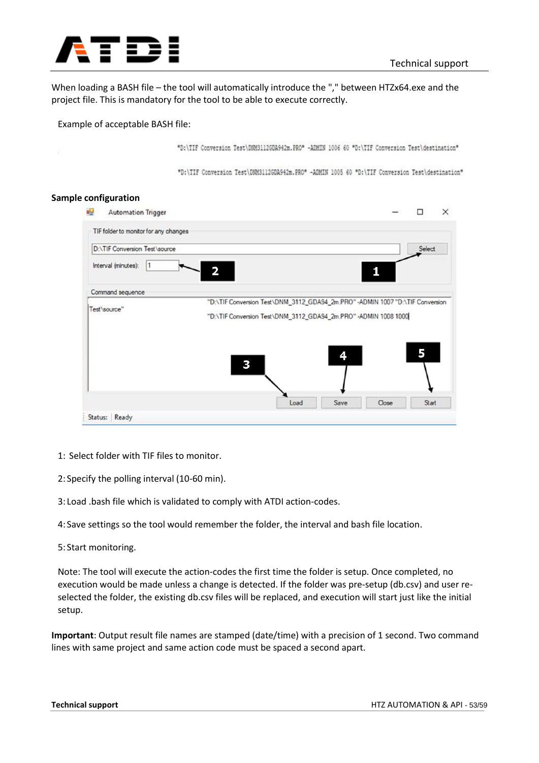When loading a BASH file – the tool will automatically introduce the "," between HTZx64.exe and the project file. This is mandatory for the tool to be able to execute correctly.

Example of acceptable BASH file:

```
"D:\TIF Conversion Test\DNM3112GDA942m.PRO" -ADMIN 1006 60 "D:\TIF Conversion Test\destination"

"D:\TIF Conversion Test\DNM3112GDA942m.PRO" -ADMIN 1005 60 "D:\TIF Conversion Test\destination"
```

**Sample configuration**

Automation Trigger

TIF folder to monitor for any changes

D:\TIF Conversion Test\source — Select

Interval (minutes): 1

Command sequence

```
"D:\TIF Conversion Test\DNM_3112_GDA94_2m.PRO" -ADMIN 1007 "D:\TIF Conversion Test\source"
"D:\TIF Conversion Test\DNM_3112_GDA94_2m.PRO" -ADMIN 1008 1000
```

Load | Save | Close | Start

Status: Ready

1: Select folder with TIF files to monitor.

2: Specify the polling interval (10-60 min).

3: Load .bash file which is validated to comply with ATDI action-codes.

4: Save settings so the tool would remember the folder, the interval and bash file location.

5: Start monitoring.

Note: The tool will execute the action-codes the first time the folder is setup. Once completed, no execution would be made unless a change is detected. If the folder was pre-setup (db.csv) and user re-selected the folder, the existing db.csv files will be replaced, and execution will start just like the initial setup.

**Important**: Output result file names are stamped (date/time) with a precision of 1 second. Two command lines with same project and same action code must be spaced a second apart.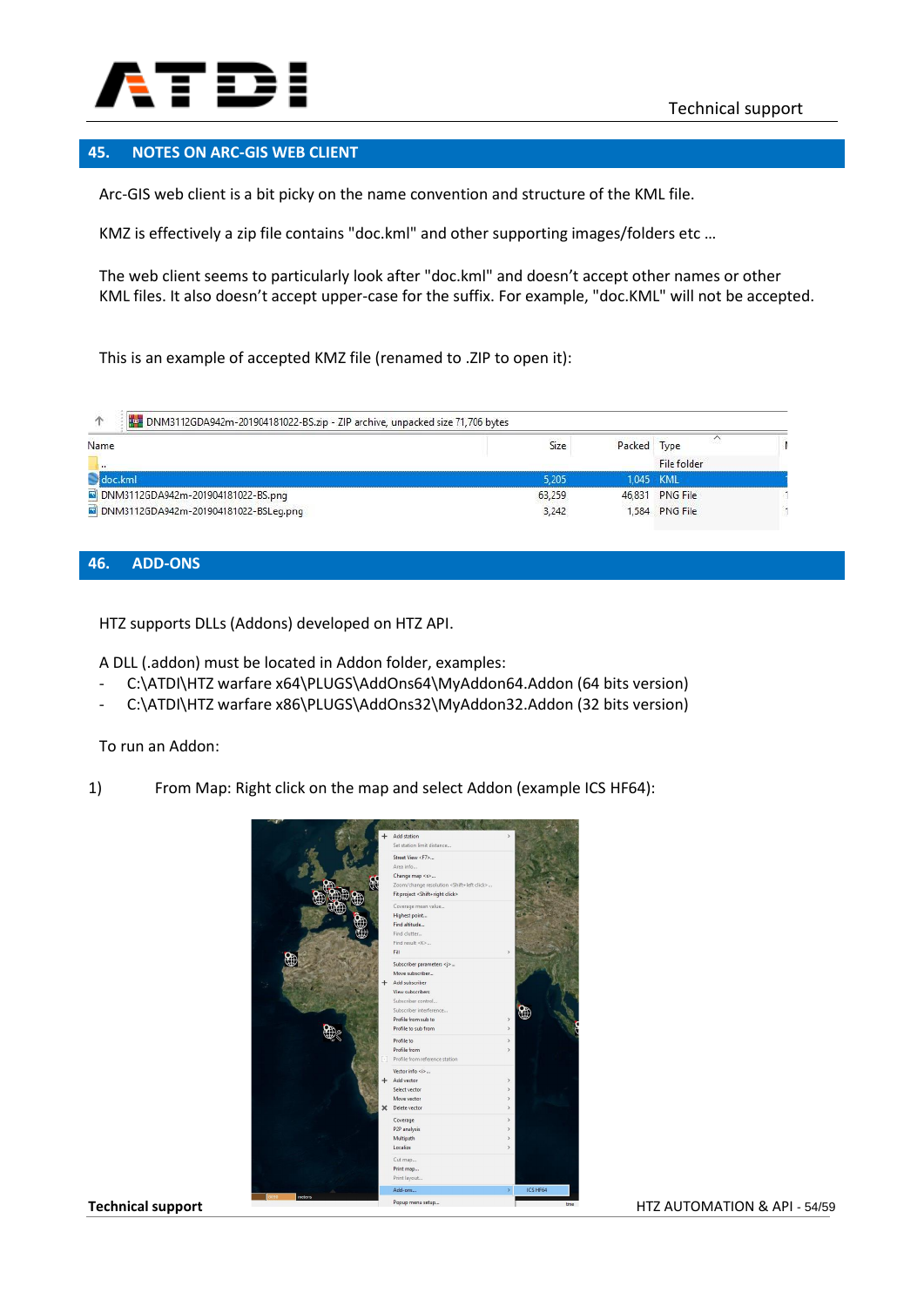## 45. NOTES ON ARC-GIS WEB CLIENT

Arc-GIS web client is a bit picky on the name convention and structure of the KML file.

KMZ is effectively a zip file contains "doc.kml" and other supporting images/folders etc …

The web client seems to particularly look after "doc.kml" and doesn't accept other names or other KML files. It also doesn't accept upper-case for the suffix. For example, "doc.KML" will not be accepted.

This is an example of accepted KMZ file (renamed to .ZIP to open it):

DNM3112GDA942m-201904181022-BS.zip - ZIP archive, unpacked size 71,706 bytes

| Name | Size | Packed | Type |
|---|---|---|---|
| .. | | | File folder |
| doc.kml | 5,205 | 1,045 | KML |
| DNM3112GDA942m-201904181022-BS.png | 63,259 | 46,831 | PNG File |
| DNM3112GDA942m-201904181022-BSLeg.png | 3,242 | 1,584 | PNG File |

## 46. ADD-ONS

HTZ supports DLLs (Addons) developed on HTZ API.

A DLL (.addon) must be located in Addon folder, examples:

- C:\ATDI\HTZ warfare x64\PLUGS\AddOns64\MyAddon64.Addon (64 bits version)
- C:\ATDI\HTZ warfare x86\PLUGS\AddOns32\MyAddon32.Addon (32 bits version)

To run an Addon:

1) From Map: Right click on the map and select Addon (example ICS HF64):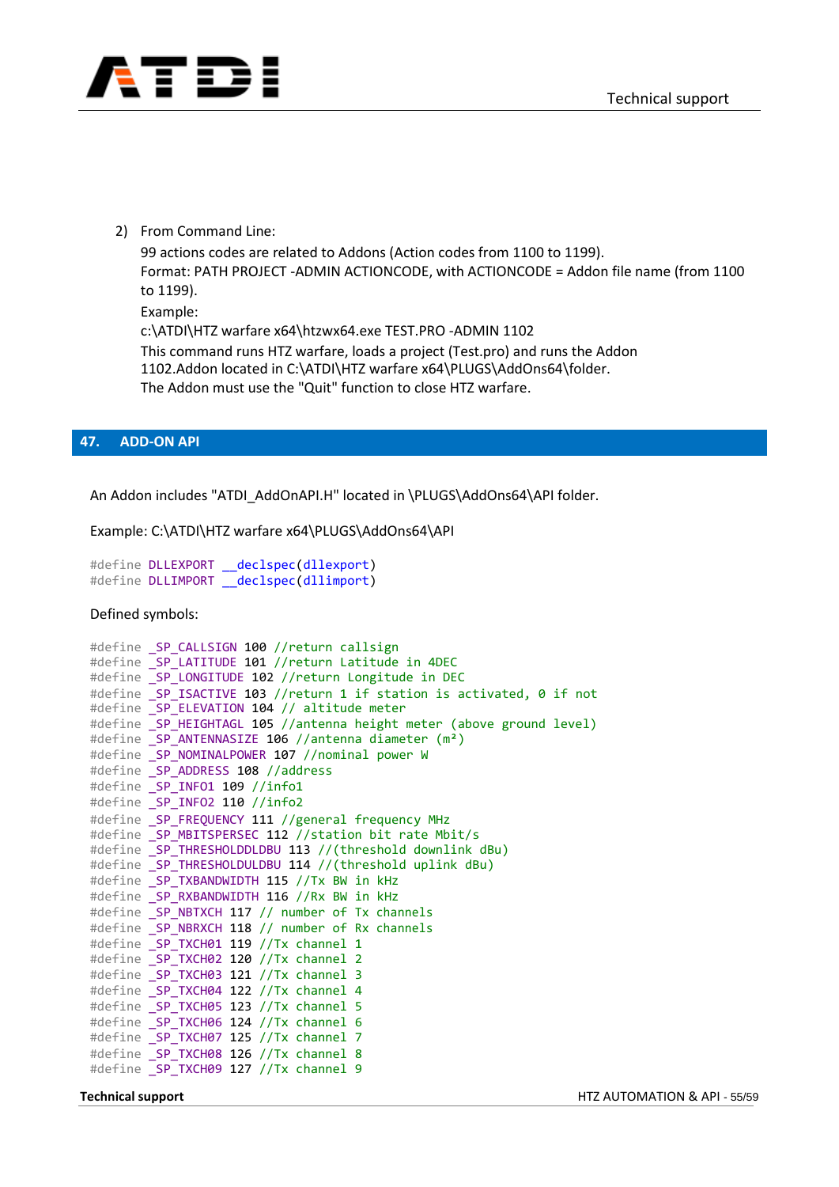2) From Command Line:

   99 actions codes are related to Addons (Action codes from 1100 to 1199).
   Format: PATH PROJECT -ADMIN ACTIONCODE, with ACTIONCODE = Addon file name (from 1100 to 1199).
   Example:
   c:\ATDI\HTZ warfare x64\htzwx64.exe TEST.PRO -ADMIN 1102
   This command runs HTZ warfare, loads a project (Test.pro) and runs the Addon 1102.Addon located in C:\ATDI\HTZ warfare x64\PLUGS\AddOns64\folder.
   The Addon must use the "Quit" function to close HTZ warfare.

## 47. ADD-ON API

An Addon includes "ATDI_AddOnAPI.H" located in \PLUGS\AddOns64\API folder.

Example: C:\ATDI\HTZ warfare x64\PLUGS\AddOns64\API

```
#define DLLEXPORT __declspec(dllexport)
#define DLLIMPORT __declspec(dllimport)
```

Defined symbols:

```
#define _SP_CALLSIGN 100 //return callsign
#define _SP_LATITUDE 101 //return Latitude in 4DEC
#define _SP_LONGITUDE 102 //return Longitude in DEC
#define _SP_ISACTIVE 103 //return 1 if station is activated, 0 if not
#define _SP_ELEVATION 104 // altitude meter
#define _SP_HEIGHTAGL 105 //antenna height meter (above ground level)
#define _SP_ANTENNASIZE 106 //antenna diameter (m²)
#define _SP_NOMINALPOWER 107 //nominal power W
#define _SP_ADDRESS 108 //address
#define _SP_INFO1 109 //info1
#define _SP_INFO2 110 //info2
#define _SP_FREQUENCY 111 //general frequency MHz
#define _SP_MBITSPERSEC 112 //station bit rate Mbit/s
#define _SP_THRESHOLDDLDBU 113 //(threshold downlink dBu)
#define _SP_THRESHOLDULDBU 114 //(threshold uplink dBu)
#define _SP_TXBANDWIDTH 115 //Tx BW in kHz
#define _SP_RXBANDWIDTH 116 //Rx BW in kHz
#define _SP_NBTXCH 117 // number of Tx channels
#define _SP_NBRXCH 118 // number of Rx channels
#define _SP_TXCH01 119 //Tx channel 1
#define _SP_TXCH02 120 //Tx channel 2
#define _SP_TXCH03 121 //Tx channel 3
#define _SP_TXCH04 122 //Tx channel 4
#define _SP_TXCH05 123 //Tx channel 5
#define _SP_TXCH06 124 //Tx channel 6
#define _SP_TXCH07 125 //Tx channel 7
#define _SP_TXCH08 126 //Tx channel 8
#define _SP_TXCH09 127 //Tx channel 9
```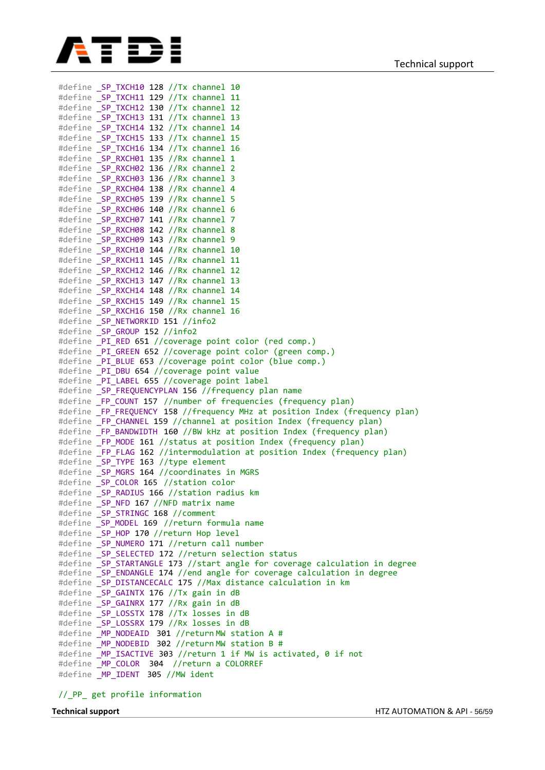```
#define _SP_TXCH10 128 //Tx channel 10
#define _SP_TXCH11 129 //Tx channel 11
#define _SP_TXCH12 130 //Tx channel 12
#define _SP_TXCH13 131 //Tx channel 13
#define _SP_TXCH14 132 //Tx channel 14
#define _SP_TXCH15 133 //Tx channel 15
#define _SP_TXCH16 134 //Tx channel 16
#define _SP_RXCH01 135 //Rx channel 1
#define _SP_RXCH02 136 //Rx channel 2
#define _SP_RXCH03 136 //Rx channel 3
#define _SP_RXCH04 138 //Rx channel 4
#define _SP_RXCH05 139 //Rx channel 5
#define _SP_RXCH06 140 //Rx channel 6
#define _SP_RXCH07 141 //Rx channel 7
#define _SP_RXCH08 142 //Rx channel 8
#define _SP_RXCH09 143 //Rx channel 9
#define _SP_RXCH10 144 //Rx channel 10
#define _SP_RXCH11 145 //Rx channel 11
#define _SP_RXCH12 146 //Rx channel 12
#define _SP_RXCH13 147 //Rx channel 13
#define _SP_RXCH14 148 //Rx channel 14
#define _SP_RXCH15 149 //Rx channel 15
#define _SP_RXCH16 150 //Rx channel 16
#define _SP_NETWORKID 151 //info2
#define _SP_GROUP 152 //info2
#define _PI_RED 651 //coverage point color (red comp.)
#define _PI_GREEN 652 //coverage point color (green comp.)
#define _PI_BLUE 653 //coverage point color (blue comp.)
#define _PI_DBU 654 //coverage point value
#define _PI_LABEL 655 //coverage point label
#define _SP_FREQUENCYPLAN 156 //frequency plan name
#define _FP_COUNT 157 //number of frequencies (frequency plan)
#define _FP_FREQUENCY 158 //frequency MHz at position Index (frequency plan)
#define _FP_CHANNEL 159 //channel at position Index (frequency plan)
#define _FP_BANDWIDTH 160 //BW kHz at position Index (frequency plan)
#define _FP_MODE 161 //status at position Index (frequency plan)
#define _FP_FLAG 162 //intermodulation at position Index (frequency plan)
#define _SP_TYPE 163 //type element
#define _SP_MGRS 164 //coordinates in MGRS
#define _SP_COLOR 165 //station color
#define _SP_RADIUS 166 //station radius km
#define _SP_NFD 167 //NFD matrix name
#define _SP_STRINGC 168 //comment
#define _SP_MODEL 169 //return formula name
#define _SP_HOP 170 //return Hop level
#define _SP_NUMERO 171 //return call number
#define _SP_SELECTED 172 //return selection status
#define _SP_STARTANGLE 173 //start angle for coverage calculation in degree
#define _SP_ENDANGLE 174 //end angle for coverage calculation in degree
#define _SP_DISTANCECALC 175 //Max distance calculation in km
#define _SP_GAINTX 176 //Tx gain in dB
#define _SP_GAINRX 177 //Rx gain in dB
#define _SP_LOSSTX 178 //Tx losses in dB
#define _SP_LOSSRX 179 //Rx losses in dB
#define _MP_NODEAID 301 //return MW station A #
#define _MP_NODEBID 302 //return MW station B #
#define _MP_ISACTIVE 303 //return 1 if MW is activated, 0 if not
#define _MP_COLOR 304 //return a COLORREF
#define _MP_IDENT 305 //MW ident

//_PP_ get profile information
```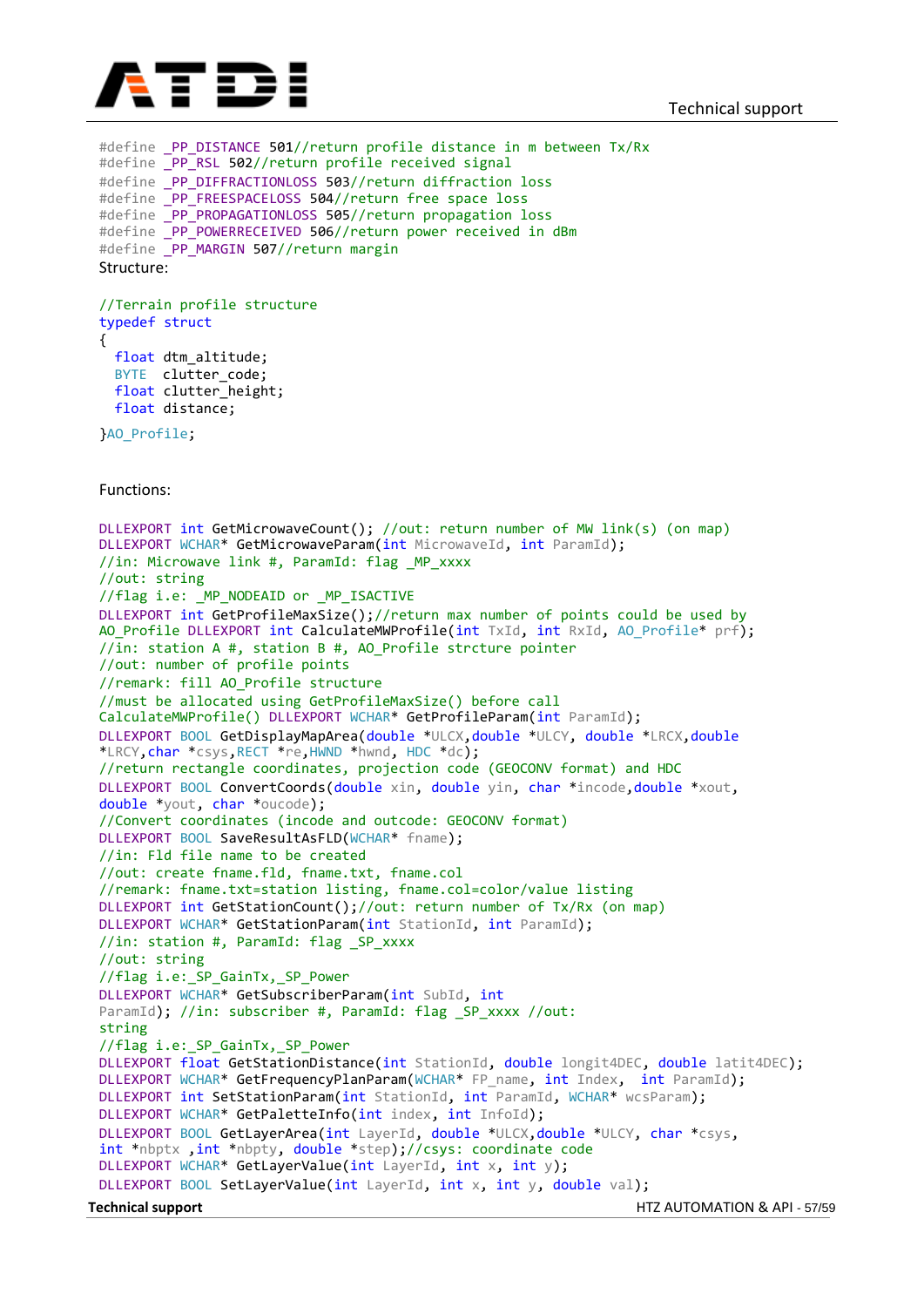```
#define _PP_DISTANCE 501//return profile distance in m between Tx/Rx
#define _PP_RSL 502//return profile received signal
#define _PP_DIFFRACTIONLOSS 503//return diffraction loss
#define _PP_FREESPACELOSS 504//return free space loss
#define _PP_PROPAGATIONLOSS 505//return propagation loss
#define _PP_POWERRECEIVED 506//return power received in dBm
#define _PP_MARGIN 507//return margin
```

Structure:

```
//Terrain profile structure
typedef struct
{
  float dtm_altitude;
  BYTE  clutter_code;
  float clutter_height;
  float distance;
}AO_Profile;
```

Functions:

```
DLLEXPORT int GetMicrowaveCount(); //out: return number of MW link(s) (on map)
DLLEXPORT WCHAR* GetMicrowaveParam(int MicrowaveId, int ParamId);
//in: Microwave link #, ParamId: flag _MP_xxxx
//out: string
//flag i.e: _MP_NODEAID or _MP_ISACTIVE
DLLEXPORT int GetProfileMaxSize();//return max number of points could be used by
AO_Profile DLLEXPORT int CalculateMWProfile(int TxId, int RxId, AO_Profile* prf);
//in: station A #, station B #, AO_Profile strcture pointer
//out: number of profile points
//remark: fill AO_Profile structure
//must be allocated using GetProfileMaxSize() before call
CalculateMWProfile() DLLEXPORT WCHAR* GetProfileParam(int ParamId);
DLLEXPORT BOOL GetDisplayMapArea(double *ULCX,double *ULCY, double *LRCX,double
*LRCY,char *csys,RECT *re,HWND *hwnd, HDC *dc);
//return rectangle coordinates, projection code (GEOCONV format) and HDC
DLLEXPORT BOOL ConvertCoords(double xin, double yin, char *incode,double *xout,
double *yout, char *oucode);
//Convert coordinates (incode and outcode: GEOCONV format)
DLLEXPORT BOOL SaveResultAsFLD(WCHAR* fname);
//in: Fld file name to be created
//out: create fname.fld, fname.txt, fname.col
//remark: fname.txt=station listing, fname.col=color/value listing
DLLEXPORT int GetStationCount();//out: return number of Tx/Rx (on map)
DLLEXPORT WCHAR* GetStationParam(int StationId, int ParamId);
//in: station #, ParamId: flag _SP_xxxx
//out: string
//flag i.e:_SP_GainTx,_SP_Power
DLLEXPORT WCHAR* GetSubscriberParam(int SubId, int
ParamId); //in: subscriber #, ParamId: flag _SP_xxxx //out:
string
//flag i.e:_SP_GainTx,_SP_Power
DLLEXPORT float GetStationDistance(int StationId, double longit4DEC, double latit4DEC);
DLLEXPORT WCHAR* GetFrequencyPlanParam(WCHAR* FP_name, int Index,  int ParamId);
DLLEXPORT int SetStationParam(int StationId, int ParamId, WCHAR* wcsParam);
DLLEXPORT WCHAR* GetPaletteInfo(int index, int InfoId);
DLLEXPORT BOOL GetLayerArea(int LayerId, double *ULCX,double *ULCY, char *csys,
int *nbptx ,int *nbpty, double *step);//csys: coordinate code
DLLEXPORT WCHAR* GetLayerValue(int LayerId, int x, int y);
DLLEXPORT BOOL SetLayerValue(int LayerId, int x, int y, double val);
```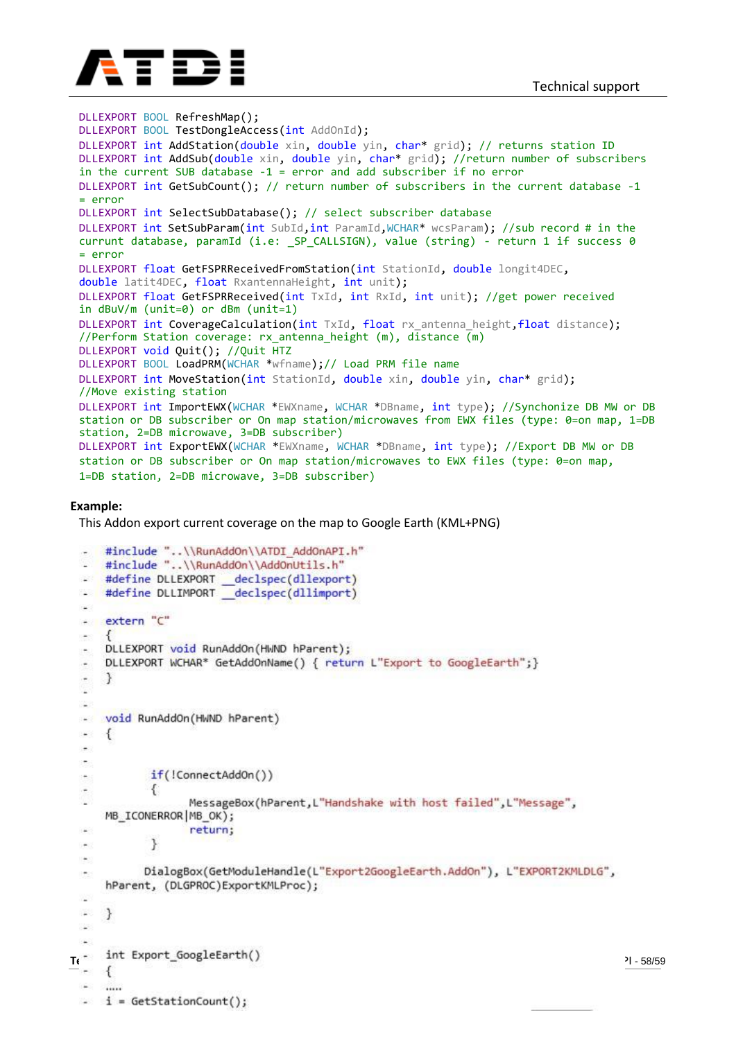```
DLLEXPORT BOOL RefreshMap();
DLLEXPORT BOOL TestDongleAccess(int AddOnId);
DLLEXPORT int AddStation(double xin, double yin, char* grid); // returns station ID
DLLEXPORT int AddSub(double xin, double yin, char* grid); //return number of subscribers
in the current SUB database -1 = error and add subscriber if no error
DLLEXPORT int GetSubCount(); // return number of subscribers in the current database -1
= error
DLLEXPORT int SelectSubDatabase(); // select subscriber database
DLLEXPORT int SetSubParam(int SubId,int ParamId,WCHAR* wcsParam); //sub record # in the
currunt database, paramId (i.e: _SP_CALLSIGN), value (string) - return 1 if success 0
= error
DLLEXPORT float GetFSPRReceivedFromStation(int StationId, double longit4DEC,
double latit4DEC, float RxantennaHeight, int unit);
DLLEXPORT float GetFSPRReceived(int TxId, int RxId, int unit); //get power received
in dBuV/m (unit=0) or dBm (unit=1)
DLLEXPORT int CoverageCalculation(int TxId, float rx_antenna_height,float distance);
//Perform Station coverage: rx_antenna_height (m), distance (m)
DLLEXPORT void Quit(); //Quit HTZ
DLLEXPORT BOOL LoadPRM(WCHAR *wfname);// Load PRM file name
DLLEXPORT int MoveStation(int StationId, double xin, double yin, char* grid);
//Move existing station
DLLEXPORT int ImportEWX(WCHAR *EWXname, WCHAR *DBname, int type); //Synchonize DB MW or DB
station or DB subscriber or On map station/microwaves from EWX files (type: 0=on map, 1=DB
station, 2=DB microwave, 3=DB subscriber)
DLLEXPORT int ExportEWX(WCHAR *EWXname, WCHAR *DBname, int type); //Export DB MW or DB
station or DB subscriber or On map station/microwaves to EWX files (type: 0=on map,
1=DB station, 2=DB microwave, 3=DB subscriber)
```

**Example:**

This Addon export current coverage on the map to Google Earth (KML+PNG)

```
#include "..\\RunAddOn\\ATDI_AddOnAPI.h"
#include "..\\RunAddOn\\AddOnUtils.h"
#define DLLEXPORT __declspec(dllexport)
#define DLLIMPORT __declspec(dllimport)

extern "C"
{
DLLEXPORT void RunAddOn(HWND hParent);
DLLEXPORT WCHAR* GetAddOnName() { return L"Export to GoogleEarth";}
}


void RunAddOn(HWND hParent)
{


        if(!ConnectAddOn())
        {
              MessageBox(hParent,L"Handshake with host failed",L"Message",
MB_ICONERROR|MB_OK);
              return;
        }

       DialogBox(GetModuleHandle(L"Export2GoogleEarth.AddOn"), L"EXPORT2KMLDLG",
hParent, (DLGPROC)ExportKMLProc);

}


int Export_GoogleEarth()
{
.....
i = GetStationCount();
```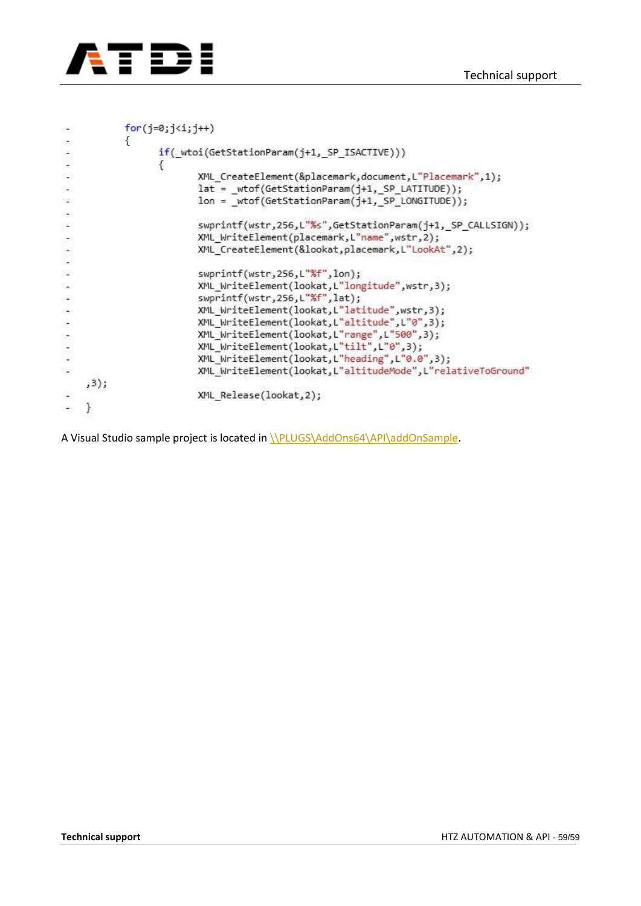```
-           for(j=0;j<i;j++)
-           {
-               if(_wtoi(GetStationParam(j+1,_SP_ISACTIVE)))
-               {
-                   XML_CreateElement(&placemark,document,L"Placemark",1);
-                   lat = _wtof(GetStationParam(j+1,_SP_LATITUDE));
-                   lon = _wtof(GetStationParam(j+1,_SP_LONGITUDE));
-
-                   swprintf(wstr,256,L"%s",GetStationParam(j+1,_SP_CALLSIGN));
-                   XML_WriteElement(placemark,L"name",wstr,2);
-                   XML_CreateElement(&lookat,placemark,L"LookAt",2);
-
-                   swprintf(wstr,256,L"%f",lon);
-                   XML_WriteElement(lookat,L"longitude",wstr,3);
-                   swprintf(wstr,256,L"%f",lat);
-                   XML_WriteElement(lookat,L"latitude",wstr,3);
-                   XML_WriteElement(lookat,L"altitude",L"0",3);
-                   XML_WriteElement(lookat,L"range",L"500",3);
-                   XML_WriteElement(lookat,L"tilt",L"0",3);
-                   XML_WriteElement(lookat,L"heading",L"0.0",3);
-                   XML_WriteElement(lookat,L"altitudeMode",L"relativeToGround"
    ,3);
-                   XML_Release(lookat,2);
-   }
```

A Visual Studio sample project is located in \\PLUGS\AddOns64\API\addOnSample.